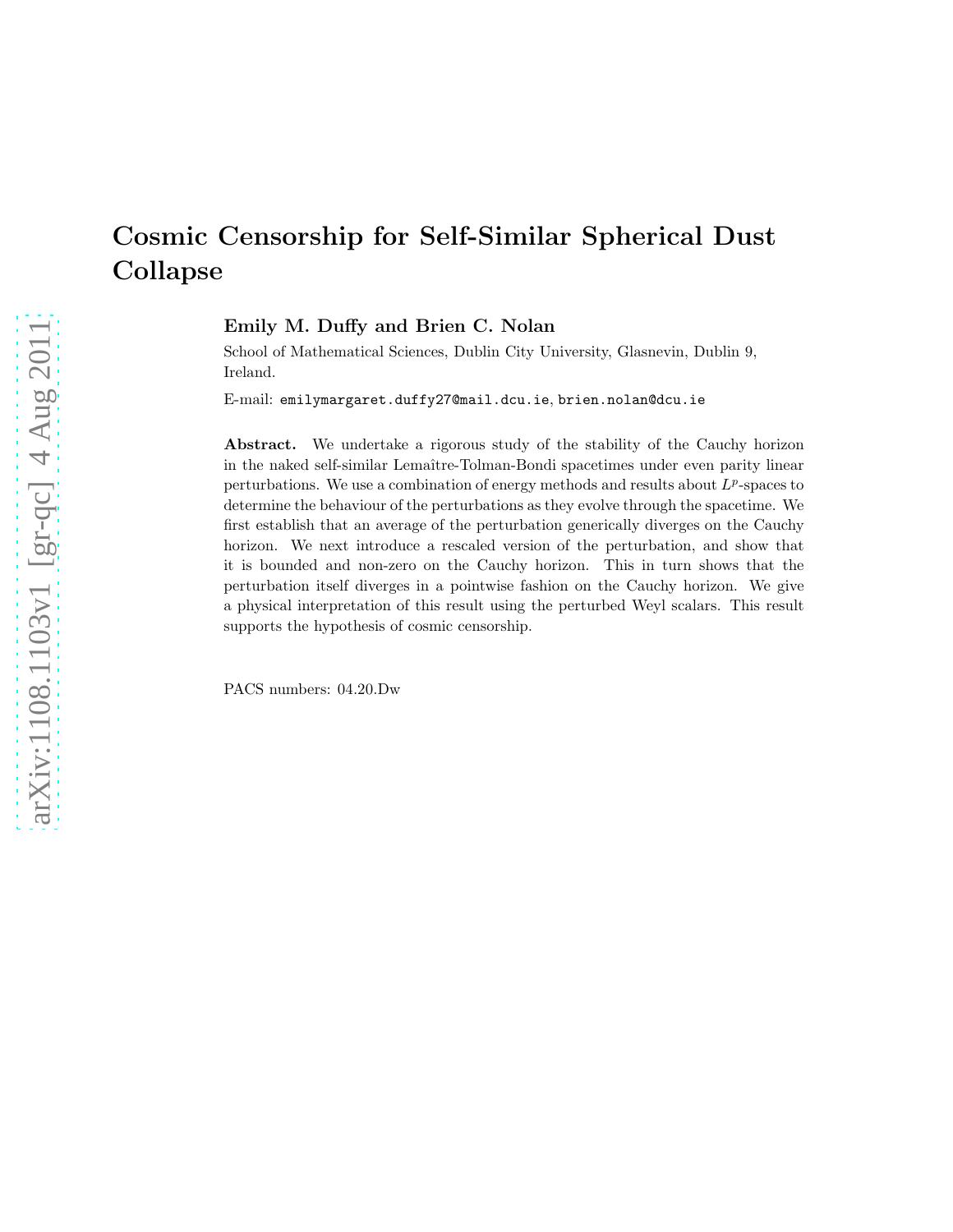# Cosmic Censorship for Self-Similar Spherical Dust Collapse

**Emily M. Duffy and Brien C. Nolan**

School of Mathematical Sciences, Dublin City University, Glasnevin, Dublin 9, Ireland.

E-mail: emilymargaret.duffy27@mail.dcu.ie, brien.nolan@dcu.ie

**Abstract.** We undertake a rigorous study of the stability of the Cauchy horizon in the naked self-similar Lemaître-Tolman-Bondi spacetimes under even parity linear perturbations. We use a combination of energy methods and results about $L^p$-spaces to determine the behaviour of the perturbations as they evolve through the spacetime. We first establish that an average of the perturbation generically diverges on the Cauchy horizon. We next introduce a rescaled version of the perturbation, and show that it is bounded and non-zero on the Cauchy horizon. This in turn shows that the perturbation itself diverges in a pointwise fashion on the Cauchy horizon. We give a physical interpretation of this result using the perturbed Weyl scalars. This result supports the hypothesis of cosmic censorship.

PACS numbers: 04.20.Dw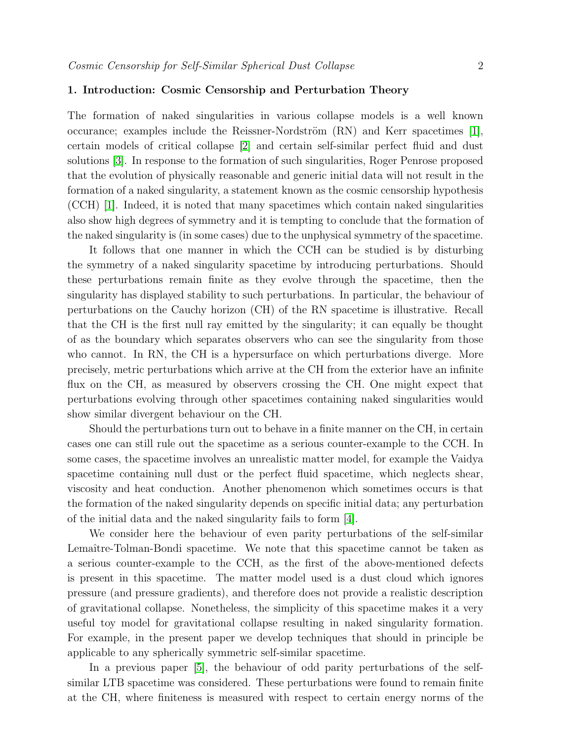## 1. Introduction: Cosmic Censorship and Perturbation Theory

The formation of naked singularities in various collapse models is a well known occurance; examples include the Reissner-Nordström (RN) and Kerr spacetimes [1], certain models of critical collapse [2] and certain self-similar perfect fluid and dust solutions [3]. In response to the formation of such singularities, Roger Penrose proposed that the evolution of physically reasonable and generic initial data will not result in the formation of a naked singularity, a statement known as the cosmic censorship hypothesis (CCH) [1]. Indeed, it is noted that many spacetimes which contain naked singularities also show high degrees of symmetry and it is tempting to conclude that the formation of the naked singularity is (in some cases) due to the unphysical symmetry of the spacetime.

It follows that one manner in which the CCH can be studied is by disturbing the symmetry of a naked singularity spacetime by introducing perturbations. Should these perturbations remain finite as they evolve through the spacetime, then the singularity has displayed stability to such perturbations. In particular, the behaviour of perturbations on the Cauchy horizon (CH) of the RN spacetime is illustrative. Recall that the CH is the first null ray emitted by the singularity; it can equally be thought of as the boundary which separates observers who can see the singularity from those who cannot. In RN, the CH is a hypersurface on which perturbations diverge. More precisely, metric perturbations which arrive at the CH from the exterior have an infinite flux on the CH, as measured by observers crossing the CH. One might expect that perturbations evolving through other spacetimes containing naked singularities would show similar divergent behaviour on the CH.

Should the perturbations turn out to behave in a finite manner on the CH, in certain cases one can still rule out the spacetime as a serious counter-example to the CCH. In some cases, the spacetime involves an unrealistic matter model, for example the Vaidya spacetime containing null dust or the perfect fluid spacetime, which neglects shear, viscosity and heat conduction. Another phenomenon which sometimes occurs is that the formation of the naked singularity depends on specific initial data; any perturbation of the initial data and the naked singularity fails to form [4].

We consider here the behaviour of even parity perturbations of the self-similar Lemaître-Tolman-Bondi spacetime. We note that this spacetime cannot be taken as a serious counter-example to the CCH, as the first of the above-mentioned defects is present in this spacetime. The matter model used is a dust cloud which ignores pressure (and pressure gradients), and therefore does not provide a realistic description of gravitational collapse. Nonetheless, the simplicity of this spacetime makes it a very useful toy model for gravitational collapse resulting in naked singularity formation. For example, in the present paper we develop techniques that should in principle be applicable to any spherically symmetric self-similar spacetime.

In a previous paper [5], the behaviour of odd parity perturbations of the self-similar LTB spacetime was considered. These perturbations were found to remain finite at the CH, where finiteness is measured with respect to certain energy norms of the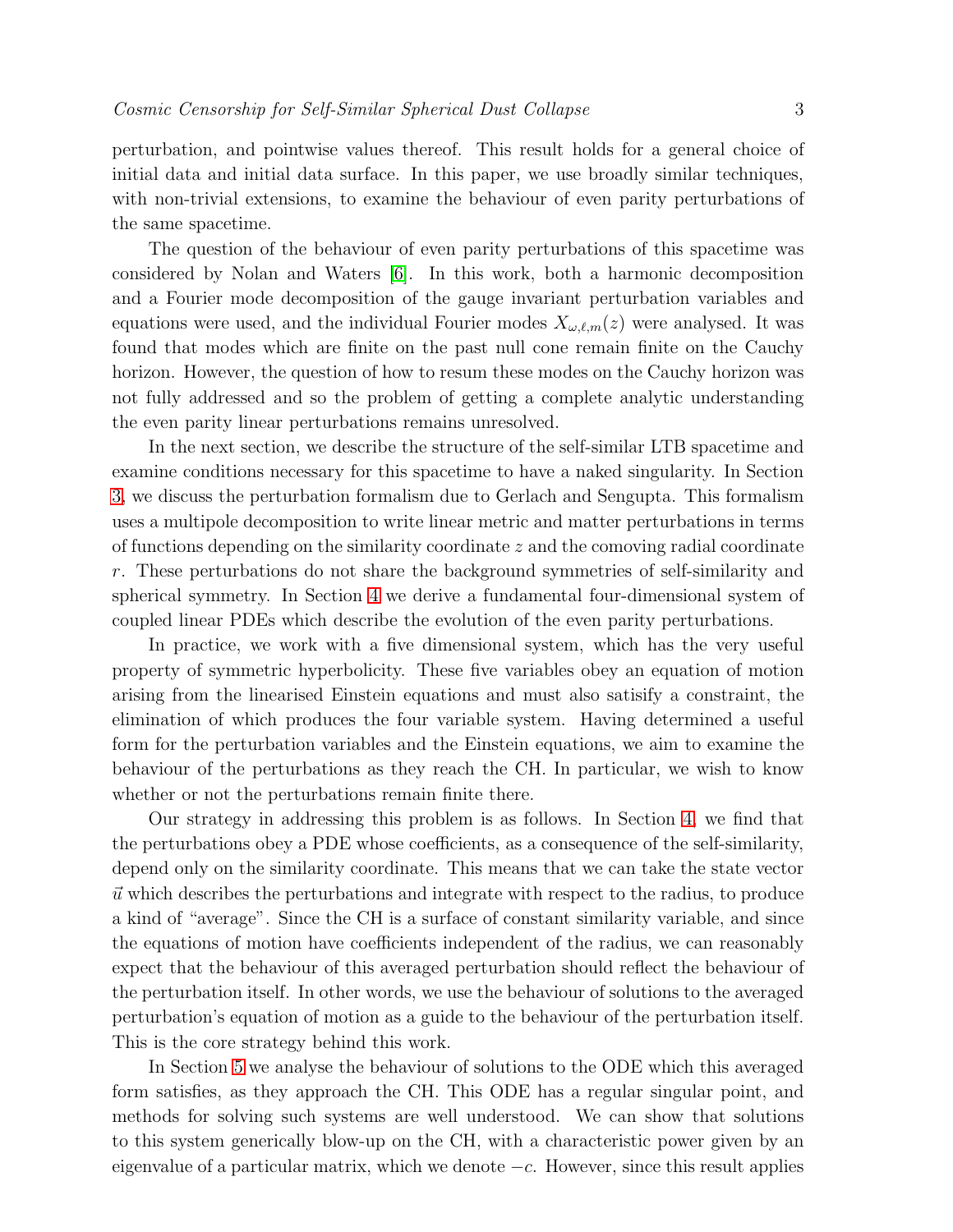perturbation, and pointwise values thereof. This result holds for a general choice of initial data and initial data surface. In this paper, we use broadly similar techniques, with non-trivial extensions, to examine the behaviour of even parity perturbations of the same spacetime.

The question of the behaviour of even parity perturbations of this spacetime was considered by Nolan and Waters [6]. In this work, both a harmonic decomposition and a Fourier mode decomposition of the gauge invariant perturbation variables and equations were used, and the individual Fourier modes $X_{\omega,\ell,m}(z)$ were analysed. It was found that modes which are finite on the past null cone remain finite on the Cauchy horizon. However, the question of how to resum these modes on the Cauchy horizon was not fully addressed and so the problem of getting a complete analytic understanding the even parity linear perturbations remains unresolved.

In the next section, we describe the structure of the self-similar LTB spacetime and examine conditions necessary for this spacetime to have a naked singularity. In Section 3, we discuss the perturbation formalism due to Gerlach and Sengupta. This formalism uses a multipole decomposition to write linear metric and matter perturbations in terms of functions depending on the similarity coordinate $z$ and the comoving radial coordinate $r$. These perturbations do not share the background symmetries of self-similarity and spherical symmetry. In Section 4 we derive a fundamental four-dimensional system of coupled linear PDEs which describe the evolution of the even parity perturbations.

In practice, we work with a five dimensional system, which has the very useful property of symmetric hyperbolicity. These five variables obey an equation of motion arising from the linearised Einstein equations and must also satisify a constraint, the elimination of which produces the four variable system. Having determined a useful form for the perturbation variables and the Einstein equations, we aim to examine the behaviour of the perturbations as they reach the CH. In particular, we wish to know whether or not the perturbations remain finite there.

Our strategy in addressing this problem is as follows. In Section 4, we find that the perturbations obey a PDE whose coefficients, as a consequence of the self-similarity, depend only on the similarity coordinate. This means that we can take the state vector $\vec{u}$ which describes the perturbations and integrate with respect to the radius, to produce a kind of "average". Since the CH is a surface of constant similarity variable, and since the equations of motion have coefficients independent of the radius, we can reasonably expect that the behaviour of this averaged perturbation should reflect the behaviour of the perturbation itself. In other words, we use the behaviour of solutions to the averaged perturbation's equation of motion as a guide to the behaviour of the perturbation itself. This is the core strategy behind this work.

In Section 5 we analyse the behaviour of solutions to the ODE which this averaged form satisfies, as they approach the CH. This ODE has a regular singular point, and methods for solving such systems are well understood. We can show that solutions to this system generically blow-up on the CH, with a characteristic power given by an eigenvalue of a particular matrix, which we denote $-c$. However, since this result applies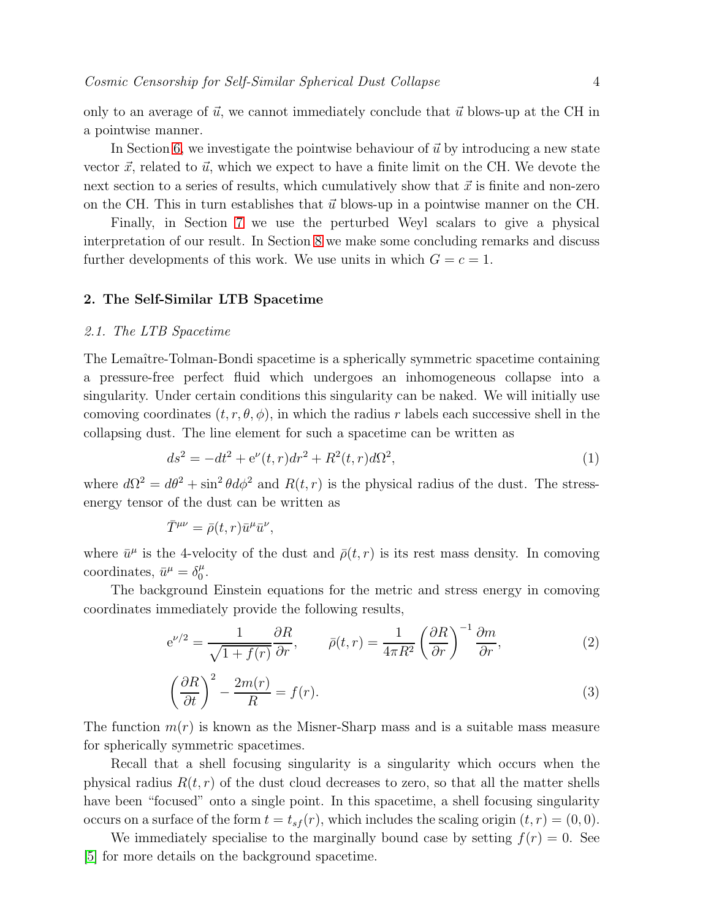only to an average of $\vec{u}$, we cannot immediately conclude that $\vec{u}$ blows-up at the CH in a pointwise manner.

In Section 6, we investigate the pointwise behaviour of $\vec{u}$ by introducing a new state vector $\vec{x}$, related to $\vec{u}$, which we expect to have a finite limit on the CH. We devote the next section to a series of results, which cumulatively show that $\vec{x}$ is finite and non-zero on the CH. This in turn establishes that $\vec{u}$ blows-up in a pointwise manner on the CH.

Finally, in Section 7 we use the perturbed Weyl scalars to give a physical interpretation of our result. In Section 8 we make some concluding remarks and discuss further developments of this work. We use units in which $G = c = 1$.

## 2. The Self-Similar LTB Spacetime

### *2.1. The LTB Spacetime*

The Lemaître-Tolman-Bondi spacetime is a spherically symmetric spacetime containing a pressure-free perfect fluid which undergoes an inhomogeneous collapse into a singularity. Under certain conditions this singularity can be naked. We will initially use comoving coordinates $(t, r, \theta, \phi)$, in which the radius $r$ labels each successive shell in the collapsing dust. The line element for such a spacetime can be written as

$$ds^2 = -dt^2 + \mathrm{e}^{\nu}(t, r)dr^2 + R^2(t, r)d\Omega^2, \tag{1}$$

where $d\Omega^2 = d\theta^2 + \sin^2\theta d\phi^2$ and $R(t, r)$ is the physical radius of the dust. The stress-energy tensor of the dust can be written as

$$\bar{T}^{\mu\nu} = \bar{\rho}(t, r)\bar{u}^{\mu}\bar{u}^{\nu},$$

where $\bar{u}^{\mu}$ is the 4-velocity of the dust and $\bar{\rho}(t, r)$ is its rest mass density. In comoving coordinates, $\bar{u}^{\mu} = \delta^{\mu}_{0}$.

The background Einstein equations for the metric and stress energy in comoving coordinates immediately provide the following results,

$$\mathrm{e}^{\nu/2} = \frac{1}{\sqrt{1 + f(r)}}\frac{\partial R}{\partial r}, \qquad \bar{\rho}(t, r) = \frac{1}{4\pi R^2}\left(\frac{\partial R}{\partial r}\right)^{-1}\frac{\partial m}{\partial r}, \tag{2}$$

$$\left(\frac{\partial R}{\partial t}\right)^2 - \frac{2m(r)}{R} = f(r). \tag{3}$$

The function $m(r)$ is known as the Misner-Sharp mass and is a suitable mass measure for spherically symmetric spacetimes.

Recall that a shell focusing singularity is a singularity which occurs when the physical radius $R(t, r)$ of the dust cloud decreases to zero, so that all the matter shells have been "focused" onto a single point. In this spacetime, a shell focusing singularity occurs on a surface of the form $t = t_{sf}(r)$, which includes the scaling origin $(t, r) = (0, 0)$.

We immediately specialise to the marginally bound case by setting $f(r) = 0$. See [5] for more details on the background spacetime.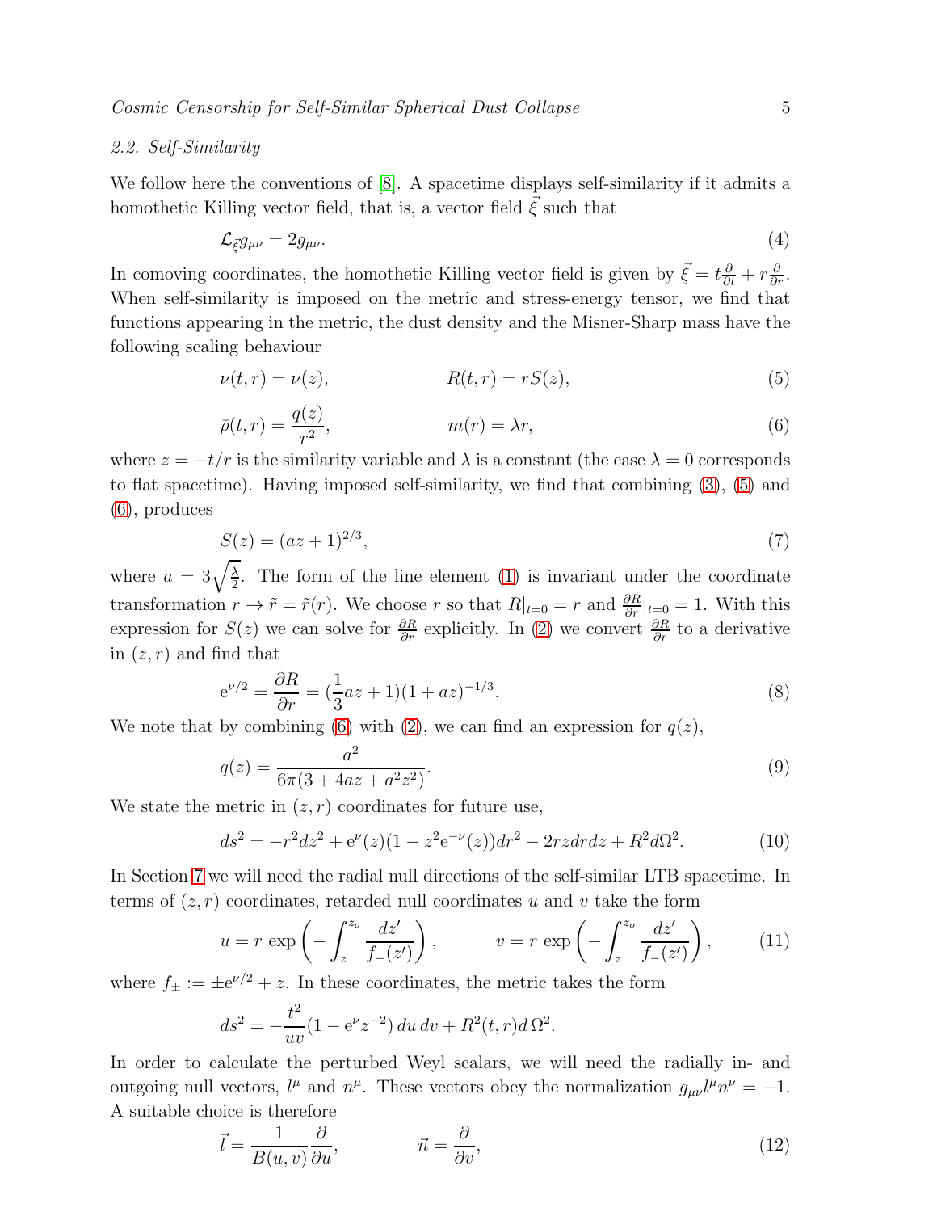### 2.2. Self-Similarity

We follow here the conventions of [8]. A spacetime displays self-similarity if it admits a homothetic Killing vector field, that is, a vector field $\vec{\xi}$ such that

$$\mathcal{L}_{\vec{\xi}} g_{\mu\nu} = 2 g_{\mu\nu}. \tag{4}$$

In comoving coordinates, the homothetic Killing vector field is given by $\vec{\xi} = t\frac{\partial}{\partial t} + r\frac{\partial}{\partial r}$. When self-similarity is imposed on the metric and stress-energy tensor, we find that functions appearing in the metric, the dust density and the Misner-Sharp mass have the following scaling behaviour

$$\nu(t,r) = \nu(z), \qquad\qquad R(t,r) = rS(z), \tag{5}$$

$$\bar{\rho}(t,r) = \frac{q(z)}{r^2}, \qquad\qquad m(r) = \lambda r, \tag{6}$$

where $z = -t/r$ is the similarity variable and $\lambda$ is a constant (the case $\lambda = 0$ corresponds to flat spacetime). Having imposed self-similarity, we find that combining (3), (5) and (6), produces

$$S(z) = (az+1)^{2/3}, \tag{7}$$

where $a = 3\sqrt{\frac{\lambda}{2}}$. The form of the line element (1) is invariant under the coordinate transformation $r \to \tilde{r} = \tilde{r}(r)$. We choose $r$ so that $R|_{t=0} = r$ and $\frac{\partial R}{\partial r}|_{t=0} = 1$. With this expression for $S(z)$ we can solve for $\frac{\partial R}{\partial r}$ explicitly. In (2) we convert $\frac{\partial R}{\partial r}$ to a derivative in $(z, r)$ and find that

$$\mathrm{e}^{\nu/2} = \frac{\partial R}{\partial r} = (\frac{1}{3}az+1)(1+az)^{-1/3}. \tag{8}$$

We note that by combining (6) with (2), we can find an expression for $q(z)$,

$$q(z) = \frac{a^2}{6\pi(3+4az+a^2z^2)}. \tag{9}$$

We state the metric in $(z, r)$ coordinates for future use,

$$ds^2 = -r^2dz^2 + \mathrm{e}^{\nu}(z)(1 - z^2\mathrm{e}^{-\nu}(z))dr^2 - 2rzdrdz + R^2d\Omega^2. \tag{10}$$

In Section 7 we will need the radial null directions of the self-similar LTB spacetime. In terms of $(z, r)$ coordinates, retarded null coordinates $u$ and $v$ take the form

$$u = r\,\exp\left(-\int_z^{z_o}\frac{dz'}{f_+(z')}\right), \qquad v = r\,\exp\left(-\int_z^{z_o}\frac{dz'}{f_-(z')}\right), \tag{11}$$

where $f_\pm := \pm\mathrm{e}^{\nu/2} + z$. In these coordinates, the metric takes the form

$$ds^2 = -\frac{t^2}{uv}(1 - \mathrm{e}^{\nu}z^{-2})\,du\,dv + R^2(t,r)d\,\Omega^2.$$

In order to calculate the perturbed Weyl scalars, we will need the radially in- and outgoing null vectors, $l^\mu$ and $n^\mu$. These vectors obey the normalization $g_{\mu\nu}l^\mu n^\nu = -1$. A suitable choice is therefore

$$\vec{l} = \frac{1}{B(u,v)}\frac{\partial}{\partial u}, \qquad\qquad \vec{n} = \frac{\partial}{\partial v}, \tag{12}$$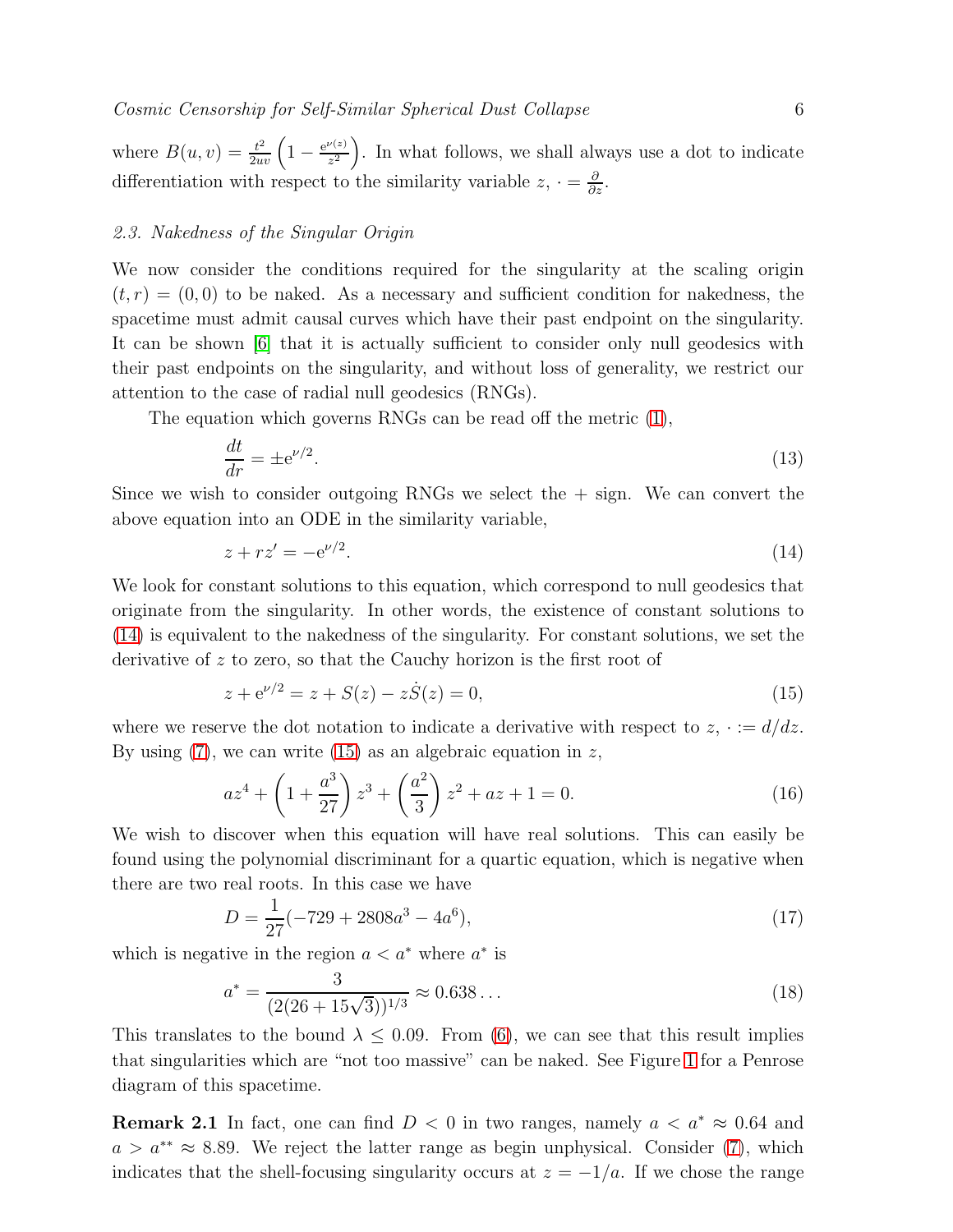where $B(u,v) = \frac{t^2}{2uv}\left(1 - \frac{e^{\nu(z)}}{z^2}\right)$. In what follows, we shall always use a dot to indicate differentiation with respect to the similarity variable $z$, $\cdot = \frac{\partial}{\partial z}$.

### 2.3. Nakedness of the Singular Origin

We now consider the conditions required for the singularity at the scaling origin $(t, r) = (0, 0)$ to be naked. As a necessary and sufficient condition for nakedness, the spacetime must admit causal curves which have their past endpoint on the singularity. It can be shown [6] that it is actually sufficient to consider only null geodesics with their past endpoints on the singularity, and without loss of generality, we restrict our attention to the case of radial null geodesics (RNGs).

The equation which governs RNGs can be read off the metric (1),

$$\frac{dt}{dr} = \pm e^{\nu/2}. \tag{13}$$

Since we wish to consider outgoing RNGs we select the + sign. We can convert the above equation into an ODE in the similarity variable,

$$z + rz' = -e^{\nu/2}. \tag{14}$$

We look for constant solutions to this equation, which correspond to null geodesics that originate from the singularity. In other words, the existence of constant solutions to (14) is equivalent to the nakedness of the singularity. For constant solutions, we set the derivative of $z$ to zero, so that the Cauchy horizon is the first root of

$$z + e^{\nu/2} = z + S(z) - z\dot{S}(z) = 0, \tag{15}$$

where we reserve the dot notation to indicate a derivative with respect to $z$, $\cdot := d/dz$. By using (7), we can write (15) as an algebraic equation in $z$,

$$az^4 + \left(1 + \frac{a^3}{27}\right)z^3 + \left(\frac{a^2}{3}\right)z^2 + az + 1 = 0. \tag{16}$$

We wish to discover when this equation will have real solutions. This can easily be found using the polynomial discriminant for a quartic equation, which is negative when there are two real roots. In this case we have

$$D = \frac{1}{27}(-729 + 2808a^3 - 4a^6), \tag{17}$$

which is negative in the region $a < a^*$ where $a^*$ is

$$a^* = \frac{3}{(2(26 + 15\sqrt{3}))^{1/3}} \approx 0.638\ldots \tag{18}$$

This translates to the bound $\lambda \leq 0.09$. From (6), we can see that this result implies that singularities which are "not too massive" can be naked. See Figure 1 for a Penrose diagram of this spacetime.

**Remark 2.1** In fact, one can find $D < 0$ in two ranges, namely $a < a^* \approx 0.64$ and $a > a^{**} \approx 8.89$. We reject the latter range as begin unphysical. Consider (7), which indicates that the shell-focusing singularity occurs at $z = -1/a$. If we chose the range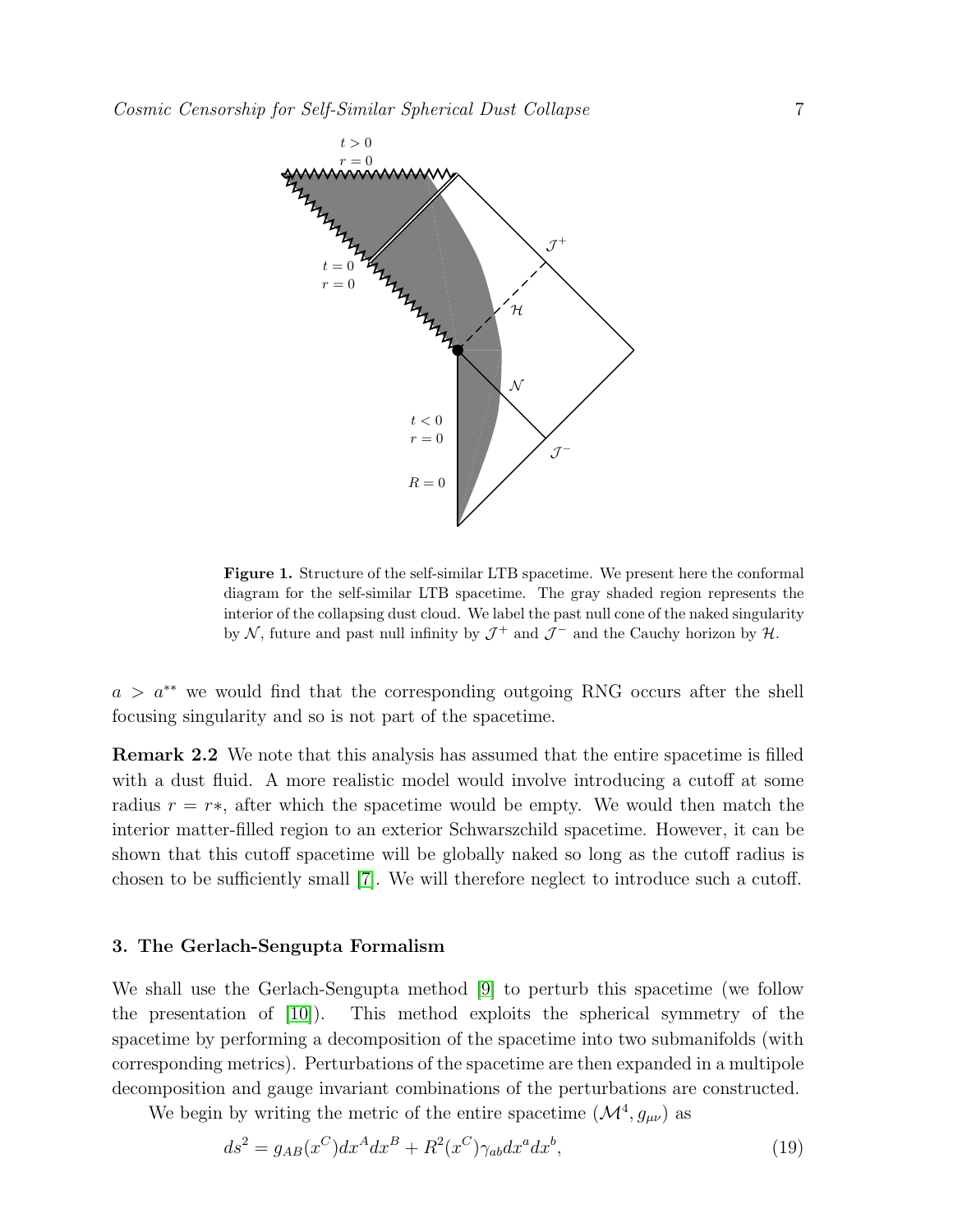**Figure 1.** Structure of the self-similar LTB spacetime. We present here the conformal diagram for the self-similar LTB spacetime. The gray shaded region represents the interior of the collapsing dust cloud. We label the past null cone of the naked singularity by $\mathcal{N}$, future and past null infinity by $\mathcal{J}^+$ and $\mathcal{J}^-$ and the Cauchy horizon by $\mathcal{H}$.

$a > a^{**}$ we would find that the corresponding outgoing RNG occurs after the shell focusing singularity and so is not part of the spacetime.

**Remark 2.2** We note that this analysis has assumed that the entire spacetime is filled with a dust fluid. A more realistic model would involve introducing a cutoff at some radius $r = r*$, after which the spacetime would be empty. We would then match the interior matter-filled region to an exterior Schwarszchild spacetime. However, it can be shown that this cutoff spacetime will be globally naked so long as the cutoff radius is chosen to be sufficiently small [7]. We will therefore neglect to introduce such a cutoff.

## 3. The Gerlach-Sengupta Formalism

We shall use the Gerlach-Sengupta method [9] to perturb this spacetime (we follow the presentation of [10]). This method exploits the spherical symmetry of the spacetime by performing a decomposition of the spacetime into two submanifolds (with corresponding metrics). Perturbations of the spacetime are then expanded in a multipole decomposition and gauge invariant combinations of the perturbations are constructed.

We begin by writing the metric of the entire spacetime $(\mathcal{M}^4, g_{\mu\nu})$ as

$$ds^2 = g_{AB}(x^C)dx^A dx^B + R^2(x^C)\gamma_{ab}dx^a dx^b, \tag{19}$$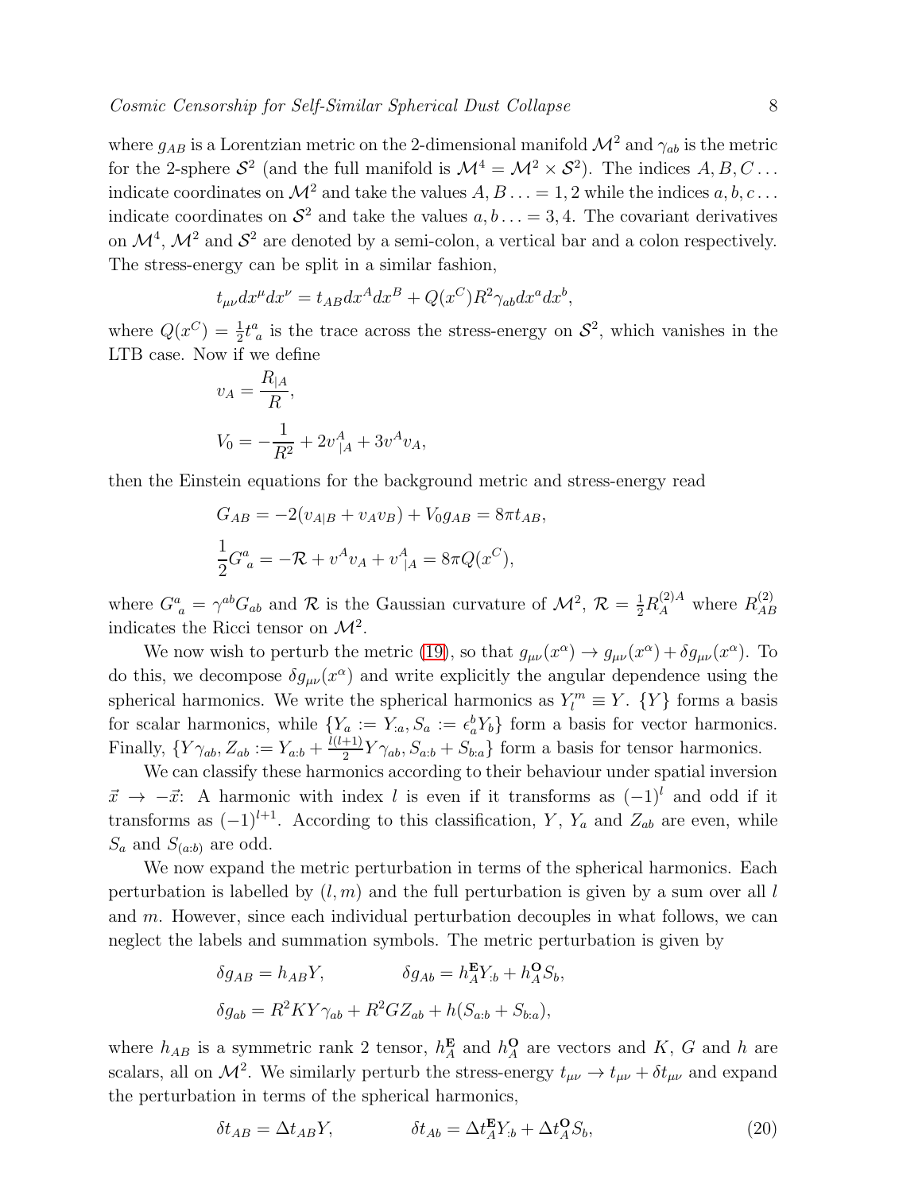where $g_{AB}$ is a Lorentzian metric on the 2-dimensional manifold $\mathcal{M}^2$ and $\gamma_{ab}$ is the metric for the 2-sphere $\mathcal{S}^2$ (and the full manifold is $\mathcal{M}^4 = \mathcal{M}^2 \times \mathcal{S}^2$). The indices $A, B, C \ldots$ indicate coordinates on $\mathcal{M}^2$ and take the values $A, B \ldots = 1, 2$ while the indices $a, b, c \ldots$ indicate coordinates on $\mathcal{S}^2$ and take the values $a, b \ldots = 3, 4$. The covariant derivatives on $\mathcal{M}^4$, $\mathcal{M}^2$ and $\mathcal{S}^2$ are denoted by a semi-colon, a vertical bar and a colon respectively. The stress-energy can be split in a similar fashion,

$$t_{\mu\nu}dx^\mu dx^\nu = t_{AB}dx^A dx^B + Q(x^C)R^2\gamma_{ab}dx^a dx^b,$$

where $Q(x^C) = \frac{1}{2}t^a_{\ a}$ is the trace across the stress-energy on $\mathcal{S}^2$, which vanishes in the LTB case. Now if we define

$$v_A = \frac{R_{|A}}{R},$$

$$V_0 = -\frac{1}{R^2} + 2v^A_{\ |A} + 3v^A v_A,$$

then the Einstein equations for the background metric and stress-energy read

$$G_{AB} = -2(v_{A|B} + v_A v_B) + V_0 g_{AB} = 8\pi t_{AB},$$

$$\frac{1}{2}G^a_{\ a} = -\mathcal{R} + v^A v_A + v^A_{\ |A} = 8\pi Q(x^C),$$

where $G^a_{\ a} = \gamma^{ab}G_{ab}$ and $\mathcal{R}$ is the Gaussian curvature of $\mathcal{M}^2$, $\mathcal{R} = \frac{1}{2}R^{(2)A}_{A}$ where $R^{(2)}_{AB}$ indicates the Ricci tensor on $\mathcal{M}^2$.

We now wish to perturb the metric (19), so that $g_{\mu\nu}(x^\alpha) \to g_{\mu\nu}(x^\alpha) + \delta g_{\mu\nu}(x^\alpha)$. To do this, we decompose $\delta g_{\mu\nu}(x^\alpha)$ and write explicitly the angular dependence using the spherical harmonics. We write the spherical harmonics as $Y_l^m \equiv Y$. $\{Y\}$ forms a basis for scalar harmonics, while $\{Y_a := Y_{:a}, S_a := \epsilon_a^{\ b} Y_b\}$ form a basis for vector harmonics. Finally, $\{Y\gamma_{ab}, Z_{ab} := Y_{a:b} + \frac{l(l+1)}{2}Y\gamma_{ab}, S_{a:b} + S_{b:a}\}$ form a basis for tensor harmonics.

We can classify these harmonics according to their behaviour under spatial inversion $\vec{x} \to -\vec{x}$: A harmonic with index $l$ is even if it transforms as $(-1)^l$ and odd if it transforms as $(-1)^{l+1}$. According to this classification, $Y$, $Y_a$ and $Z_{ab}$ are even, while $S_a$ and $S_{(a:b)}$ are odd.

We now expand the metric perturbation in terms of the spherical harmonics. Each perturbation is labelled by $(l, m)$ and the full perturbation is given by a sum over all $l$ and $m$. However, since each individual perturbation decouples in what follows, we can neglect the labels and summation symbols. The metric perturbation is given by

$$\delta g_{AB} = h_{AB}Y, \qquad \delta g_{Ab} = h^{\mathbf{E}}_A Y_{:b} + h^{\mathbf{O}}_A S_b,$$

$$\delta g_{ab} = R^2 K Y \gamma_{ab} + R^2 G Z_{ab} + h(S_{a:b} + S_{b:a}),$$

where $h_{AB}$ is a symmetric rank 2 tensor, $h^{\mathbf{E}}_A$ and $h^{\mathbf{O}}_A$ are vectors and $K$, $G$ and $h$ are scalars, all on $\mathcal{M}^2$. We similarly perturb the stress-energy $t_{\mu\nu} \to t_{\mu\nu} + \delta t_{\mu\nu}$ and expand the perturbation in terms of the spherical harmonics,

$$\delta t_{AB} = \Delta t_{AB} Y, \qquad \delta t_{Ab} = \Delta t^{\mathbf{E}}_A Y_{:b} + \Delta t^{\mathbf{O}}_A S_b, \tag{20}$$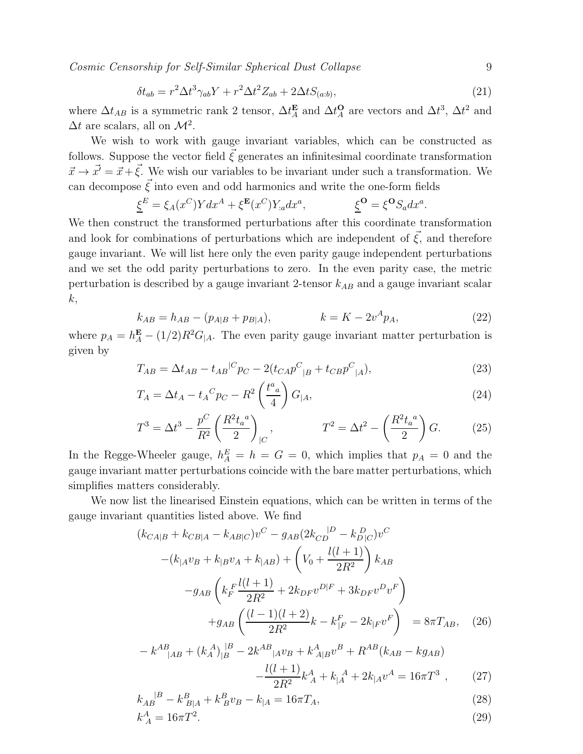$$\delta t_{ab} = r^2 \Delta t^3 \gamma_{ab} Y + r^2 \Delta t^2 Z_{ab} + 2\Delta t S_{(a:b)}, \tag{21}$$

where $\Delta t_{AB}$ is a symmetric rank 2 tensor, $\Delta t^{\mathbf{E}}_A$ and $\Delta t^{\mathbf{O}}_A$ are vectors and $\Delta t^3$, $\Delta t^2$ and $\Delta t$ are scalars, all on $\mathcal{M}^2$.

We wish to work with gauge invariant variables, which can be constructed as follows. Suppose the vector field $\vec{\xi}$ generates an infinitesimal coordinate transformation $\vec{x} \to \vec{x'} = \vec{x} + \vec{\xi}$. We wish our variables to be invariant under such a transformation. We can decompose $\vec{\xi}$ into even and odd harmonics and write the one-form fields

$$\underline{\xi}^E = \xi_A(x^C) Y dx^A + \xi^{\mathbf{E}}(x^C) Y_{:a} dx^a, \qquad \underline{\xi}^{\mathbf{O}} = \xi^{\mathbf{O}} S_a dx^a.$$

We then construct the transformed perturbations after this coordinate transformation and look for combinations of perturbations which are independent of $\vec{\xi}$, and therefore gauge invariant. We will list here only the even parity gauge independent perturbations and we set the odd parity perturbations to zero. In the even parity case, the metric perturbation is described by a gauge invariant 2-tensor $k_{AB}$ and a gauge invariant scalar $k$,

$$k_{AB} = h_{AB} - (p_{A|B} + p_{B|A}), \qquad k = K - 2v^A p_A, \tag{22}$$

where $p_A = h^{\mathbf{E}}_A - (1/2)R^2 G_{|A}$. The even parity gauge invariant matter perturbation is given by

$$T_{AB} = \Delta t_{AB} - t_{AB}{}^{|C} p_C - 2(t_{CA} p^C{}_{|B} + t_{CB} p^C{}_{|A}), \tag{23}$$

$$T_A = \Delta t_A - t_A{}^C p_C - R^2 \left(\frac{t^a{}_a}{4}\right) G_{|A}, \tag{24}$$

$$T^3 = \Delta t^3 - \frac{p^C}{R^2}\left(\frac{R^2 t_a{}^a}{2}\right)_{|C}, \qquad T^2 = \Delta t^2 - \left(\frac{R^2 t_a{}^a}{2}\right) G. \tag{25}$$

In the Regge-Wheeler gauge, $h^E_A = h = G = 0$, which implies that $p_A = 0$ and the gauge invariant matter perturbations coincide with the bare matter perturbations, which simplifies matters considerably.

We now list the linearised Einstein equations, which can be written in terms of the gauge invariant quantities listed above. We find

$$\begin{aligned}
&(k_{CA|B} + k_{CB|A} - k_{AB|C})v^C - g_{AB}(2k_{CD}{}^{|D} - k^D_{D|C})v^C \\
&\quad -(k_{|A}v_B + k_{|B}v_A + k_{|AB}) + \left(V_0 + \frac{l(l+1)}{2R^2}\right) k_{AB} \\
&\quad -g_{AB}\left(k^F_F \frac{l(l+1)}{2R^2} + 2k_{DF}v^{D|F} + 3k_{DF}v^D v^F\right) \\
&\quad +g_{AB}\left(\frac{(l-1)(l+2)}{2R^2}k - k^F_{|F} - 2k_{|F}v^F\right) \ = 8\pi T_{AB},
\end{aligned} \tag{26}$$

$$\begin{aligned}
&-k^{AB}{}_{|AB} + (k_A{}^A)_{|B}{}^{|B} - 2k^{AB}{}_{|A}v_B + k^A_{A|B}v^B + R^{AB}(k_{AB} - k g_{AB}) \\
&\quad -\frac{l(l+1)}{2R^2}k^A_A + k_{|A}{}^A + 2k_{|A}v^A = 16\pi T^3\ ,
\end{aligned} \tag{27}$$

$$k_{AB}{}^{|B} - k^B_{B|A} + k^B_B v_B - k_{|A} = 16\pi T_A, \tag{28}$$

$$k^A_A = 16\pi T^2. \tag{29}$$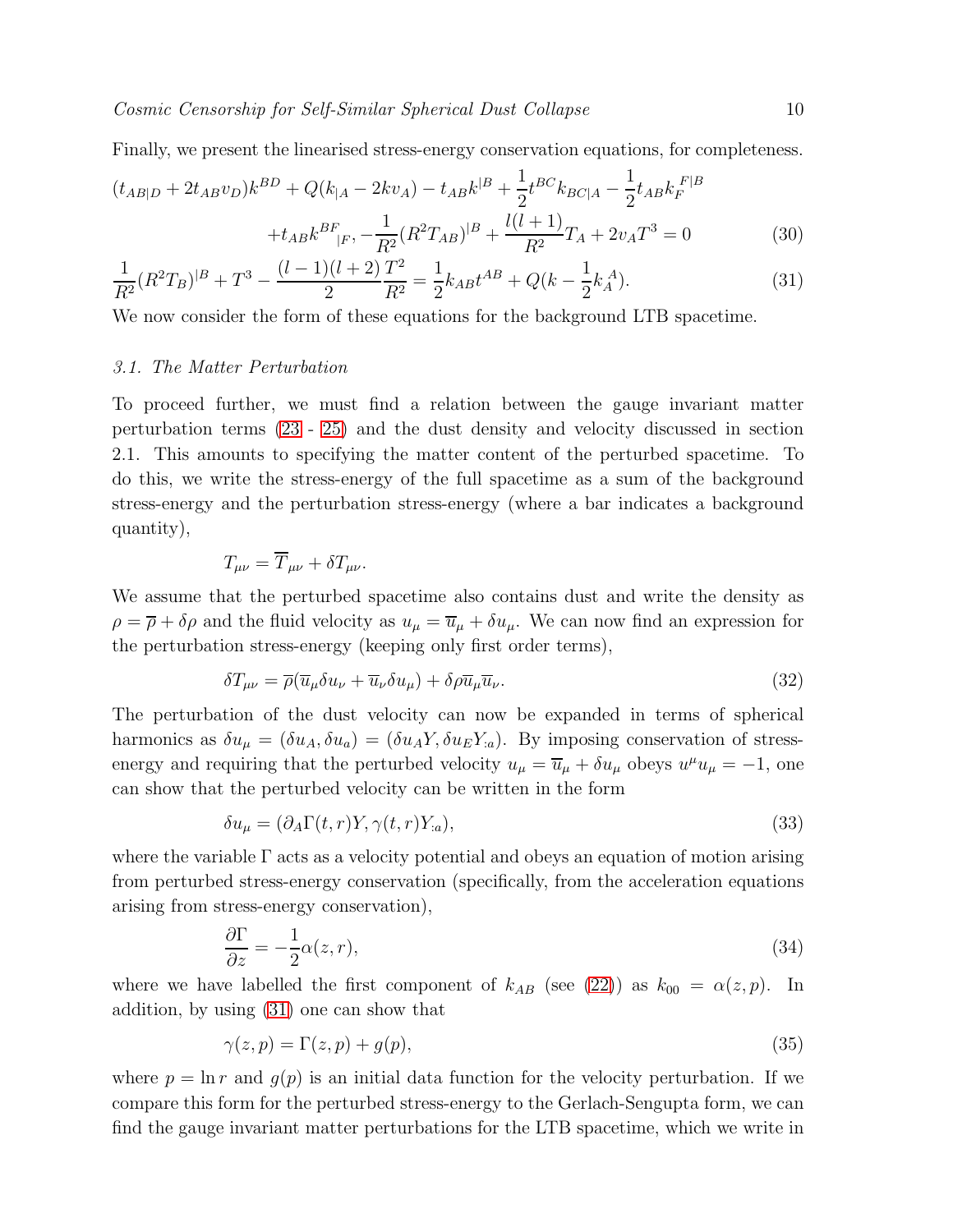Finally, we present the linearised stress-energy conservation equations, for completeness.

$$
\begin{aligned}
(t_{AB|D} + 2t_{AB}v_D)k^{BD} + Q(k_{|A} - 2kv_A) - t_{AB}k^{|B} + \frac{1}{2}t^{BC}k_{BC|A} - \frac{1}{2}t_{AB}k_F^{\ F|B} \\
+ t_{AB}k^{BF}{}_{|F}, - \frac{1}{R^2}(R^2 T_{AB})^{|B} + \frac{l(l+1)}{R^2}T_A + 2v_A T^3 = 0
\end{aligned} \tag{30}
$$

$$
\frac{1}{R^2}(R^2 T_B)^{|B} + T^3 - \frac{(l-1)(l+2)}{2}\frac{T^2}{R^2} = \frac{1}{2}k_{AB}t^{AB} + Q(k - \frac{1}{2}k_A^{\ A}). \tag{31}
$$

We now consider the form of these equations for the background LTB spacetime.

### 3.1. The Matter Perturbation

To proceed further, we must find a relation between the gauge invariant matter perturbation terms (23 - 25) and the dust density and velocity discussed in section 2.1. This amounts to specifying the matter content of the perturbed spacetime. To do this, we write the stress-energy of the full spacetime as a sum of the background stress-energy and the perturbation stress-energy (where a bar indicates a background quantity),

$$
T_{\mu\nu} = \overline{T}_{\mu\nu} + \delta T_{\mu\nu}.
$$

We assume that the perturbed spacetime also contains dust and write the density as $\rho = \overline{\rho} + \delta\rho$ and the fluid velocity as $u_\mu = \overline{u}_\mu + \delta u_\mu$. We can now find an expression for the perturbation stress-energy (keeping only first order terms),

$$
\delta T_{\mu\nu} = \overline{\rho}(\overline{u}_\mu \delta u_\nu + \overline{u}_\nu \delta u_\mu) + \delta\rho\, \overline{u}_\mu \overline{u}_\nu. \tag{32}
$$

The perturbation of the dust velocity can now be expanded in terms of spherical harmonics as $\delta u_\mu = (\delta u_A, \delta u_a) = (\delta u_A Y, \delta u_E Y_{:a})$. By imposing conservation of stress-energy and requiring that the perturbed velocity $u_\mu = \overline{u}_\mu + \delta u_\mu$ obeys $u^\mu u_\mu = -1$, one can show that the perturbed velocity can be written in the form

$$
\delta u_\mu = (\partial_A \Gamma(t,r) Y, \gamma(t,r) Y_{:a}), \tag{33}
$$

where the variable $\Gamma$ acts as a velocity potential and obeys an equation of motion arising from perturbed stress-energy conservation (specifically, from the acceleration equations arising from stress-energy conservation),

$$
\frac{\partial \Gamma}{\partial z} = -\frac{1}{2}\alpha(z,r), \tag{34}
$$

where we have labelled the first component of $k_{AB}$ (see (22)) as $k_{00} = \alpha(z,p)$. In addition, by using (31) one can show that

$$
\gamma(z,p) = \Gamma(z,p) + g(p), \tag{35}
$$

where $p = \ln r$ and $g(p)$ is an initial data function for the velocity perturbation. If we compare this form for the perturbed stress-energy to the Gerlach-Sengupta form, we can find the gauge invariant matter perturbations for the LTB spacetime, which we write in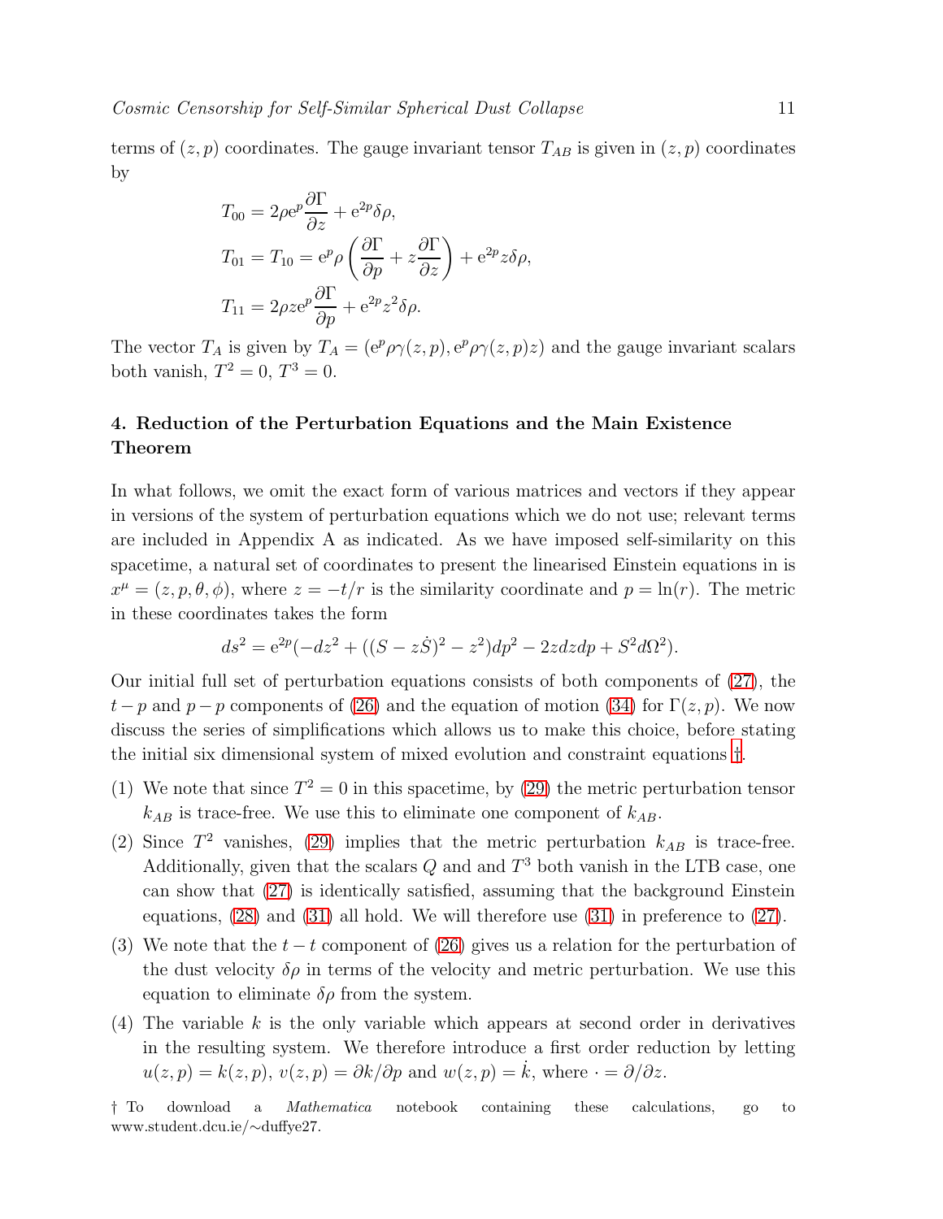terms of $(z, p)$ coordinates. The gauge invariant tensor $T_{AB}$ is given in $(z, p)$ coordinates by

$$
\begin{aligned}
T_{00} &= 2\rho e^{p} \frac{\partial \Gamma}{\partial z} + e^{2p} \delta\rho, \\
T_{01} = T_{10} &= e^{p} \rho \left( \frac{\partial \Gamma}{\partial p} + z \frac{\partial \Gamma}{\partial z} \right) + e^{2p} z \delta\rho, \\
T_{11} &= 2\rho z e^{p} \frac{\partial \Gamma}{\partial p} + e^{2p} z^2 \delta\rho.
\end{aligned}
$$

The vector $T_A$ is given by $T_A = (e^p \rho \gamma(z, p), e^p \rho \gamma(z, p) z)$ and the gauge invariant scalars both vanish, $T^2 = 0$, $T^3 = 0$.

## 4. Reduction of the Perturbation Equations and the Main Existence Theorem

In what follows, we omit the exact form of various matrices and vectors if they appear in versions of the system of perturbation equations which we do not use; relevant terms are included in Appendix A as indicated. As we have imposed self-similarity on this spacetime, a natural set of coordinates to present the linearised Einstein equations in is $x^\mu = (z, p, \theta, \phi)$, where $z = -t/r$ is the similarity coordinate and $p = \ln(r)$. The metric in these coordinates takes the form

$$
ds^2 = e^{2p}(-dz^2 + ((S - z\dot{S})^2 - z^2)dp^2 - 2zdzdp + S^2 d\Omega^2).
$$

Our initial full set of perturbation equations consists of both components of (27), the $t-p$ and $p-p$ components of (26) and the equation of motion (34) for $\Gamma(z, p)$. We now discuss the series of simplifications which allows us to make this choice, before stating the initial six dimensional system of mixed evolution and constraint equations †.

(1) We note that since $T^2 = 0$ in this spacetime, by (29) the metric perturbation tensor $k_{AB}$ is trace-free. We use this to eliminate one component of $k_{AB}$.

(2) Since $T^2$ vanishes, (29) implies that the metric perturbation $k_{AB}$ is trace-free. Additionally, given that the scalars $Q$ and and $T^3$ both vanish in the LTB case, one can show that (27) is identically satisfied, assuming that the background Einstein equations, (28) and (31) all hold. We will therefore use (31) in preference to (27).

(3) We note that the $t-t$ component of (26) gives us a relation for the perturbation of the dust velocity $\delta\rho$ in terms of the velocity and metric perturbation. We use this equation to eliminate $\delta\rho$ from the system.

(4) The variable $k$ is the only variable which appears at second order in derivatives in the resulting system. We therefore introduce a first order reduction by letting $u(z, p) = k(z, p)$, $v(z, p) = \partial k / \partial p$ and $w(z, p) = \dot{k}$, where $\cdot = \partial/\partial z$.

† To download a *Mathematica* notebook containing these calculations, go to www.student.dcu.ie/∼duffye27.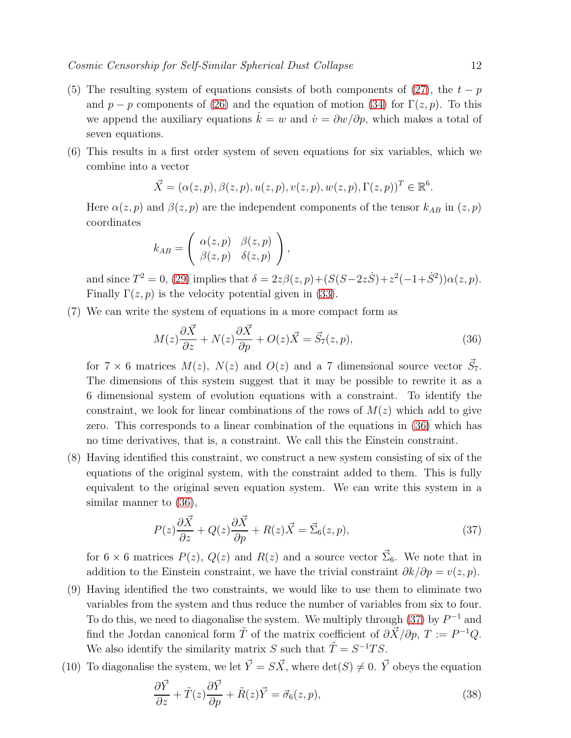(5) The resulting system of equations consists of both components of (27), the $t-p$ and $p-p$ components of (26) and the equation of motion (34) for $\Gamma(z,p)$. To this we append the auxiliary equations $\dot{k}=w$ and $\dot{v}=\partial w/\partial p$, which makes a total of seven equations.

(6) This results in a first order system of seven equations for six variables, which we combine into a vector

$$\vec{X} = (\alpha(z,p), \beta(z,p), u(z,p), v(z,p), w(z,p), \Gamma(z,p))^T \in \mathbb{R}^6.$$

Here $\alpha(z,p)$ and $\beta(z,p)$ are the independent components of the tensor $k_{AB}$ in $(z,p)$ coordinates

$$k_{AB} = \begin{pmatrix} \alpha(z,p) & \beta(z,p) \\ \beta(z,p) & \delta(z,p) \end{pmatrix},$$

and since $T^2=0$, (29) implies that $\delta = 2z\beta(z,p) + (S(S-2z\dot{S}) + z^2(-1+\dot{S}^2))\alpha(z,p)$. Finally $\Gamma(z,p)$ is the velocity potential given in (33).

(7) We can write the system of equations in a more compact form as

$$M(z)\frac{\partial \vec{X}}{\partial z} + N(z)\frac{\partial \vec{X}}{\partial p} + O(z)\vec{X} = \vec{S}_7(z,p), \tag{36}$$

for $7\times 6$ matrices $M(z)$, $N(z)$ and $O(z)$ and a 7 dimensional source vector $\vec{S}_7$. The dimensions of this system suggest that it may be possible to rewrite it as a 6 dimensional system of evolution equations with a constraint. To identify the constraint, we look for linear combinations of the rows of $M(z)$ which add to give zero. This corresponds to a linear combination of the equations in (36) which has no time derivatives, that is, a constraint. We call this the Einstein constraint.

(8) Having identified this constraint, we construct a new system consisting of six of the equations of the original system, with the constraint added to them. This is fully equivalent to the original seven equation system. We can write this system in a similar manner to (36),

$$P(z)\frac{\partial \vec{X}}{\partial z} + Q(z)\frac{\partial \vec{X}}{\partial p} + R(z)\vec{X} = \vec{\Sigma}_6(z,p), \tag{37}$$

for $6\times 6$ matrices $P(z)$, $Q(z)$ and $R(z)$ and a source vector $\vec{\Sigma}_6$. We note that in addition to the Einstein constraint, we have the trivial constraint $\partial k/\partial p = v(z,p)$.

(9) Having identified the two constraints, we would like to use them to eliminate two variables from the system and thus reduce the number of variables from six to four. To do this, we need to diagonalise the system. We multiply through (37) by $P^{-1}$ and find the Jordan canonical form $\tilde{T}$ of the matrix coefficient of $\partial\vec{X}/\partial p$, $T := P^{-1}Q$. We also identify the similarity matrix $S$ such that $\tilde{T} = S^{-1}TS$.

(10) To diagonalise the system, we let $\vec{Y} = S\vec{X}$, where $\det(S)\neq 0$. $\vec{Y}$ obeys the equation

$$\frac{\partial \vec{Y}}{\partial z} + \tilde{T}(z)\frac{\partial \vec{Y}}{\partial p} + \tilde{R}(z)\vec{Y} = \vec{\sigma}_6(z,p), \tag{38}$$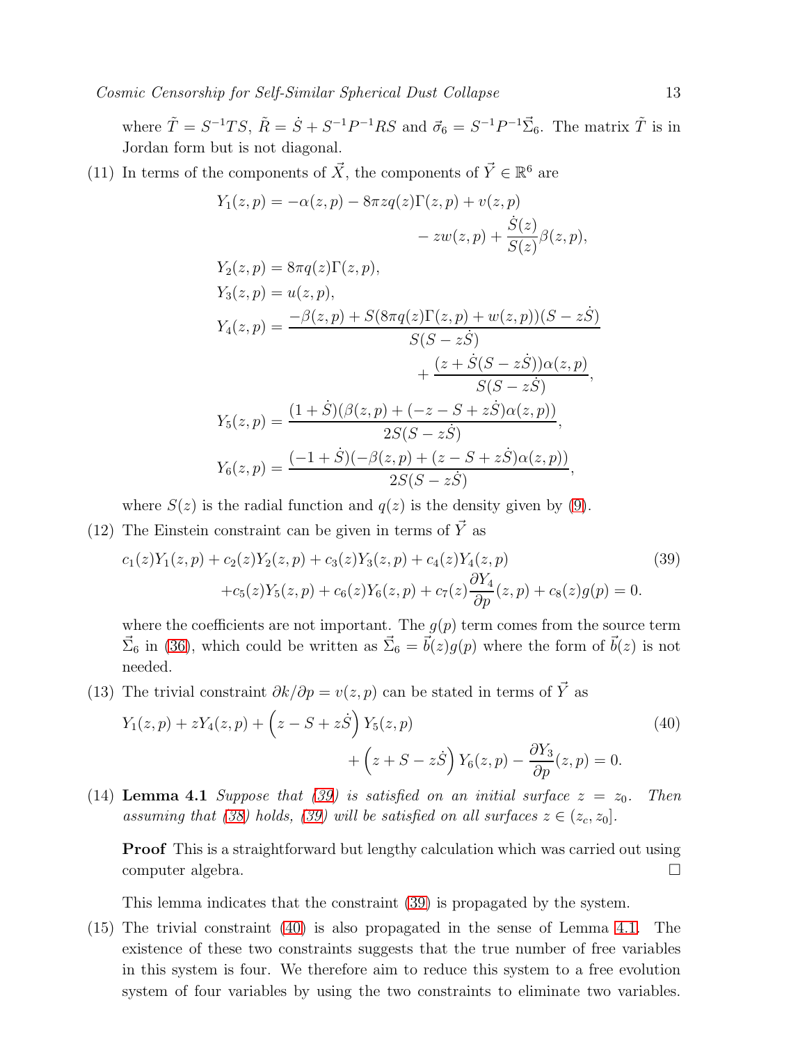where $\tilde{T} = S^{-1}TS$, $\tilde{R} = \dot{S} + S^{-1}P^{-1}RS$ and $\vec{\sigma}_6 = S^{-1}P^{-1}\vec{\Sigma}_6$. The matrix $\tilde{T}$ is in Jordan form but is not diagonal.

(11) In terms of the components of $\vec{X}$, the components of $\vec{Y} \in \mathbb{R}^6$ are

$$
\begin{aligned}
Y_1(z,p) &= -\alpha(z,p) - 8\pi z q(z)\Gamma(z,p) + v(z,p) \\
&\qquad\qquad - z w(z,p) + \frac{\dot{S}(z)}{S(z)}\beta(z,p), \\
Y_2(z,p) &= 8\pi q(z)\Gamma(z,p), \\
Y_3(z,p) &= u(z,p), \\
Y_4(z,p) &= \frac{-\beta(z,p) + S(8\pi q(z)\Gamma(z,p) + w(z,p))(S - z\dot{S})}{S(S - z\dot{S})} \\
&\qquad\qquad + \frac{(z + \dot{S}(S - z\dot{S}))\alpha(z,p)}{S(S - z\dot{S})}, \\
Y_5(z,p) &= \frac{(1+\dot{S})(\beta(z,p) + (-z - S + z\dot{S})\alpha(z,p))}{2S(S - z\dot{S})}, \\
Y_6(z,p) &= \frac{(-1+\dot{S})(-\beta(z,p) + (z - S + z\dot{S})\alpha(z,p))}{2S(S - z\dot{S})},
\end{aligned}
$$

where $S(z)$ is the radial function and $q(z)$ is the density given by (9).

(12) The Einstein constraint can be given in terms of $\vec{Y}$ as

$$
\begin{aligned}
&c_1(z)Y_1(z,p) + c_2(z)Y_2(z,p) + c_3(z)Y_3(z,p) + c_4(z)Y_4(z,p) \\
&\qquad + c_5(z)Y_5(z,p) + c_6(z)Y_6(z,p) + c_7(z)\frac{\partial Y_4}{\partial p}(z,p) + c_8(z)g(p) = 0.
\end{aligned}
\tag{39}
$$

where the coefficients are not important. The $g(p)$ term comes from the source term $\vec{\Sigma}_6$ in (36), which could be written as $\vec{\Sigma}_6 = \vec{b}(z)g(p)$ where the form of $\vec{b}(z)$ is not needed.

(13) The trivial constraint $\partial k/\partial p = v(z,p)$ can be stated in terms of $\vec{Y}$ as

$$
\begin{aligned}
&Y_1(z,p) + zY_4(z,p) + \left(z - S + z\dot{S}\right)Y_5(z,p) \\
&\qquad\qquad + \left(z + S - z\dot{S}\right)Y_6(z,p) - \frac{\partial Y_3}{\partial p}(z,p) = 0.
\end{aligned}
\tag{40}
$$

(14) **Lemma 4.1** *Suppose that (39) is satisfied on an initial surface $z = z_0$. Then assuming that (38) holds, (39) will be satisfied on all surfaces $z \in (z_c, z_0]$.*

**Proof** This is a straightforward but lengthy calculation which was carried out using computer algebra. □

This lemma indicates that the constraint (39) is propagated by the system.

(15) The trivial constraint (40) is also propagated in the sense of Lemma 4.1. The existence of these two constraints suggests that the true number of free variables in this system is four. We therefore aim to reduce this system to a free evolution system of four variables by using the two constraints to eliminate two variables.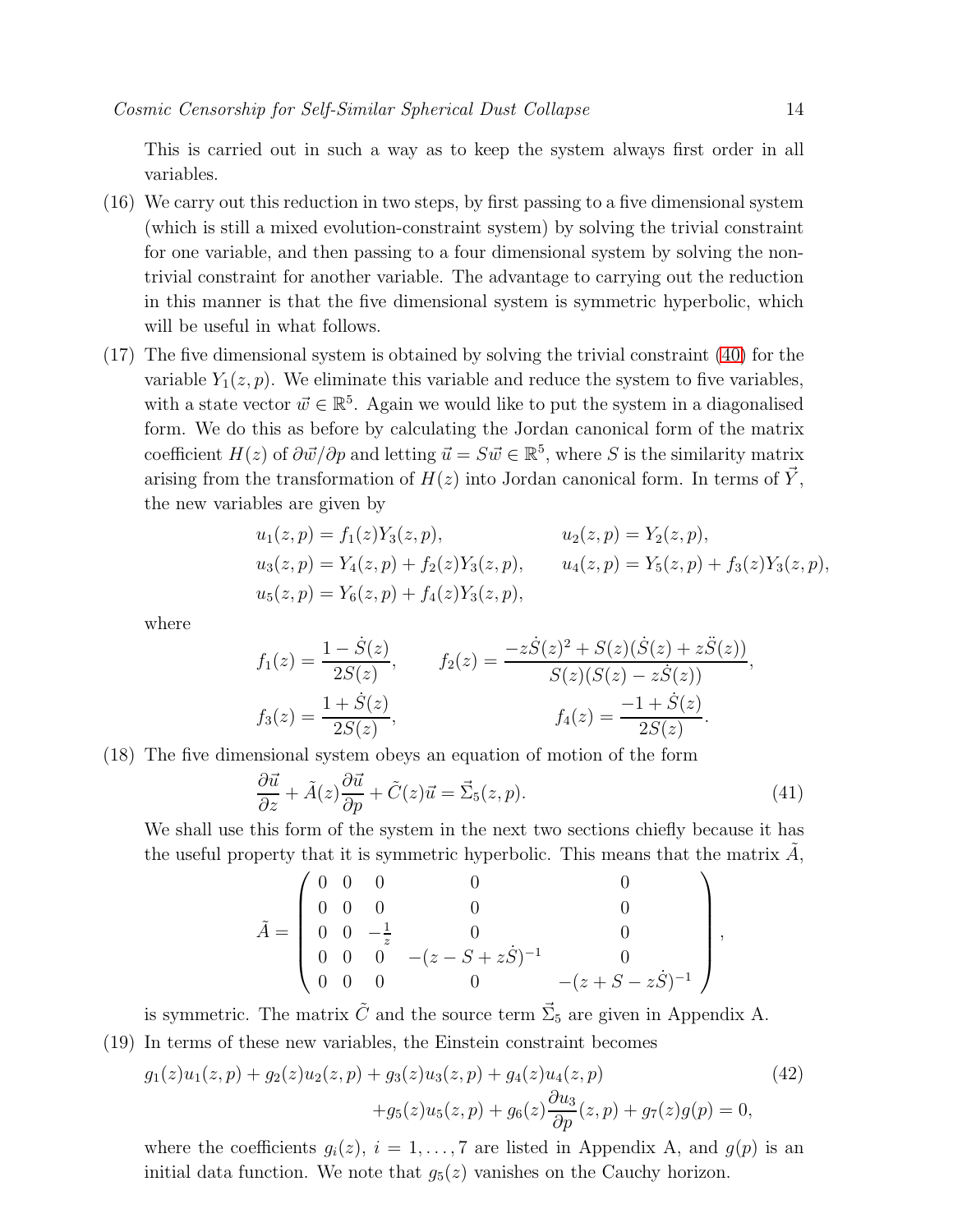This is carried out in such a way as to keep the system always first order in all variables.

(16) We carry out this reduction in two steps, by first passing to a five dimensional system (which is still a mixed evolution-constraint system) by solving the trivial constraint for one variable, and then passing to a four dimensional system by solving the non-trivial constraint for another variable. The advantage to carrying out the reduction in this manner is that the five dimensional system is symmetric hyperbolic, which will be useful in what follows.

(17) The five dimensional system is obtained by solving the trivial constraint (40) for the variable $Y_1(z,p)$. We eliminate this variable and reduce the system to five variables, with a state vector $\vec{w} \in \mathbb{R}^5$. Again we would like to put the system in a diagonalised form. We do this as before by calculating the Jordan canonical form of the matrix coefficient $H(z)$ of $\partial\vec{w}/\partial p$ and letting $\vec{u} = S\vec{w} \in \mathbb{R}^5$, where $S$ is the similarity matrix arising from the transformation of $H(z)$ into Jordan canonical form. In terms of $\vec{Y}$, the new variables are given by

$$
\begin{aligned}
u_1(z,p) &= f_1(z)Y_3(z,p), & u_2(z,p) &= Y_2(z,p), \\
u_3(z,p) &= Y_4(z,p) + f_2(z)Y_3(z,p), & u_4(z,p) &= Y_5(z,p) + f_3(z)Y_3(z,p), \\
u_5(z,p) &= Y_6(z,p) + f_4(z)Y_3(z,p), & &
\end{aligned}
$$

where

$$
f_1(z) = \frac{1-\dot{S}(z)}{2S(z)}, \qquad f_2(z) = \frac{-z\dot{S}(z)^2 + S(z)(\dot{S}(z) + z\ddot{S}(z))}{S(z)(S(z) - z\dot{S}(z))},
$$

$$
f_3(z) = \frac{1+\dot{S}(z)}{2S(z)}, \qquad f_4(z) = \frac{-1+\dot{S}(z)}{2S(z)}.
$$

(18) The five dimensional system obeys an equation of motion of the form

$$
\frac{\partial \vec{u}}{\partial z} + \tilde{A}(z)\frac{\partial \vec{u}}{\partial p} + \tilde{C}(z)\vec{u} = \vec{\Sigma}_5(z,p). \tag{41}
$$

We shall use this form of the system in the next two sections chiefly because it has the useful property that it is symmetric hyperbolic. This means that the matrix $\tilde{A}$,

$$
\tilde{A} = \begin{pmatrix}
0 & 0 & 0 & 0 & 0 \\
0 & 0 & 0 & 0 & 0 \\
0 & 0 & -\frac{1}{z} & 0 & 0 \\
0 & 0 & 0 & -(z - S + z\dot{S})^{-1} & 0 \\
0 & 0 & 0 & 0 & -(z + S - z\dot{S})^{-1}
\end{pmatrix},
$$

is symmetric. The matrix $\tilde{C}$ and the source term $\vec{\Sigma}_5$ are given in Appendix A.

(19) In terms of these new variables, the Einstein constraint becomes

$$
\begin{aligned}
g_1(z)u_1(z,p) + g_2(z)u_2(z,p) + g_3(z)u_3(z,p) + g_4(z)u_4(z,p) \\
+ g_5(z)u_5(z,p) + g_6(z)\frac{\partial u_3}{\partial p}(z,p) + g_7(z)g(p) = 0,
\end{aligned} \tag{42}
$$

where the coefficients $g_i(z)$, $i = 1, \ldots, 7$ are listed in Appendix A, and $g(p)$ is an initial data function. We note that $g_5(z)$ vanishes on the Cauchy horizon.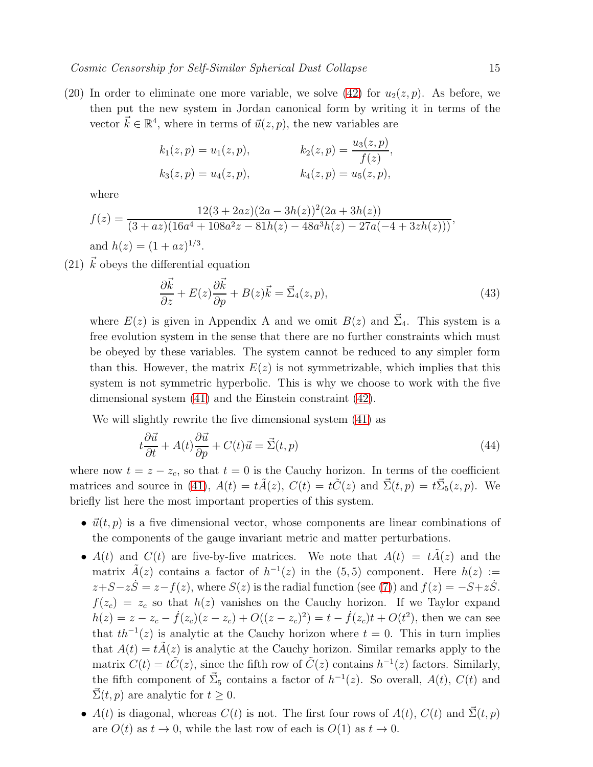(20) In order to eliminate one more variable, we solve (42) for $u_2(z,p)$. As before, we then put the new system in Jordan canonical form by writing it in terms of the vector $\vec{k} \in \mathbb{R}^4$, where in terms of $\vec{u}(z,p)$, the new variables are

$$k_1(z,p) = u_1(z,p), \qquad k_2(z,p) = \frac{u_3(z,p)}{f(z)},$$

$$k_3(z,p) = u_4(z,p), \qquad k_4(z,p) = u_5(z,p),$$

where

$$f(z) = \frac{12(3+2az)(2a-3h(z))^2(2a+3h(z))}{(3+az)(16a^4+108a^2z-81h(z)-48a^3h(z)-27a(-4+3zh(z)))},$$

and $h(z) = (1+az)^{1/3}$.

(21) $\vec{k}$ obeys the differential equation

$$\frac{\partial \vec{k}}{\partial z} + E(z)\frac{\partial \vec{k}}{\partial p} + B(z)\vec{k} = \vec{\Sigma}_4(z,p), \tag{43}$$

where $E(z)$ is given in Appendix A and we omit $B(z)$ and $\vec{\Sigma}_4$. This system is a free evolution system in the sense that there are no further constraints which must be obeyed by these variables. The system cannot be reduced to any simpler form than this. However, the matrix $E(z)$ is not symmetrizable, which implies that this system is not symmetric hyperbolic. This is why we choose to work with the five dimensional system (41) and the Einstein constraint (42).

We will slightly rewrite the five dimensional system (41) as

$$t\frac{\partial \vec{u}}{\partial t} + A(t)\frac{\partial \vec{u}}{\partial p} + C(t)\vec{u} = \vec{\Sigma}(t,p) \tag{44}$$

where now $t = z - z_c$, so that $t = 0$ is the Cauchy horizon. In terms of the coefficient matrices and source in (41), $A(t) = t\tilde{A}(z)$, $C(t) = t\tilde{C}(z)$ and $\vec{\Sigma}(t,p) = t\vec{\Sigma}_5(z,p)$. We briefly list here the most important properties of this system.

- $\vec{u}(t,p)$ is a five dimensional vector, whose components are linear combinations of the components of the gauge invariant metric and matter perturbations.
- $A(t)$ and $C(t)$ are five-by-five matrices. We note that $A(t) = t\tilde{A}(z)$ and the matrix $\tilde{A}(z)$ contains a factor of $h^{-1}(z)$ in the $(5,5)$ component. Here $h(z) := z + S - z\dot{S} = z - f(z)$, where $S(z)$ is the radial function (see (7)) and $f(z) = -S + z\dot{S}$. $f(z_c) = z_c$ so that $h(z)$ vanishes on the Cauchy horizon. If we Taylor expand $h(z) = z - z_c - \dot{f}(z_c)(z-z_c) + O((z-z_c)^2) = t - \dot{f}(z_c)t + O(t^2)$, then we can see that $th^{-1}(z)$ is analytic at the Cauchy horizon where $t = 0$. This in turn implies that $A(t) = t\tilde{A}(z)$ is analytic at the Cauchy horizon. Similar remarks apply to the matrix $C(t) = t\tilde{C}(z)$, since the fifth row of $\tilde{C}(z)$ contains $h^{-1}(z)$ factors. Similarly, the fifth component of $\vec{\Sigma}_5$ contains a factor of $h^{-1}(z)$. So overall, $A(t)$, $C(t)$ and $\vec{\Sigma}(t,p)$ are analytic for $t \geq 0$.
- $A(t)$ is diagonal, whereas $C(t)$ is not. The first four rows of $A(t)$, $C(t)$ and $\vec{\Sigma}(t,p)$ are $O(t)$ as $t \to 0$, while the last row of each is $O(1)$ as $t \to 0$.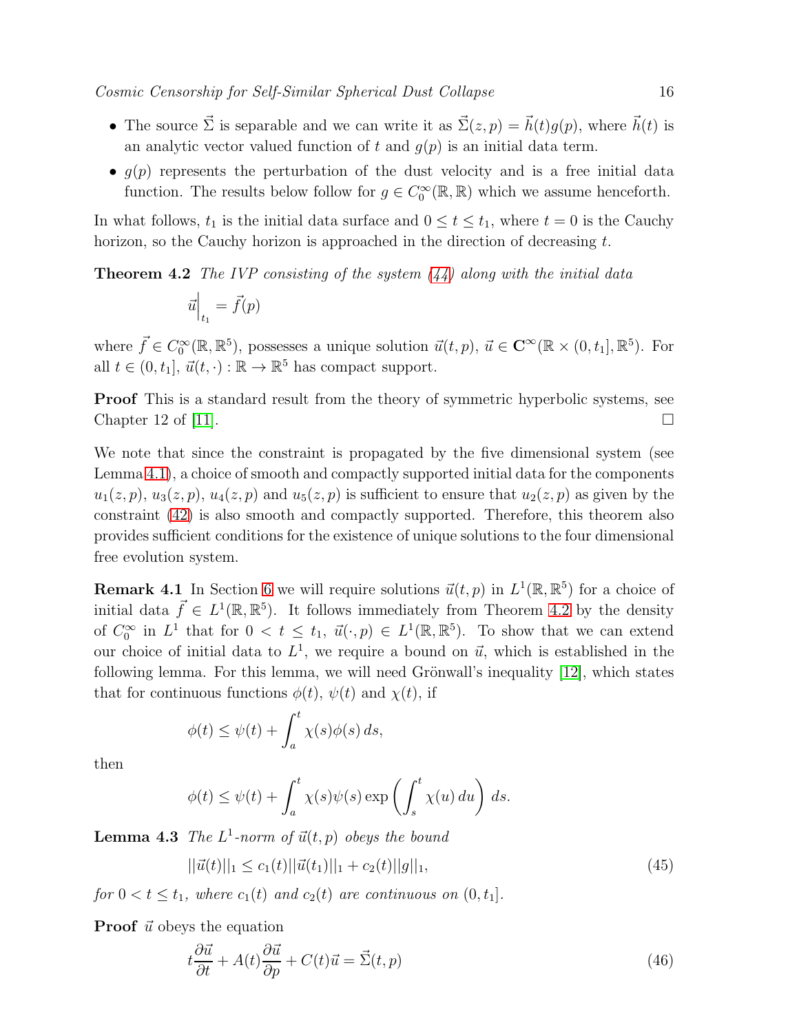- The source $\vec{\Sigma}$ is separable and we can write it as $\vec{\Sigma}(z,p) = \vec{h}(t)g(p)$, where $\vec{h}(t)$ is an analytic vector valued function of $t$ and $g(p)$ is an initial data term.
- $g(p)$ represents the perturbation of the dust velocity and is a free initial data function. The results below follow for $g \in C_0^\infty(\mathbb{R}, \mathbb{R})$ which we assume henceforth.

In what follows, $t_1$ is the initial data surface and $0 \le t \le t_1$, where $t = 0$ is the Cauchy horizon, so the Cauchy horizon is approached in the direction of decreasing $t$.

**Theorem 4.2** *The IVP consisting of the system (44) along with the initial data*

$$\vec{u}\Big|_{t_1} = \vec{f}(p)$$

*where $\vec{f} \in C_0^\infty(\mathbb{R}, \mathbb{R}^5)$, possesses a unique solution $\vec{u}(t,p)$, $\vec{u} \in \mathbf{C}^\infty(\mathbb{R} \times (0, t_1], \mathbb{R}^5)$. For all $t \in (0, t_1]$, $\vec{u}(t, \cdot) : \mathbb{R} \to \mathbb{R}^5$ has compact support.*

**Proof** This is a standard result from the theory of symmetric hyperbolic systems, see Chapter 12 of [11]. □

We note that since the constraint is propagated by the five dimensional system (see Lemma 4.1), a choice of smooth and compactly supported initial data for the components $u_1(z,p)$, $u_3(z,p)$, $u_4(z,p)$ and $u_5(z,p)$ is sufficient to ensure that $u_2(z,p)$ as given by the constraint (42) is also smooth and compactly supported. Therefore, this theorem also provides sufficient conditions for the existence of unique solutions to the four dimensional free evolution system.

**Remark 4.1** In Section 6 we will require solutions $\vec{u}(t,p)$ in $L^1(\mathbb{R}, \mathbb{R}^5)$ for a choice of initial data $\vec{f} \in L^1(\mathbb{R}, \mathbb{R}^5)$. It follows immediately from Theorem 4.2 by the density of $C_0^\infty$ in $L^1$ that for $0 < t \le t_1$, $\vec{u}(\cdot, p) \in L^1(\mathbb{R}, \mathbb{R}^5)$. To show that we can extend our choice of initial data to $L^1$, we require a bound on $\vec{u}$, which is established in the following lemma. For this lemma, we will need Grönwall's inequality [12], which states that for continuous functions $\phi(t)$, $\psi(t)$ and $\chi(t)$, if

$$\phi(t) \le \psi(t) + \int_a^t \chi(s)\phi(s)\,ds,$$

then

$$\phi(t) \le \psi(t) + \int_a^t \chi(s)\psi(s)\exp\left(\int_s^t \chi(u)\,du\right)ds.$$

**Lemma 4.3** *The $L^1$-norm of $\vec{u}(t,p)$ obeys the bound*

$$||\vec{u}(t)||_1 \le c_1(t)||\vec{u}(t_1)||_1 + c_2(t)||g||_1, \tag{45}$$

*for $0 < t \le t_1$, where $c_1(t)$ and $c_2(t)$ are continuous on $(0, t_1]$.*

**Proof** $\vec{u}$ obeys the equation

$$t\frac{\partial \vec{u}}{\partial t} + A(t)\frac{\partial \vec{u}}{\partial p} + C(t)\vec{u} = \vec{\Sigma}(t,p) \tag{46}$$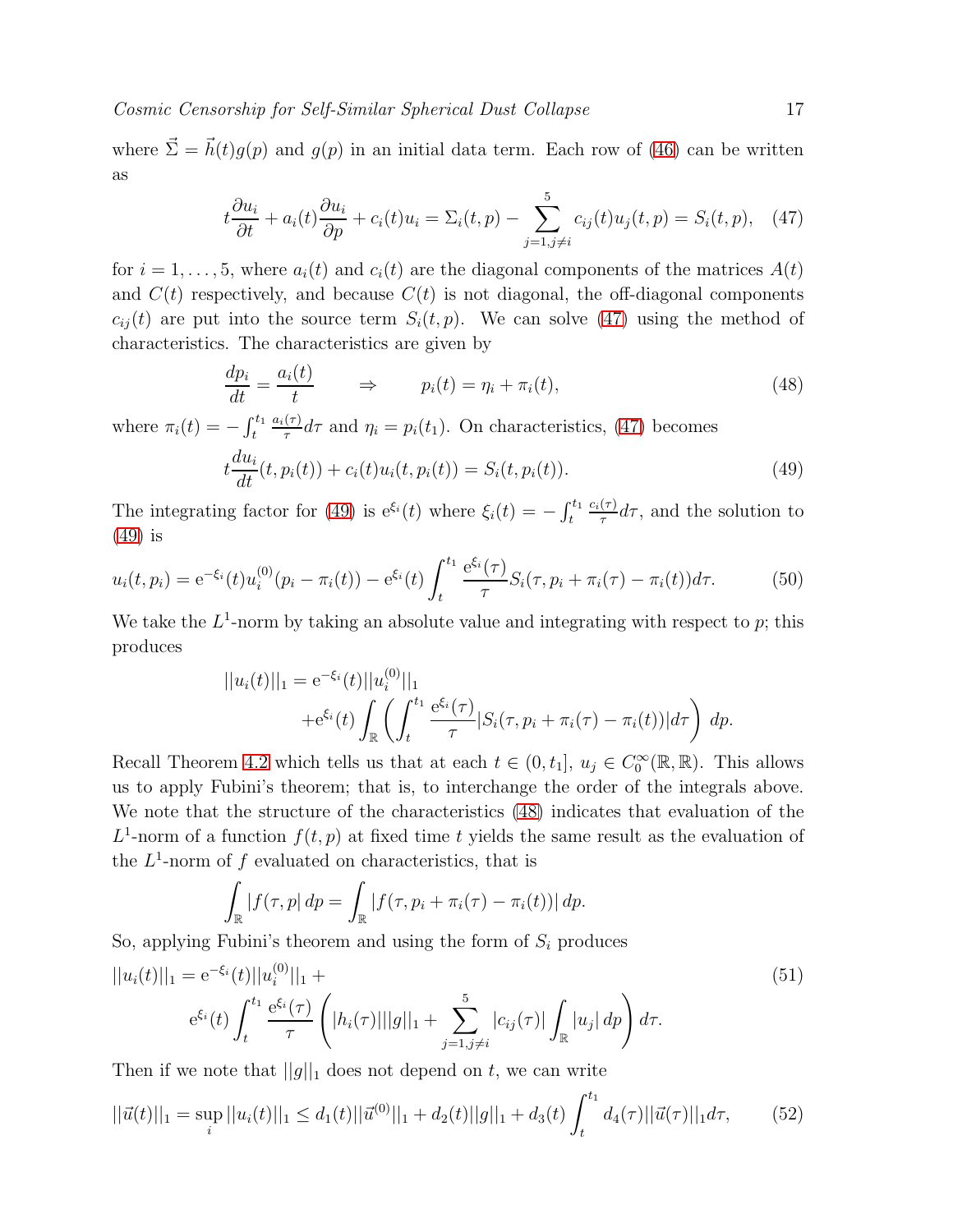where $\vec{\Sigma} = \vec{h}(t)g(p)$ and $g(p)$ in an initial data term. Each row of (46) can be written as

$$t\frac{\partial u_i}{\partial t} + a_i(t)\frac{\partial u_i}{\partial p} + c_i(t)u_i = \Sigma_i(t,p) - \sum_{j=1, j\neq i}^{5} c_{ij}(t)u_j(t,p) = S_i(t,p), \quad (47)$$

for $i = 1, \ldots, 5$, where $a_i(t)$ and $c_i(t)$ are the diagonal components of the matrices $A(t)$ and $C(t)$ respectively, and because $C(t)$ is not diagonal, the off-diagonal components $c_{ij}(t)$ are put into the source term $S_i(t,p)$. We can solve (47) using the method of characteristics. The characteristics are given by

$$\frac{dp_i}{dt} = \frac{a_i(t)}{t} \qquad \Rightarrow \qquad p_i(t) = \eta_i + \pi_i(t), \quad (48)$$

where $\pi_i(t) = -\int_t^{t_1} \frac{a_i(\tau)}{\tau} d\tau$ and $\eta_i = p_i(t_1)$. On characteristics, (47) becomes

$$t\frac{du_i}{dt}(t, p_i(t)) + c_i(t)u_i(t, p_i(t)) = S_i(t, p_i(t)). \quad (49)$$

The integrating factor for (49) is $\mathrm{e}^{\xi_i}(t)$ where $\xi_i(t) = -\int_t^{t_1} \frac{c_i(\tau)}{\tau} d\tau$, and the solution to (49) is

$$u_i(t, p_i) = \mathrm{e}^{-\xi_i}(t)u_i^{(0)}(p_i - \pi_i(t)) - \mathrm{e}^{\xi_i}(t)\int_t^{t_1} \frac{\mathrm{e}^{\xi_i}(\tau)}{\tau} S_i(\tau, p_i + \pi_i(\tau) - \pi_i(t))d\tau. \quad (50)$$

We take the $L^1$-norm by taking an absolute value and integrating with respect to $p$; this produces

$$\begin{aligned} ||u_i(t)||_1 = \mathrm{e}^{-\xi_i}(t)||u_i^{(0)}||_1 \\ +\mathrm{e}^{\xi_i}(t)\int_{\mathbb{R}} \left(\int_t^{t_1} \frac{\mathrm{e}^{\xi_i}(\tau)}{\tau} |S_i(\tau, p_i + \pi_i(\tau) - \pi_i(t))| d\tau\right) dp. \end{aligned}$$

Recall Theorem 4.2 which tells us that at each $t \in (0, t_1]$, $u_j \in C_0^\infty(\mathbb{R}, \mathbb{R})$. This allows us to apply Fubini's theorem; that is, to interchange the order of the integrals above. We note that the structure of the characteristics (48) indicates that evaluation of the $L^1$-norm of a function $f(t,p)$ at fixed time $t$ yields the same result as the evaluation of the $L^1$-norm of $f$ evaluated on characteristics, that is

$$\int_{\mathbb{R}} |f(\tau, p| \, dp = \int_{\mathbb{R}} |f(\tau, p_i + \pi_i(\tau) - \pi_i(t))| \, dp.$$

So, applying Fubini's theorem and using the form of $S_i$ produces

$$\begin{aligned} ||u_i(t)||_1 = \mathrm{e}^{-\xi_i}(t)||u_i^{(0)}||_1 + \\ \mathrm{e}^{\xi_i}(t)\int_t^{t_1} \frac{\mathrm{e}^{\xi_i}(\tau)}{\tau} \left( |h_i(\tau)|||g||_1 + \sum_{j=1, j\neq i}^{5} |c_{ij}(\tau)| \int_{\mathbb{R}} |u_j| \, dp \right) d\tau. \end{aligned} \quad (51)$$

Then if we note that $||g||_1$ does not depend on $t$, we can write

$$||\vec{u}(t)||_1 = \sup_i ||u_i(t)||_1 \leq d_1(t)||\vec{u}^{(0)}||_1 + d_2(t)||g||_1 + d_3(t)\int_t^{t_1} d_4(\tau)||\vec{u}(\tau)||_1 d\tau, \quad (52)$$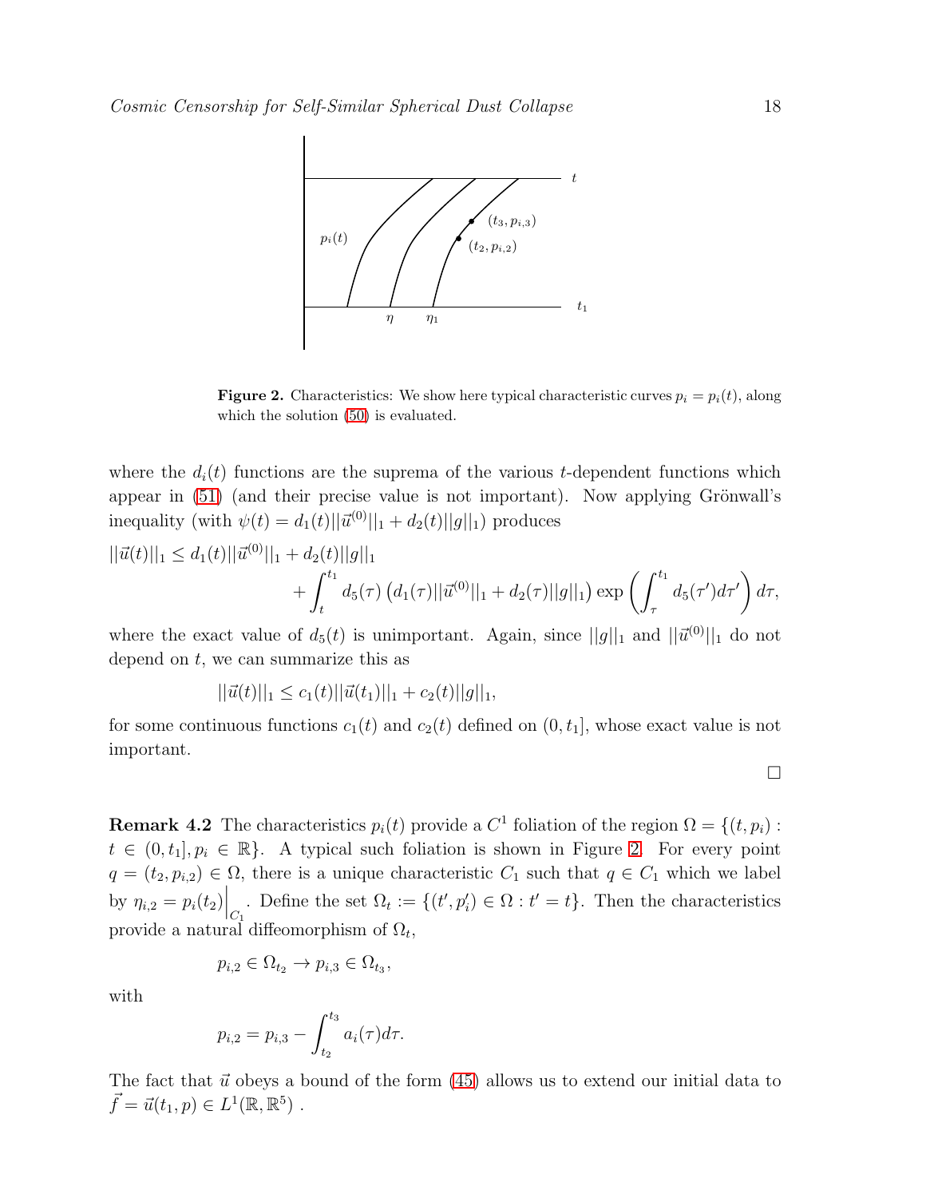**Figure 2.** Characteristics: We show here typical characteristic curves $p_i = p_i(t)$, along which the solution (50) is evaluated.

where the $d_i(t)$ functions are the suprema of the various $t$-dependent functions which appear in (51) (and their precise value is not important). Now applying Grönwall's inequality (with $\psi(t) = d_1(t)||\vec{u}^{(0)}||_1 + d_2(t)||g||_1$) produces

$$
\begin{aligned}
||\vec{u}(t)||_1 \leq\ & d_1(t)||\vec{u}^{(0)}||_1 + d_2(t)||g||_1 \\
& + \int_t^{t_1} d_5(\tau)\left(d_1(\tau)||\vec{u}^{(0)}||_1 + d_2(\tau)||g||_1\right)\exp\left(\int_\tau^{t_1} d_5(\tau')d\tau'\right)d\tau,
\end{aligned}
$$

where the exact value of $d_5(t)$ is unimportant. Again, since $||g||_1$ and $||\vec{u}^{(0)}||_1$ do not depend on $t$, we can summarize this as

$$
||\vec{u}(t)||_1 \leq c_1(t)||\vec{u}(t_1)||_1 + c_2(t)||g||_1,
$$

for some continuous functions $c_1(t)$ and $c_2(t)$ defined on $(0, t_1]$, whose exact value is not important.

□

**Remark 4.2** The characteristics $p_i(t)$ provide a $C^1$ foliation of the region $\Omega = \{(t, p_i) : t \in (0, t_1], p_i \in \mathbb{R}\}$. A typical such foliation is shown in Figure 2. For every point $q = (t_2, p_{i,2}) \in \Omega$, there is a unique characteristic $C_1$ such that $q \in C_1$ which we label by $\eta_{i,2} = p_i(t_2)\Big|_{C_1}$. Define the set $\Omega_t := \{(t', p'_i) \in \Omega : t' = t\}$. Then the characteristics provide a natural diffeomorphism of $\Omega_t$,

$$
p_{i,2} \in \Omega_{t_2} \to p_{i,3} \in \Omega_{t_3},
$$

with

$$
p_{i,2} = p_{i,3} - \int_{t_2}^{t_3} a_i(\tau)d\tau.
$$

The fact that $\vec{u}$ obeys a bound of the form (45) allows us to extend our initial data to $\vec{f} = \vec{u}(t_1, p) \in L^1(\mathbb{R}, \mathbb{R}^5)$ .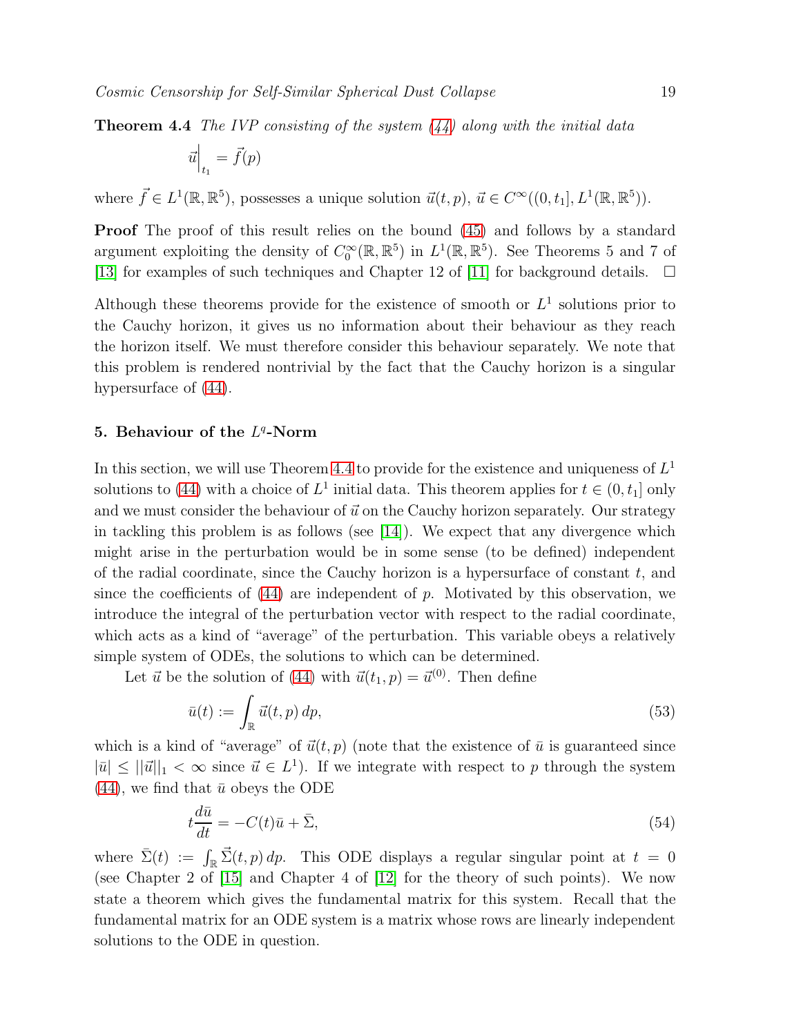**Theorem 4.4** *The IVP consisting of the system (44) along with the initial data*

$$\vec{u}\Big|_{t_1} = \vec{f}(p)$$

where $\vec{f} \in L^1(\mathbb{R}, \mathbb{R}^5)$, possesses a unique solution $\vec{u}(t,p)$, $\vec{u} \in C^\infty((0,t_1], L^1(\mathbb{R}, \mathbb{R}^5))$.

**Proof** The proof of this result relies on the bound (45) and follows by a standard argument exploiting the density of $C_0^\infty(\mathbb{R}, \mathbb{R}^5)$ in $L^1(\mathbb{R}, \mathbb{R}^5)$. See Theorems 5 and 7 of [13] for examples of such techniques and Chapter 12 of [11] for background details. $\square$

Although these theorems provide for the existence of smooth or $L^1$ solutions prior to the Cauchy horizon, it gives us no information about their behaviour as they reach the horizon itself. We must therefore consider this behaviour separately. We note that this problem is rendered nontrivial by the fact that the Cauchy horizon is a singular hypersurface of (44).

## 5. Behaviour of the $L^q$-Norm

In this section, we will use Theorem 4.4 to provide for the existence and uniqueness of $L^1$ solutions to (44) with a choice of $L^1$ initial data. This theorem applies for $t \in (0, t_1]$ only and we must consider the behaviour of $\vec{u}$ on the Cauchy horizon separately. Our strategy in tackling this problem is as follows (see [14]). We expect that any divergence which might arise in the perturbation would be in some sense (to be defined) independent of the radial coordinate, since the Cauchy horizon is a hypersurface of constant $t$, and since the coefficients of (44) are independent of $p$. Motivated by this observation, we introduce the integral of the perturbation vector with respect to the radial coordinate, which acts as a kind of "average" of the perturbation. This variable obeys a relatively simple system of ODEs, the solutions to which can be determined.

Let $\vec{u}$ be the solution of (44) with $\vec{u}(t_1, p) = \vec{u}^{(0)}$. Then define

$$\bar{u}(t) := \int_{\mathbb{R}} \vec{u}(t,p)\, dp, \tag{53}$$

which is a kind of "average" of $\vec{u}(t,p)$ (note that the existence of $\bar{u}$ is guaranteed since $|\bar{u}| \leq ||\vec{u}||_1 < \infty$ since $\vec{u} \in L^1$). If we integrate with respect to $p$ through the system (44), we find that $\bar{u}$ obeys the ODE

$$t\frac{d\bar{u}}{dt} = -C(t)\bar{u} + \bar{\Sigma}, \tag{54}$$

where $\bar{\Sigma}(t) := \int_{\mathbb{R}} \vec{\Sigma}(t,p)\, dp$. This ODE displays a regular singular point at $t = 0$ (see Chapter 2 of [15] and Chapter 4 of [12] for the theory of such points). We now state a theorem which gives the fundamental matrix for this system. Recall that the fundamental matrix for an ODE system is a matrix whose rows are linearly independent solutions to the ODE in question.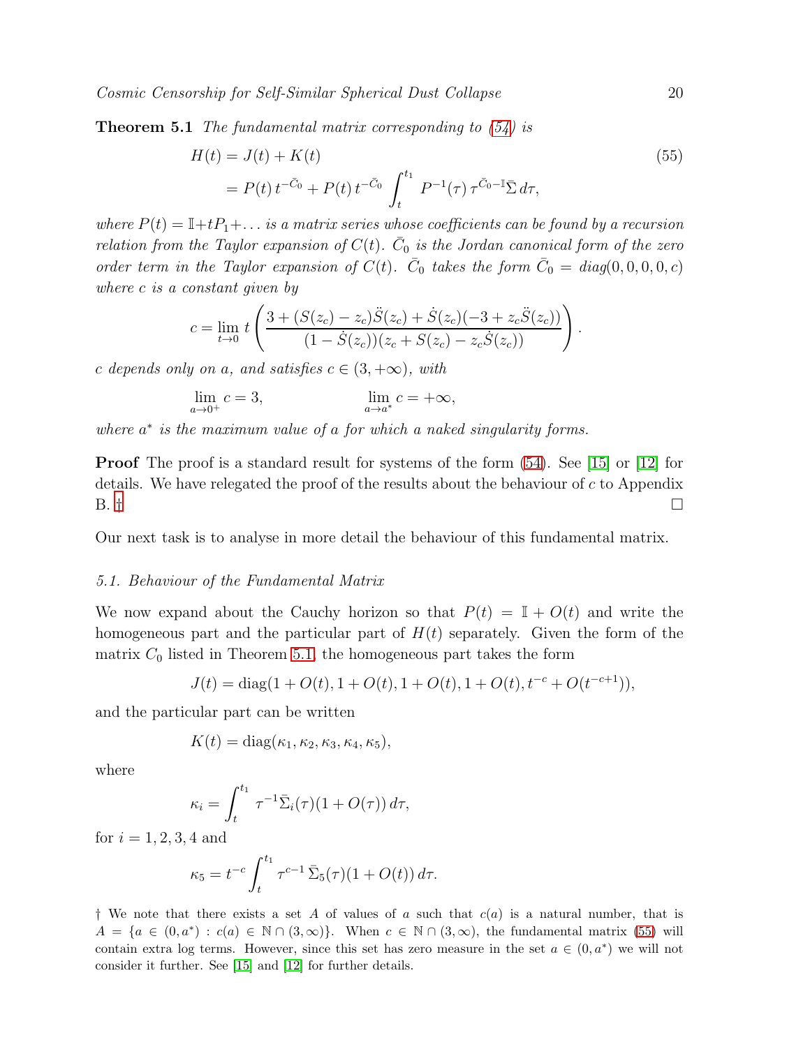**Theorem 5.1** *The fundamental matrix corresponding to (54) is*

$$
\begin{aligned}
H(t) &= J(t) + K(t) \qquad (55)\\
&= P(t)\, t^{-\bar{C}_0} + P(t)\, t^{-\bar{C}_0} \int_t^{t_1} P^{-1}(\tau)\, \tau^{\bar{C}_0 - \mathbb{I}} \bar{\Sigma}\, d\tau,
\end{aligned}
$$

*where $P(t) = \mathbb{I} + tP_1 + \ldots$ is a matrix series whose coefficients can be found by a recursion relation from the Taylor expansion of $C(t)$. $\bar{C}_0$ is the Jordan canonical form of the zero order term in the Taylor expansion of $C(t)$. $\bar{C}_0$ takes the form $\bar{C}_0 = diag(0,0,0,0,c)$ where $c$ is a constant given by*

$$
c = \lim_{t\to 0} t \left( \frac{3 + (S(z_c) - z_c)\ddot{S}(z_c) + \dot{S}(z_c)(-3 + z_c \ddot{S}(z_c))}{(1 - \dot{S}(z_c))(z_c + S(z_c) - z_c \dot{S}(z_c))} \right).
$$

*$c$ depends only on $a$, and satisfies $c \in (3, +\infty)$, with*

$$
\lim_{a\to 0^+} c = 3, \qquad\qquad \lim_{a\to a^*} c = +\infty,
$$

*where $a^*$ is the maximum value of $a$ for which a naked singularity forms.*

**Proof** The proof is a standard result for systems of the form (54). See [15] or [12] for details. We have relegated the proof of the results about the behaviour of $c$ to Appendix B. † □

Our next task is to analyse in more detail the behaviour of this fundamental matrix.

### 5.1. Behaviour of the Fundamental Matrix

We now expand about the Cauchy horizon so that $P(t) = \mathbb{I} + O(t)$ and write the homogeneous part and the particular part of $H(t)$ separately. Given the form of the matrix $C_0$ listed in Theorem 5.1, the homogeneous part takes the form

$$
J(t) = \mathrm{diag}(1 + O(t), 1 + O(t), 1 + O(t), 1 + O(t), t^{-c} + O(t^{-c+1})),
$$

and the particular part can be written

$$
K(t) = \mathrm{diag}(\kappa_1, \kappa_2, \kappa_3, \kappa_4, \kappa_5),
$$

where

$$
\kappa_i = \int_t^{t_1} \tau^{-1} \bar{\Sigma}_i(\tau)(1 + O(\tau))\, d\tau,
$$

for $i = 1, 2, 3, 4$ and

$$
\kappa_5 = t^{-c} \int_t^{t_1} \tau^{c-1}\, \bar{\Sigma}_5(\tau)(1 + O(t))\, d\tau.
$$

† We note that there exists a set $A$ of values of $a$ such that $c(a)$ is a natural number, that is $A = \{a \in (0, a^*) : c(a) \in \mathbb{N} \cap (3, \infty)\}$. When $c \in \mathbb{N} \cap (3, \infty)$, the fundamental matrix (55) will contain extra log terms. However, since this set has zero measure in the set $a \in (0, a^*)$ we will not consider it further. See [15] and [12] for further details.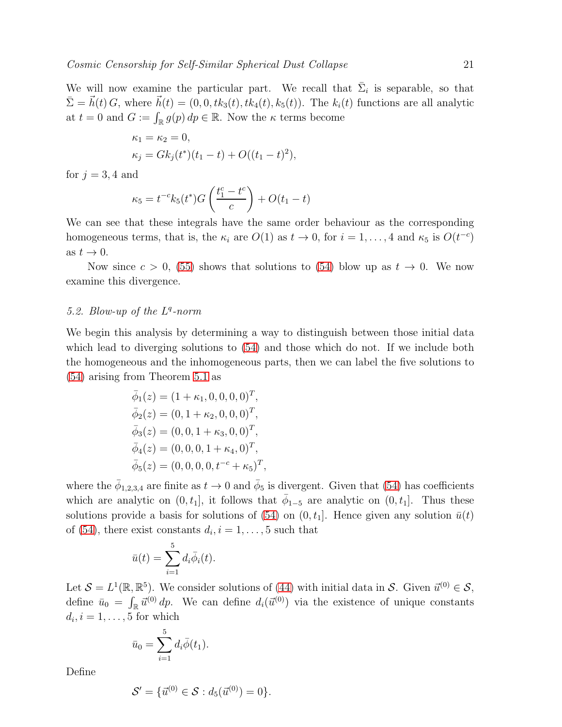We will now examine the particular part. We recall that $\bar{\Sigma}_i$ is separable, so that $\bar{\Sigma} = \vec{h}(t)\,G$, where $\vec{h}(t) = (0, 0, tk_3(t), tk_4(t), k_5(t))$. The $k_i(t)$ functions are all analytic at $t = 0$ and $G := \int_{\mathbb{R}} g(p)\,dp \in \mathbb{R}$. Now the $\kappa$ terms become

$$
\begin{aligned}
&\kappa_1 = \kappa_2 = 0, \\
&\kappa_j = Gk_j(t^*)(t_1 - t) + O((t_1 - t)^2),
\end{aligned}
$$

for $j = 3, 4$ and

$$
\kappa_5 = t^{-c} k_5(t^*) G \left( \frac{t_1^c - t^c}{c} \right) + O(t_1 - t)
$$

We can see that these integrals have the same order behaviour as the corresponding homogeneous terms, that is, the $\kappa_i$ are $O(1)$ as $t \to 0$, for $i = 1, \ldots, 4$ and $\kappa_5$ is $O(t^{-c})$ as $t \to 0$.

Now since $c > 0$, (55) shows that solutions to (54) blow up as $t \to 0$. We now examine this divergence.

### 5.2. Blow-up of the $L^q$-norm

We begin this analysis by determining a way to distinguish between those initial data which lead to diverging solutions to (54) and those which do not. If we include both the homogeneous and the inhomogeneous parts, then we can label the five solutions to (54) arising from Theorem 5.1 as

$$
\begin{aligned}
&\bar{\phi}_1(z) = (1 + \kappa_1, 0, 0, 0, 0)^T, \\
&\bar{\phi}_2(z) = (0, 1 + \kappa_2, 0, 0, 0)^T, \\
&\bar{\phi}_3(z) = (0, 0, 1 + \kappa_3, 0, 0)^T, \\
&\bar{\phi}_4(z) = (0, 0, 0, 1 + \kappa_4, 0)^T, \\
&\bar{\phi}_5(z) = (0, 0, 0, 0, t^{-c} + \kappa_5)^T,
\end{aligned}
$$

where the $\bar{\phi}_{1,2,3,4}$ are finite as $t \to 0$ and $\bar{\phi}_5$ is divergent. Given that (54) has coefficients which are analytic on $(0, t_1]$, it follows that $\bar{\phi}_{1-5}$ are analytic on $(0, t_1]$. Thus these solutions provide a basis for solutions of (54) on $(0, t_1]$. Hence given any solution $\bar{u}(t)$ of (54), there exist constants $d_i, i = 1, \ldots, 5$ such that

$$
\bar{u}(t) = \sum_{i=1}^{5} d_i \bar{\phi}_i(t).
$$

Let $\mathcal{S} = L^1(\mathbb{R}, \mathbb{R}^5)$. We consider solutions of (44) with initial data in $\mathcal{S}$. Given $\vec{u}^{(0)} \in \mathcal{S}$, define $\bar{u}_0 = \int_{\mathbb{R}} \vec{u}^{(0)}\,dp$. We can define $d_i(\vec{u}^{(0)})$ via the existence of unique constants $d_i, i = 1, \ldots, 5$ for which

$$
\bar{u}_0 = \sum_{i=1}^{5} d_i \bar{\phi}(t_1).
$$

Define

$$
\mathcal{S}' = \{\vec{u}^{(0)} \in \mathcal{S} : d_5(\vec{u}^{(0)}) = 0\}.
$$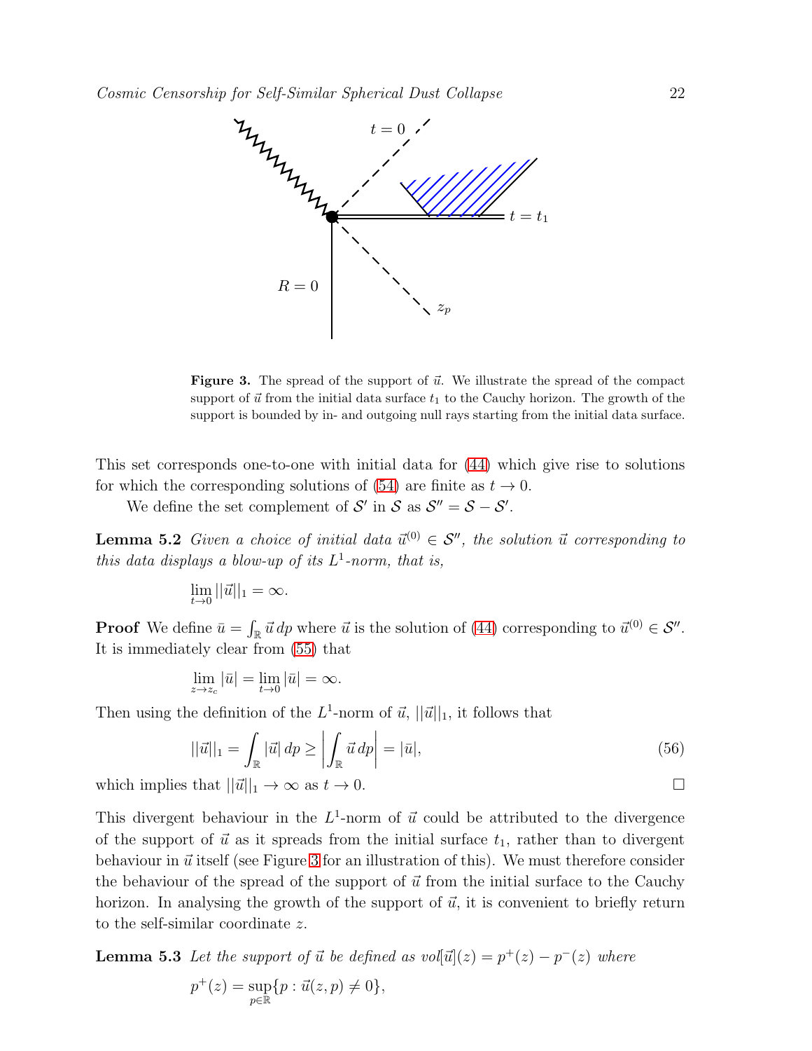**Figure 3.** The spread of the support of $\vec{u}$. We illustrate the spread of the compact support of $\vec{u}$ from the initial data surface $t_1$ to the Cauchy horizon. The growth of the support is bounded by in- and outgoing null rays starting from the initial data surface.

This set corresponds one-to-one with initial data for (44) which give rise to solutions for which the corresponding solutions of (54) are finite as $t \to 0$.

We define the set complement of $\mathcal{S}'$ in $\mathcal{S}$ as $\mathcal{S}'' = \mathcal{S} - \mathcal{S}'$.

**Lemma 5.2** *Given a choice of initial data $\vec{u}^{(0)} \in \mathcal{S}''$, the solution $\vec{u}$ corresponding to this data displays a blow-up of its $L^1$-norm, that is,*

$$\lim_{t\to 0} ||\vec{u}||_1 = \infty.$$

**Proof** We define $\bar{u} = \int_{\mathbb{R}} \vec{u}\, dp$ where $\vec{u}$ is the solution of (44) corresponding to $\vec{u}^{(0)} \in \mathcal{S}''$. It is immediately clear from (55) that

$$\lim_{z\to z_c} |\bar{u}| = \lim_{t\to 0} |\bar{u}| = \infty.$$

Then using the definition of the $L^1$-norm of $\vec{u}$, $||\vec{u}||_1$, it follows that

$$||\vec{u}||_1 = \int_{\mathbb{R}} |\vec{u}|\, dp \geq \left| \int_{\mathbb{R}} \vec{u}\, dp \right| = |\bar{u}|, \tag{56}$$

which implies that $||\vec{u}||_1 \to \infty$ as $t \to 0$. □

This divergent behaviour in the $L^1$-norm of $\vec{u}$ could be attributed to the divergence of the support of $\vec{u}$ as it spreads from the initial surface $t_1$, rather than to divergent behaviour in $\vec{u}$ itself (see Figure 3 for an illustration of this). We must therefore consider the behaviour of the spread of the support of $\vec{u}$ from the initial surface to the Cauchy horizon. In analysing the growth of the support of $\vec{u}$, it is convenient to briefly return to the self-similar coordinate $z$.

**Lemma 5.3** *Let the support of $\vec{u}$ be defined as $vol[\vec{u}](z) = p^+(z) - p^-(z)$ where*

$$p^+(z) = \sup_{p\in\mathbb{R}} \{p : \vec{u}(z,p) \neq 0\},$$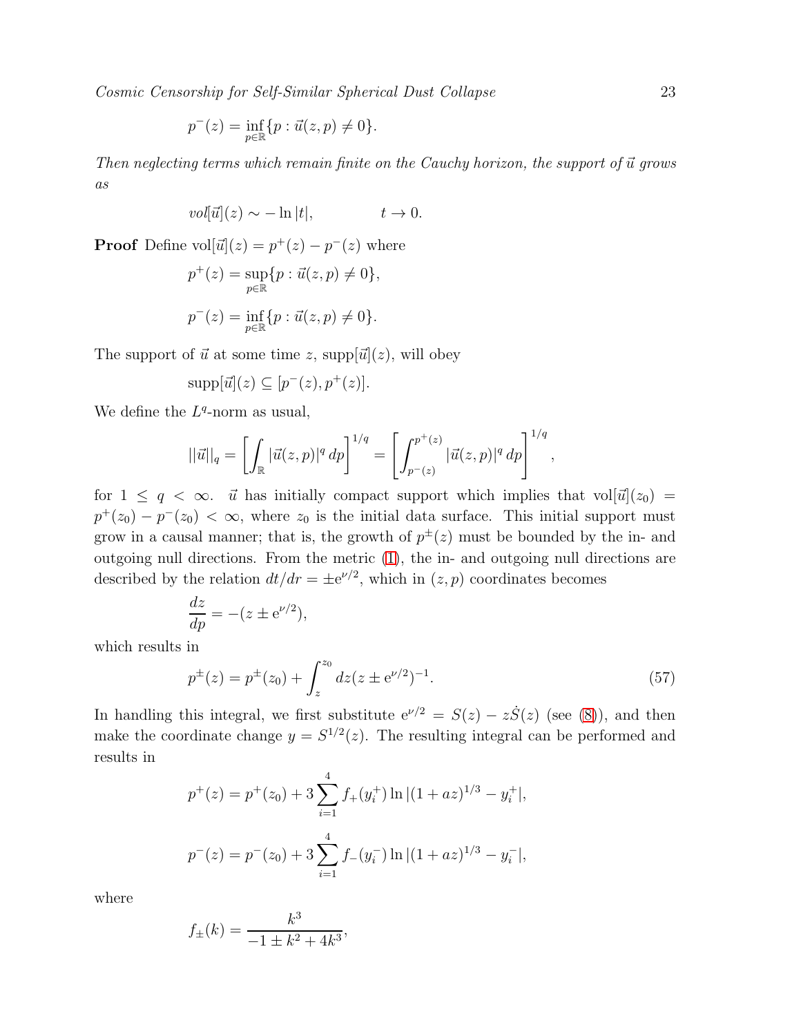$$p^-(z) = \inf_{p\in\mathbb{R}}\{p : \vec{u}(z,p) \neq 0\}.$$

*Then neglecting terms which remain finite on the Cauchy horizon, the support of $\vec{u}$ grows as*

$$vol[\vec{u}](z) \sim -\ln|t|, \qquad\qquad t \to 0.$$

**Proof** Define $\mathrm{vol}[\vec{u}](z) = p^+(z) - p^-(z)$ where

$$p^+(z) = \sup_{p\in\mathbb{R}}\{p : \vec{u}(z,p) \neq 0\},$$

$$p^-(z) = \inf_{p\in\mathbb{R}}\{p : \vec{u}(z,p) \neq 0\}.$$

The support of $\vec{u}$ at some time $z$, $\mathrm{supp}[\vec{u}](z)$, will obey

$$\mathrm{supp}[\vec{u}](z) \subseteq [p^-(z), p^+(z)].$$

We define the $L^q$-norm as usual,

$$||\vec{u}||_q = \left[\int_{\mathbb{R}} |\vec{u}(z,p)|^q \, dp\right]^{1/q} = \left[\int_{p^-(z)}^{p^+(z)} |\vec{u}(z,p)|^q \, dp\right]^{1/q},$$

for $1 \leq q < \infty$. $\vec{u}$ has initially compact support which implies that $\mathrm{vol}[\vec{u}](z_0) = p^+(z_0) - p^-(z_0) < \infty$, where $z_0$ is the initial data surface. This initial support must grow in a causal manner; that is, the growth of $p^\pm(z)$ must be bounded by the in- and outgoing null directions. From the metric (1), the in- and outgoing null directions are described by the relation $dt/dr = \pm e^{\nu/2}$, which in $(z,p)$ coordinates becomes

$$\frac{dz}{dp} = -(z \pm e^{\nu/2}),$$

which results in

$$p^\pm(z) = p^\pm(z_0) + \int_z^{z_0} dz(z \pm e^{\nu/2})^{-1}. \tag{57}$$

In handling this integral, we first substitute $e^{\nu/2} = S(z) - z\dot{S}(z)$ (see (8)), and then make the coordinate change $y = S^{1/2}(z)$. The resulting integral can be performed and results in

$$p^+(z) = p^+(z_0) + 3\sum_{i=1}^{4} f_+(y_i^+) \ln|(1+az)^{1/3} - y_i^+|,$$

$$p^-(z) = p^-(z_0) + 3\sum_{i=1}^{4} f_-(y_i^-) \ln|(1+az)^{1/3} - y_i^-|,$$

where

$$f_\pm(k) = \frac{k^3}{-1 \pm k^2 + 4k^3},$$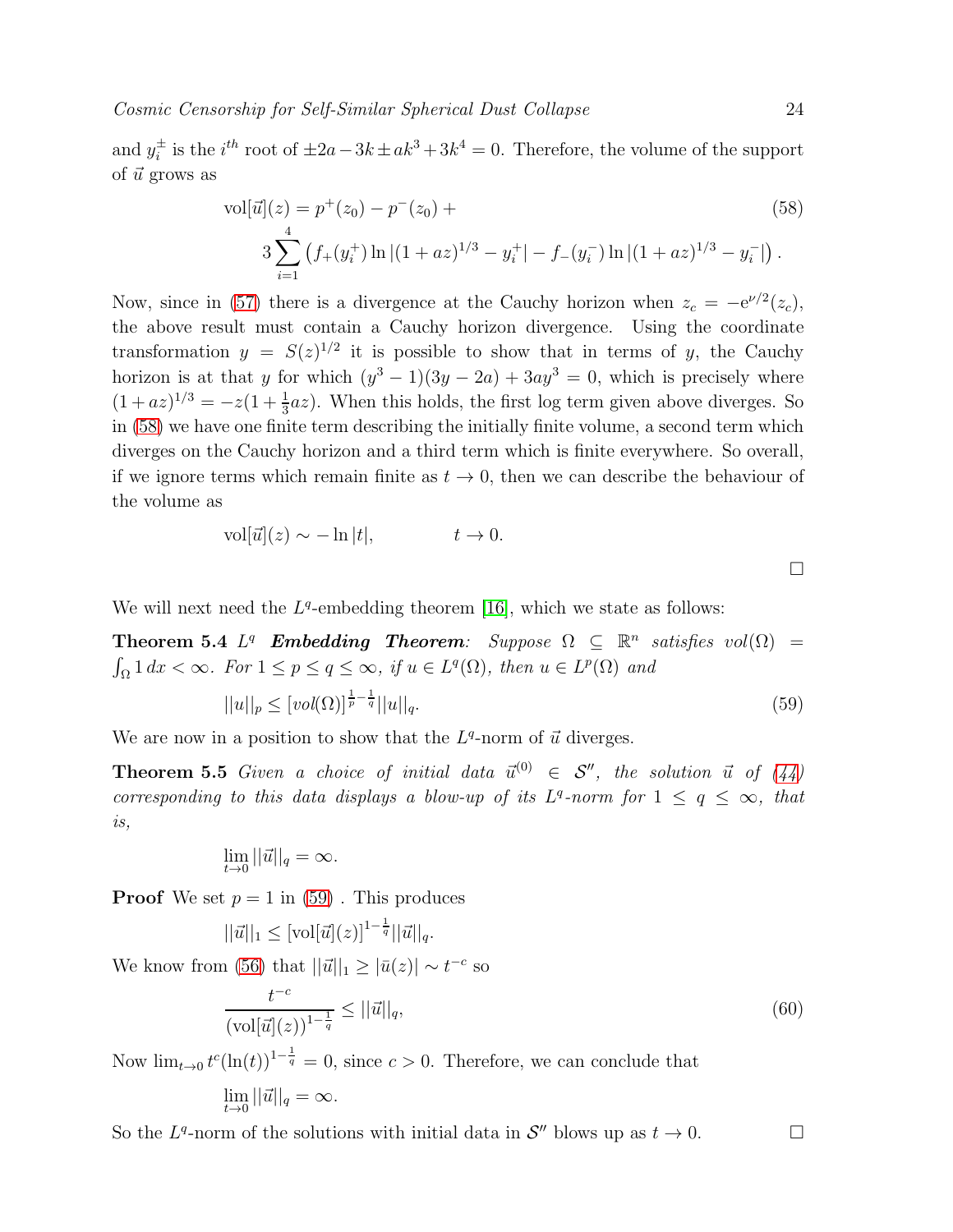and $y_i^{\pm}$ is the $i^{th}$ root of $\pm 2a - 3k \pm ak^3 + 3k^4 = 0$. Therefore, the volume of the support of $\vec{u}$ grows as

$$
\begin{aligned}
\mathrm{vol}[\vec{u}](z) = & \; p^+(z_0) - p^-(z_0) + \\
& 3 \sum_{i=1}^{4} \left( f_+(y_i^+) \ln |(1+az)^{1/3} - y_i^+| - f_-(y_i^-) \ln |(1+az)^{1/3} - y_i^-| \right).
\end{aligned}
\tag{58}
$$

Now, since in (57) there is a divergence at the Cauchy horizon when $z_c = -\mathrm{e}^{\nu/2}(z_c)$, the above result must contain a Cauchy horizon divergence. Using the coordinate transformation $y = S(z)^{1/2}$ it is possible to show that in terms of $y$, the Cauchy horizon is at that $y$ for which $(y^3 - 1)(3y - 2a) + 3ay^3 = 0$, which is precisely where $(1+az)^{1/3} = -z(1 + \frac{1}{3}az)$. When this holds, the first log term given above diverges. So in (58) we have one finite term describing the initially finite volume, a second term which diverges on the Cauchy horizon and a third term which is finite everywhere. So overall, if we ignore terms which remain finite as $t \to 0$, then we can describe the behaviour of the volume as

$$
\mathrm{vol}[\vec{u}](z) \sim -\ln |t|, \qquad t \to 0.
$$

□

We will next need the $L^q$-embedding theorem [16], which we state as follows:

**Theorem 5.4** ***$L^q$ Embedding Theorem**: Suppose $\Omega \subseteq \mathbb{R}^n$ satisfies $vol(\Omega) = \int_\Omega 1\, dx < \infty$. For $1 \leq p \leq q \leq \infty$, if $u \in L^q(\Omega)$, then $u \in L^p(\Omega)$ and*

$$
||u||_p \leq [vol(\Omega)]^{\frac{1}{p} - \frac{1}{q}} ||u||_q. \tag{59}
$$

We are now in a position to show that the $L^q$-norm of $\vec{u}$ diverges.

**Theorem 5.5** *Given a choice of initial data $\vec{u}^{(0)} \in \mathcal{S}''$, the solution $\vec{u}$ of (44) corresponding to this data displays a blow-up of its $L^q$-norm for $1 \leq q \leq \infty$, that is,*

$$
\lim_{t \to 0} ||\vec{u}||_q = \infty.
$$

**Proof** We set $p = 1$ in (59) . This produces

$$
||\vec{u}||_1 \leq [\mathrm{vol}[\vec{u}](z)]^{1 - \frac{1}{q}} ||\vec{u}||_q.
$$

We know from (56) that $||\vec{u}||_1 \geq |\bar{u}(z)| \sim t^{-c}$ so

$$
\frac{t^{-c}}{(\mathrm{vol}[\vec{u}](z))^{1-\frac{1}{q}}} \leq ||\vec{u}||_q, \tag{60}
$$

Now $\lim_{t \to 0} t^c (\ln(t))^{1 - \frac{1}{q}} = 0$, since $c > 0$. Therefore, we can conclude that

$$
\lim_{t \to 0} ||\vec{u}||_q = \infty.
$$

So the $L^q$-norm of the solutions with initial data in $\mathcal{S}''$ blows up as $t \to 0$. □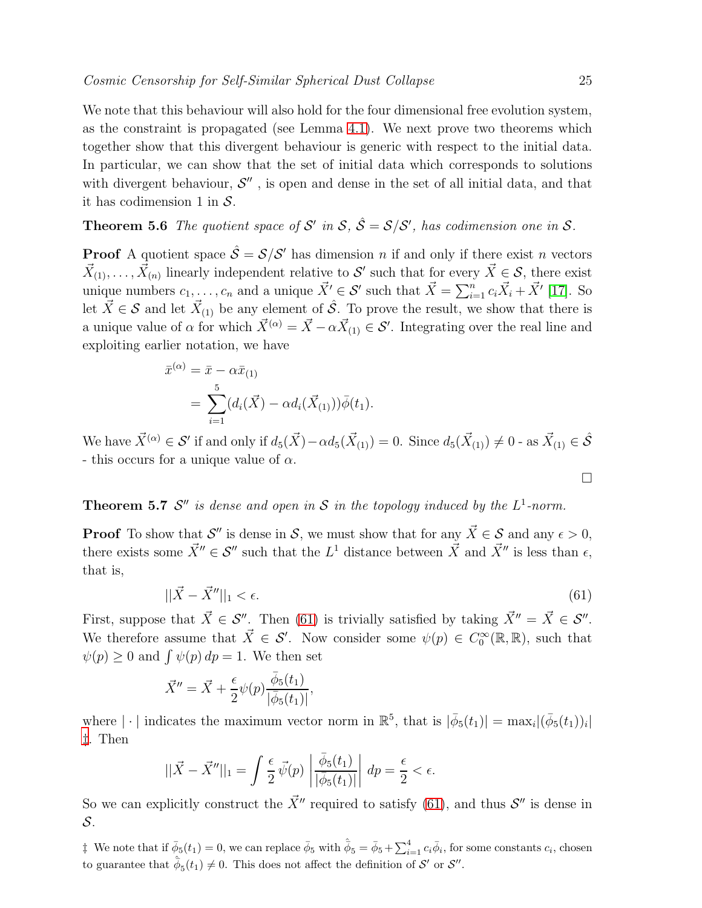We note that this behaviour will also hold for the four dimensional free evolution system, as the constraint is propagated (see Lemma 4.1). We next prove two theorems which together show that this divergent behaviour is generic with respect to the initial data. In particular, we can show that the set of initial data which corresponds to solutions with divergent behaviour, $\mathcal{S}''$ , is open and dense in the set of all initial data, and that it has codimension 1 in $\mathcal{S}$.

**Theorem 5.6** *The quotient space of $\mathcal{S}'$ in $\mathcal{S}$, $\hat{\mathcal{S}} = \mathcal{S}/\mathcal{S}'$, has codimension one in $\mathcal{S}$.*

**Proof** A quotient space $\hat{\mathcal{S}} = \mathcal{S}/\mathcal{S}'$ has dimension $n$ if and only if there exist $n$ vectors $\vec{X}_{(1)}, \ldots, \vec{X}_{(n)}$ linearly independent relative to $\mathcal{S}'$ such that for every $\vec{X} \in \mathcal{S}$, there exist unique numbers $c_1, \ldots, c_n$ and a unique $\vec{X}' \in \mathcal{S}'$ such that $\vec{X} = \sum_{i=1}^{n} c_i \vec{X}_i + \vec{X}'$ [17]. So let $\vec{X} \in \mathcal{S}$ and let $\vec{X}_{(1)}$ be any element of $\hat{\mathcal{S}}$. To prove the result, we show that there is a unique value of $\alpha$ for which $\vec{X}^{(\alpha)} = \vec{X} - \alpha \vec{X}_{(1)} \in \mathcal{S}'$. Integrating over the real line and exploiting earlier notation, we have

$$
\begin{aligned}
\bar{x}^{(\alpha)} &= \bar{x} - \alpha \bar{x}_{(1)} \\
&= \sum_{i=1}^{5} (d_i(\vec{X}) - \alpha d_i(\vec{X}_{(1)})) \bar{\phi}(t_1).
\end{aligned}
$$

We have $\vec{X}^{(\alpha)} \in \mathcal{S}'$ if and only if $d_5(\vec{X}) - \alpha d_5(\vec{X}_{(1)}) = 0$. Since $d_5(\vec{X}_{(1)}) \neq 0$ - as $\vec{X}_{(1)} \in \hat{\mathcal{S}}$ - this occurs for a unique value of $\alpha$.

□

**Theorem 5.7** *$\mathcal{S}''$ is dense and open in $\mathcal{S}$ in the topology induced by the $L^1$-norm.*

**Proof** To show that $\mathcal{S}''$ is dense in $\mathcal{S}$, we must show that for any $\vec{X} \in \mathcal{S}$ and any $\epsilon > 0$, there exists some $\vec{X}'' \in \mathcal{S}''$ such that the $L^1$ distance between $\vec{X}$ and $\vec{X}''$ is less than $\epsilon$, that is,

$$
||\vec{X} - \vec{X}''||_1 < \epsilon. \tag{61}
$$

First, suppose that $\vec{X} \in \mathcal{S}''$. Then (61) is trivially satisfied by taking $\vec{X}'' = \vec{X} \in \mathcal{S}''$. We therefore assume that $\vec{X} \in \mathcal{S}'$. Now consider some $\psi(p) \in C_0^\infty(\mathbb{R}, \mathbb{R})$, such that $\psi(p) \geq 0$ and $\int \psi(p)\, dp = 1$. We then set

$$
\vec{X}'' = \vec{X} + \frac{\epsilon}{2} \psi(p) \frac{\bar{\phi}_5(t_1)}{|\bar{\phi}_5(t_1)|},
$$

where $|\cdot|$ indicates the maximum vector norm in $\mathbb{R}^5$, that is $|\bar{\phi}_5(t_1)| = \max_i |(\bar{\phi}_5(t_1))_i|$ ‡. Then

$$
||\vec{X} - \vec{X}''||_1 = \int \frac{\epsilon}{2} \vec{\psi}(p) \left| \frac{\bar{\phi}_5(t_1)}{|\bar{\phi}_5(t_1)|} \right| dp = \frac{\epsilon}{2} < \epsilon.
$$

So we can explicitly construct the $\vec{X}''$ required to satisfy (61), and thus $\mathcal{S}''$ is dense in $\mathcal{S}$.

‡ We note that if $\bar{\phi}_5(t_1) = 0$, we can replace $\bar{\phi}_5$ with $\hat{\bar{\phi}}_5 = \bar{\phi}_5 + \sum_{i=1}^{4} c_i \bar{\phi}_i$, for some constants $c_i$, chosen to guarantee that $\hat{\bar{\phi}}_5(t_1) \neq 0$. This does not affect the definition of $\mathcal{S}'$ or $\mathcal{S}''$.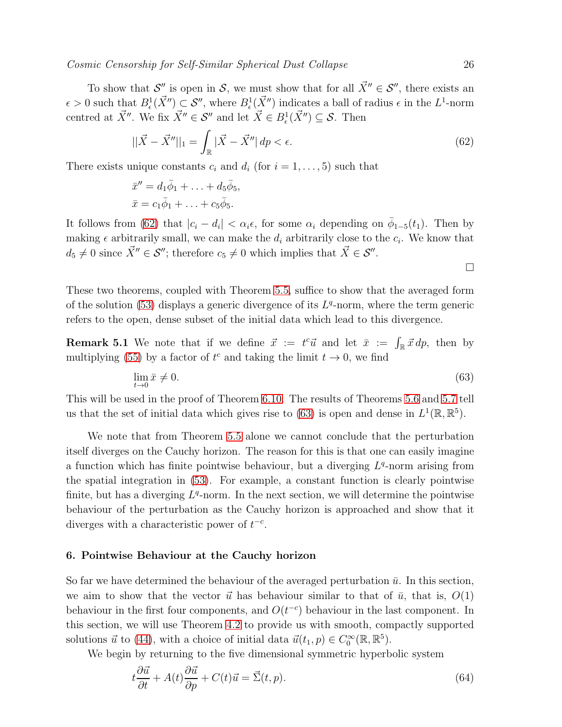To show that $\mathcal{S}''$ is open in $\mathcal{S}$, we must show that for all $\vec{X}'' \in \mathcal{S}''$, there exists an $\epsilon > 0$ such that $B^1_\epsilon(\vec{X}'') \subset \mathcal{S}''$, where $B^1_\epsilon(\vec{X}'')$ indicates a ball of radius $\epsilon$ in the $L^1$-norm centred at $\vec{X}''$. We fix $\vec{X}'' \in \mathcal{S}''$ and let $\vec{X} \in B^1_\epsilon(\vec{X}'') \subseteq \mathcal{S}$. Then

$$||\vec{X} - \vec{X}''||_1 = \int_{\mathbb{R}} |\vec{X} - \vec{X}''| \, dp < \epsilon. \tag{62}$$

There exists unique constants $c_i$ and $d_i$ (for $i = 1, \ldots, 5$) such that

$$\bar{x}'' = d_1 \bar{\phi}_1 + \ldots + d_5 \bar{\phi}_5,$$
$$\bar{x} = c_1 \bar{\phi}_1 + \ldots + c_5 \bar{\phi}_5.$$

It follows from (62) that $|c_i - d_i| < \alpha_i \epsilon$, for some $\alpha_i$ depending on $\bar{\phi}_{1-5}(t_1)$. Then by making $\epsilon$ arbitrarily small, we can make the $d_i$ arbitrarily close to the $c_i$. We know that $d_5 \neq 0$ since $\vec{X}'' \in \mathcal{S}''$; therefore $c_5 \neq 0$ which implies that $\vec{X} \in \mathcal{S}''$.

□

These two theorems, coupled with Theorem 5.5, suffice to show that the averaged form of the solution (53) displays a generic divergence of its $L^q$-norm, where the term generic refers to the open, dense subset of the initial data which lead to this divergence.

**Remark 5.1** We note that if we define $\vec{x} := t^c \vec{u}$ and let $\bar{x} := \int_{\mathbb{R}} \vec{x} \, dp$, then by multiplying (55) by a factor of $t^c$ and taking the limit $t \to 0$, we find

$$\lim_{t \to 0} \bar{x} \neq 0. \tag{63}$$

This will be used in the proof of Theorem 6.10. The results of Theorems 5.6 and 5.7 tell us that the set of initial data which gives rise to (63) is open and dense in $L^1(\mathbb{R}, \mathbb{R}^5)$.

We note that from Theorem 5.5 alone we cannot conclude that the perturbation itself diverges on the Cauchy horizon. The reason for this is that one can easily imagine a function which has finite pointwise behaviour, but a diverging $L^q$-norm arising from the spatial integration in (53). For example, a constant function is clearly pointwise finite, but has a diverging $L^q$-norm. In the next section, we will determine the pointwise behaviour of the perturbation as the Cauchy horizon is approached and show that it diverges with a characteristic power of $t^{-c}$.

## 6. Pointwise Behaviour at the Cauchy horizon

So far we have determined the behaviour of the averaged perturbation $\bar{u}$. In this section, we aim to show that the vector $\vec{u}$ has behaviour similar to that of $\bar{u}$, that is, $O(1)$ behaviour in the first four components, and $O(t^{-c})$ behaviour in the last component. In this section, we will use Theorem 4.2 to provide us with smooth, compactly supported solutions $\vec{u}$ to (44), with a choice of initial data $\vec{u}(t_1, p) \in C_0^\infty(\mathbb{R}, \mathbb{R}^5)$.

We begin by returning to the five dimensional symmetric hyperbolic system

$$t \frac{\partial \vec{u}}{\partial t} + A(t) \frac{\partial \vec{u}}{\partial p} + C(t) \vec{u} = \vec{\Sigma}(t, p). \tag{64}$$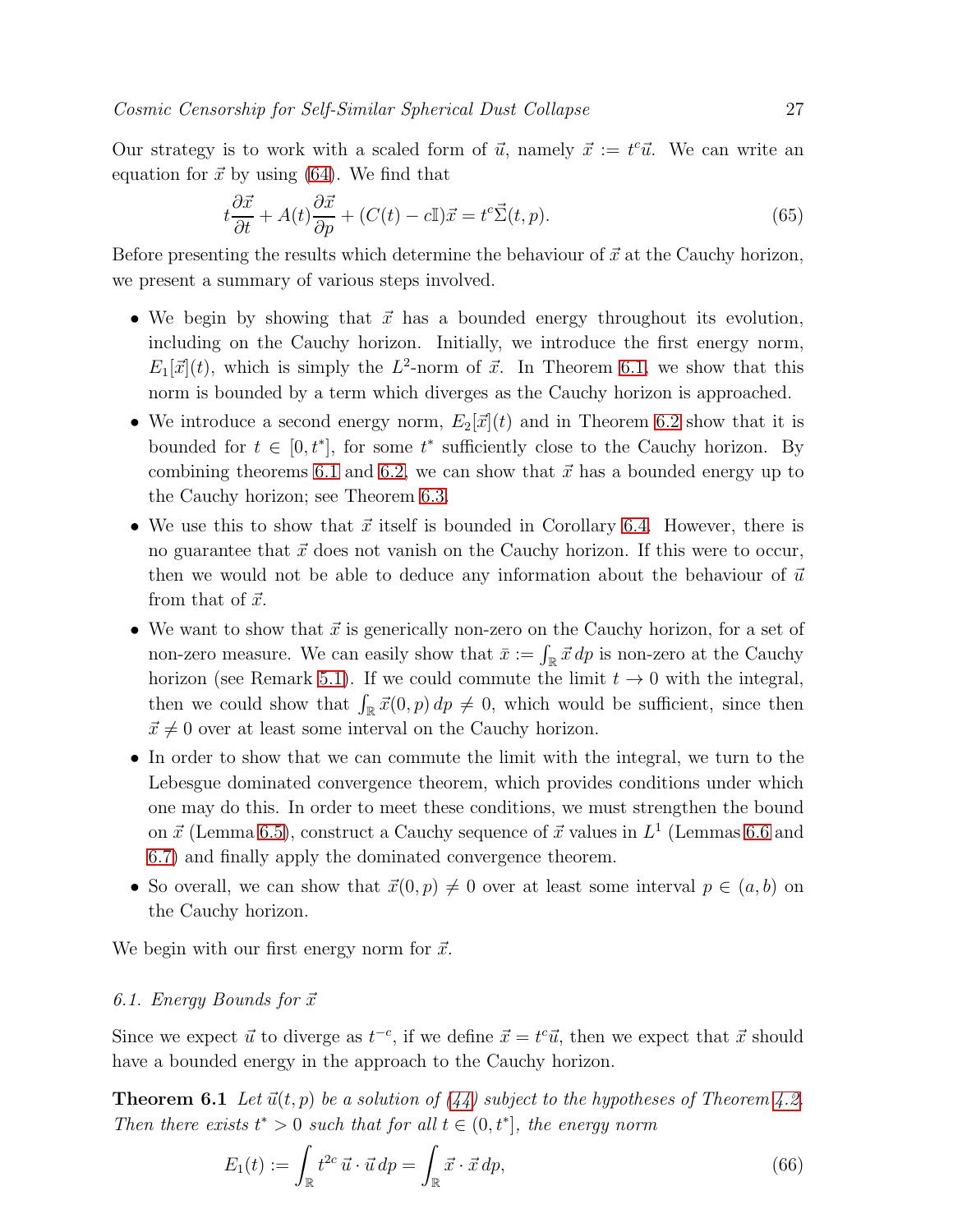Our strategy is to work with a scaled form of $\vec{u}$, namely $\vec{x} := t^c\vec{u}$. We can write an equation for $\vec{x}$ by using (64). We find that

$$t\frac{\partial \vec{x}}{\partial t} + A(t)\frac{\partial \vec{x}}{\partial p} + (C(t) - c\mathbb{I})\vec{x} = t^c\vec{\Sigma}(t,p). \tag{65}$$

Before presenting the results which determine the behaviour of $\vec{x}$ at the Cauchy horizon, we present a summary of various steps involved.

- We begin by showing that $\vec{x}$ has a bounded energy throughout its evolution, including on the Cauchy horizon. Initially, we introduce the first energy norm, $E_1[\vec{x}](t)$, which is simply the $L^2$-norm of $\vec{x}$. In Theorem 6.1, we show that this norm is bounded by a term which diverges as the Cauchy horizon is approached.
- We introduce a second energy norm, $E_2[\vec{x}](t)$ and in Theorem 6.2 show that it is bounded for $t \in [0, t^*]$, for some $t^*$ sufficiently close to the Cauchy horizon. By combining theorems 6.1 and 6.2, we can show that $\vec{x}$ has a bounded energy up to the Cauchy horizon; see Theorem 6.3.
- We use this to show that $\vec{x}$ itself is bounded in Corollary 6.4. However, there is no guarantee that $\vec{x}$ does not vanish on the Cauchy horizon. If this were to occur, then we would not be able to deduce any information about the behaviour of $\vec{u}$ from that of $\vec{x}$.
- We want to show that $\vec{x}$ is generically non-zero on the Cauchy horizon, for a set of non-zero measure. We can easily show that $\bar{x} := \int_{\mathbb{R}} \vec{x}\, dp$ is non-zero at the Cauchy horizon (see Remark 5.1). If we could commute the limit $t \to 0$ with the integral, then we could show that $\int_{\mathbb{R}} \vec{x}(0,p)\, dp \neq 0$, which would be sufficient, since then $\vec{x} \neq 0$ over at least some interval on the Cauchy horizon.
- In order to show that we can commute the limit with the integral, we turn to the Lebesgue dominated convergence theorem, which provides conditions under which one may do this. In order to meet these conditions, we must strengthen the bound on $\vec{x}$ (Lemma 6.5), construct a Cauchy sequence of $\vec{x}$ values in $L^1$ (Lemmas 6.6 and 6.7) and finally apply the dominated convergence theorem.
- So overall, we can show that $\vec{x}(0,p) \neq 0$ over at least some interval $p \in (a,b)$ on the Cauchy horizon.

We begin with our first energy norm for $\vec{x}$.

### 6.1. Energy Bounds for $\vec{x}$

Since we expect $\vec{u}$ to diverge as $t^{-c}$, if we define $\vec{x} = t^c\vec{u}$, then we expect that $\vec{x}$ should have a bounded energy in the approach to the Cauchy horizon.

**Theorem 6.1** *Let $\vec{u}(t,p)$ be a solution of (44) subject to the hypotheses of Theorem 4.2. Then there exists $t^* > 0$ such that for all $t \in (0, t^*]$, the energy norm*

$$E_1(t) := \int_{\mathbb{R}} t^{2c}\, \vec{u}\cdot\vec{u}\, dp = \int_{\mathbb{R}} \vec{x}\cdot\vec{x}\, dp, \tag{66}$$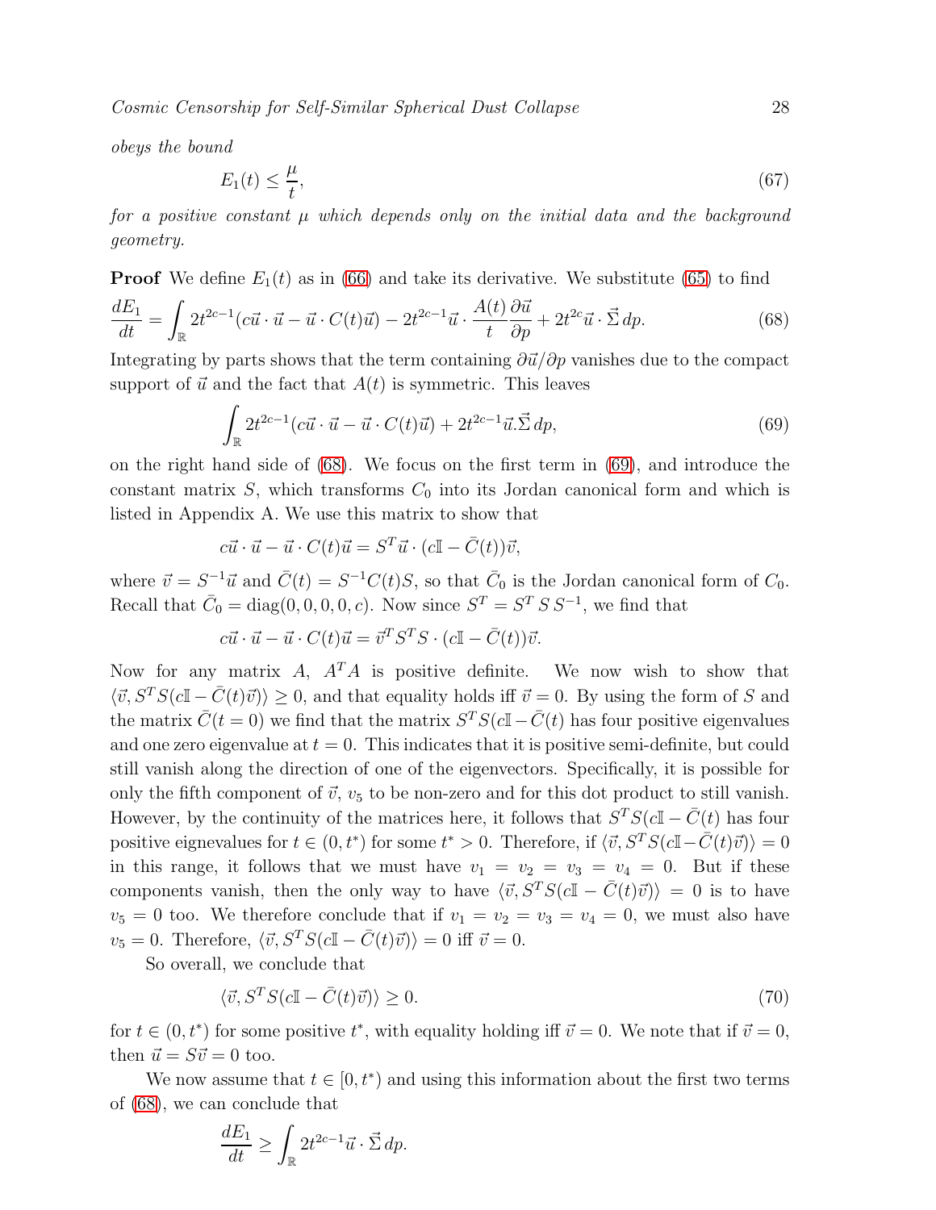*obeys the bound*

$$E_1(t) \leq \frac{\mu}{t}, \tag{67}$$

*for a positive constant $\mu$ which depends only on the initial data and the background geometry.*

**Proof** We define $E_1(t)$ as in (66) and take its derivative. We substitute (65) to find

$$\frac{dE_1}{dt} = \int_{\mathbb{R}} 2t^{2c-1}(c\vec{u}\cdot\vec{u} - \vec{u}\cdot C(t)\vec{u}) - 2t^{2c-1}\vec{u}\cdot\frac{A(t)}{t}\frac{\partial\vec{u}}{\partial p} + 2t^{2c}\vec{u}\cdot\vec{\Sigma}\,dp. \tag{68}$$

Integrating by parts shows that the term containing $\partial\vec{u}/\partial p$ vanishes due to the compact support of $\vec{u}$ and the fact that $A(t)$ is symmetric. This leaves

$$\int_{\mathbb{R}} 2t^{2c-1}(c\vec{u}\cdot\vec{u} - \vec{u}\cdot C(t)\vec{u}) + 2t^{2c-1}\vec{u}.\vec{\Sigma}\,dp, \tag{69}$$

on the right hand side of (68). We focus on the first term in (69), and introduce the constant matrix $S$, which transforms $C_0$ into its Jordan canonical form and which is listed in Appendix A. We use this matrix to show that

$$c\vec{u}\cdot\vec{u} - \vec{u}\cdot C(t)\vec{u} = S^T\vec{u}\cdot(c\mathbb{I} - \bar{C}(t))\vec{v},$$

where $\vec{v} = S^{-1}\vec{u}$ and $\bar{C}(t) = S^{-1}C(t)S$, so that $\bar{C}_0$ is the Jordan canonical form of $C_0$. Recall that $\bar{C}_0 = \text{diag}(0,0,0,0,c)$. Now since $S^T = S^T\,S\,S^{-1}$, we find that

$$c\vec{u}\cdot\vec{u} - \vec{u}\cdot C(t)\vec{u} = \vec{v}^T S^T S\cdot(c\mathbb{I} - \bar{C}(t))\vec{v}.$$

Now for any matrix $A$, $A^TA$ is positive definite. We now wish to show that $\langle\vec{v}, S^TS(c\mathbb{I} - \bar{C}(t)\vec{v})\rangle \geq 0$, and that equality holds iff $\vec{v} = 0$. By using the form of $S$ and the matrix $\bar{C}(t=0)$ we find that the matrix $S^TS(c\mathbb{I} - \bar{C}(t)$ has four positive eigenvalues and one zero eigenvalue at $t=0$. This indicates that it is positive semi-definite, but could still vanish along the direction of one of the eigenvectors. Specifically, it is possible for only the fifth component of $\vec{v}$, $v_5$ to be non-zero and for this dot product to still vanish. However, by the continuity of the matrices here, it follows that $S^TS(c\mathbb{I} - \bar{C}(t)$ has four positive eignevalues for $t \in (0, t^*)$ for some $t^* > 0$. Therefore, if $\langle\vec{v}, S^TS(c\mathbb{I} - \bar{C}(t)\vec{v})\rangle = 0$ in this range, it follows that we must have $v_1 = v_2 = v_3 = v_4 = 0$. But if these components vanish, then the only way to have $\langle\vec{v}, S^TS(c\mathbb{I} - \bar{C}(t)\vec{v})\rangle = 0$ is to have $v_5 = 0$ too. We therefore conclude that if $v_1 = v_2 = v_3 = v_4 = 0$, we must also have $v_5 = 0$. Therefore, $\langle\vec{v}, S^TS(c\mathbb{I} - \bar{C}(t)\vec{v})\rangle = 0$ iff $\vec{v} = 0$.

So overall, we conclude that

$$\langle\vec{v}, S^TS(c\mathbb{I} - \bar{C}(t)\vec{v})\rangle \geq 0. \tag{70}$$

for $t \in (0, t^*)$ for some positive $t^*$, with equality holding iff $\vec{v} = 0$. We note that if $\vec{v} = 0$, then $\vec{u} = S\vec{v} = 0$ too.

We now assume that $t \in [0, t^*)$ and using this information about the first two terms of (68), we can conclude that

$$\frac{dE_1}{dt} \geq \int_{\mathbb{R}} 2t^{2c-1}\vec{u}\cdot\vec{\Sigma}\,dp.$$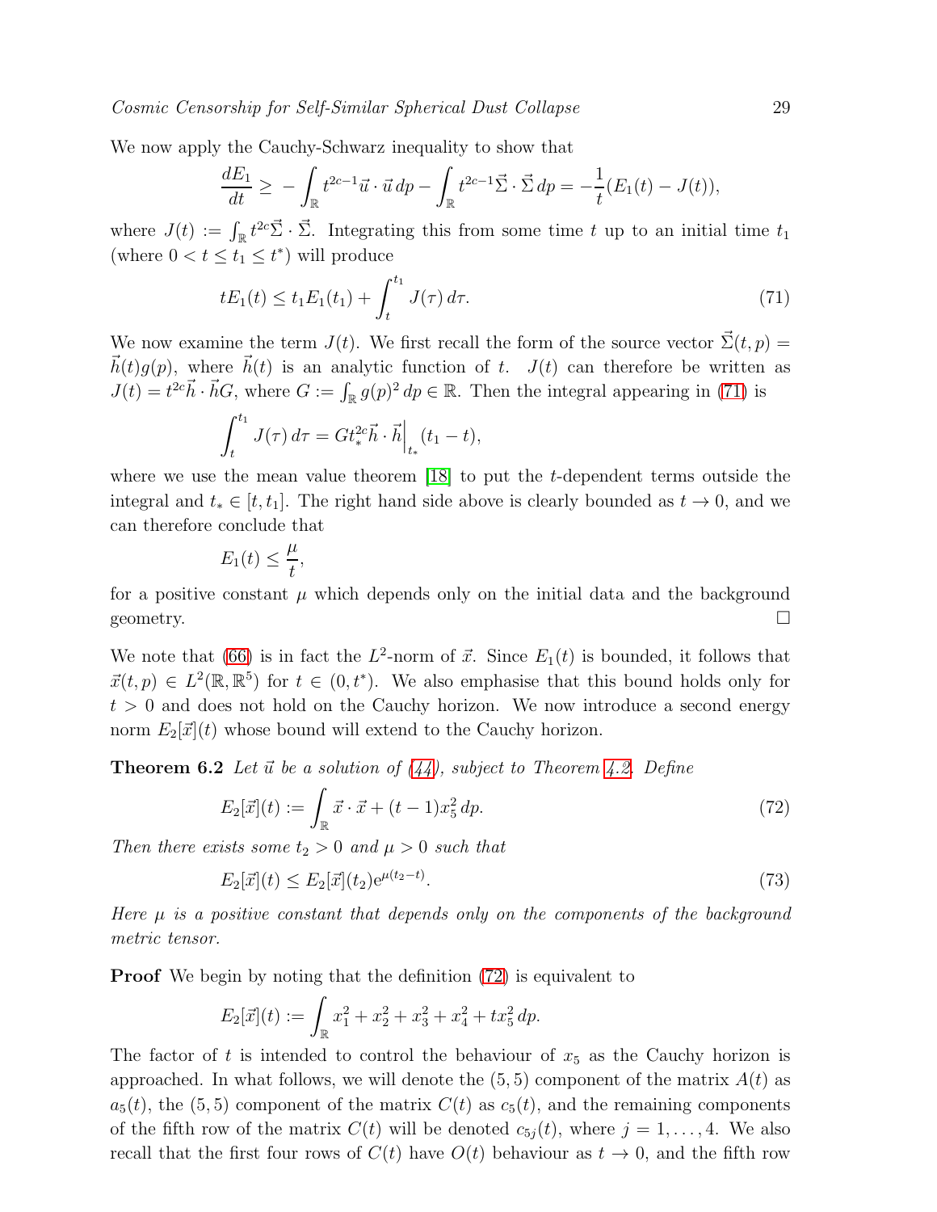We now apply the Cauchy-Schwarz inequality to show that

$$\frac{dE_1}{dt} \geq -\int_{\mathbb{R}} t^{2c-1}\vec{u}\cdot\vec{u}\,dp - \int_{\mathbb{R}} t^{2c-1}\vec{\Sigma}\cdot\vec{\Sigma}\,dp = -\frac{1}{t}(E_1(t) - J(t)),$$

where $J(t) := \int_{\mathbb{R}} t^{2c}\vec{\Sigma}\cdot\vec{\Sigma}$. Integrating this from some time $t$ up to an initial time $t_1$ (where $0 < t \leq t_1 \leq t^*$) will produce

$$tE_1(t) \leq t_1 E_1(t_1) + \int_t^{t_1} J(\tau)\,d\tau. \tag{71}$$

We now examine the term $J(t)$. We first recall the form of the source vector $\vec{\Sigma}(t,p) = \vec{h}(t)g(p)$, where $\vec{h}(t)$ is an analytic function of $t$. $J(t)$ can therefore be written as $J(t) = t^{2c}\vec{h}\cdot\vec{h}G$, where $G := \int_{\mathbb{R}} g(p)^2\,dp \in \mathbb{R}$. Then the integral appearing in (71) is

$$\int_t^{t_1} J(\tau)\,d\tau = Gt_*^{2c}\vec{h}\cdot\vec{h}\Big|_{t_*}(t_1 - t),$$

where we use the mean value theorem [18] to put the $t$-dependent terms outside the integral and $t_* \in [t, t_1]$. The right hand side above is clearly bounded as $t \to 0$, and we can therefore conclude that

$$E_1(t) \leq \frac{\mu}{t},$$

for a positive constant $\mu$ which depends only on the initial data and the background geometry. □

We note that (66) is in fact the $L^2$-norm of $\vec{x}$. Since $E_1(t)$ is bounded, it follows that $\vec{x}(t,p) \in L^2(\mathbb{R},\mathbb{R}^5)$ for $t \in (0, t^*)$. We also emphasise that this bound holds only for $t > 0$ and does not hold on the Cauchy horizon. We now introduce a second energy norm $E_2[\vec{x}](t)$ whose bound will extend to the Cauchy horizon.

**Theorem 6.2** *Let $\vec{u}$ be a solution of (44), subject to Theorem 4.2. Define*

$$E_2[\vec{x}](t) := \int_{\mathbb{R}} \vec{x}\cdot\vec{x} + (t-1)x_5^2\,dp. \tag{72}$$

*Then there exists some $t_2 > 0$ and $\mu > 0$ such that*

$$E_2[\vec{x}](t) \leq E_2[\vec{x}](t_2)e^{\mu(t_2 - t)}. \tag{73}$$

*Here $\mu$ is a positive constant that depends only on the components of the background metric tensor.*

**Proof** We begin by noting that the definition (72) is equivalent to

$$E_2[\vec{x}](t) := \int_{\mathbb{R}} x_1^2 + x_2^2 + x_3^2 + x_4^2 + tx_5^2\,dp.$$

The factor of $t$ is intended to control the behaviour of $x_5$ as the Cauchy horizon is approached. In what follows, we will denote the $(5,5)$ component of the matrix $A(t)$ as $a_5(t)$, the $(5,5)$ component of the matrix $C(t)$ as $c_5(t)$, and the remaining components of the fifth row of the matrix $C(t)$ will be denoted $c_{5j}(t)$, where $j = 1,\ldots,4$. We also recall that the first four rows of $C(t)$ have $O(t)$ behaviour as $t \to 0$, and the fifth row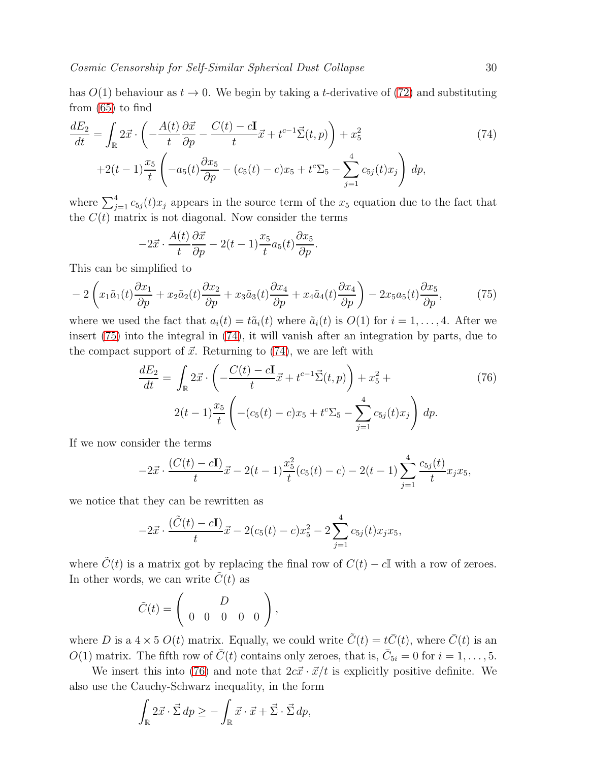has $O(1)$ behaviour as $t \to 0$. We begin by taking a $t$-derivative of (72) and substituting from (65) to find

$$\frac{dE_2}{dt} = \int_{\mathbb{R}} 2\vec{x} \cdot \left( -\frac{A(t)}{t}\frac{\partial \vec{x}}{\partial p} - \frac{C(t) - c\mathbf{I}}{t}\vec{x} + t^{c-1}\vec{\Sigma}(t,p) \right) + x_5^2 \tag{74}$$
$$+2(t-1)\frac{x_5}{t}\left( -a_5(t)\frac{\partial x_5}{\partial p} - (c_5(t) - c)x_5 + t^c\Sigma_5 - \sum_{j=1}^{4} c_{5j}(t)x_j \right)\, dp,$$

where $\sum_{j=1}^{4} c_{5j}(t)x_j$ appears in the source term of the $x_5$ equation due to the fact that the $C(t)$ matrix is not diagonal. Now consider the terms

$$-2\vec{x} \cdot \frac{A(t)}{t}\frac{\partial \vec{x}}{\partial p} - 2(t-1)\frac{x_5}{t}a_5(t)\frac{\partial x_5}{\partial p}.$$

This can be simplified to

$$-2\left( x_1\tilde{a}_1(t)\frac{\partial x_1}{\partial p} + x_2\tilde{a}_2(t)\frac{\partial x_2}{\partial p} + x_3\tilde{a}_3(t)\frac{\partial x_4}{\partial p} + x_4\tilde{a}_4(t)\frac{\partial x_4}{\partial p} \right) - 2x_5 a_5(t)\frac{\partial x_5}{\partial p}, \tag{75}$$

where we used the fact that $a_i(t) = t\tilde{a}_i(t)$ where $\tilde{a}_i(t)$ is $O(1)$ for $i = 1, \ldots, 4$. After we insert (75) into the integral in (74), it will vanish after an integration by parts, due to the compact support of $\vec{x}$. Returning to (74), we are left with

$$\frac{dE_2}{dt} = \int_{\mathbb{R}} 2\vec{x} \cdot \left( -\frac{C(t) - c\mathbf{I}}{t}\vec{x} + t^{c-1}\vec{\Sigma}(t,p) \right) + x_5^2 + \tag{76}$$
$$2(t-1)\frac{x_5}{t}\left( -(c_5(t) - c)x_5 + t^c\Sigma_5 - \sum_{j=1}^{4} c_{5j}(t)x_j \right)\, dp.$$

If we now consider the terms

$$-2\vec{x} \cdot \frac{(C(t) - c\mathbf{I})}{t}\vec{x} - 2(t-1)\frac{x_5^2}{t}(c_5(t) - c) - 2(t-1)\sum_{j=1}^{4}\frac{c_{5j}(t)}{t}x_j x_5,$$

we notice that they can be rewritten as

$$-2\vec{x} \cdot \frac{(\tilde{C}(t) - c\mathbf{I})}{t}\vec{x} - 2(c_5(t) - c)x_5^2 - 2\sum_{j=1}^{4} c_{5j}(t)x_j x_5,$$

where $\tilde{C}(t)$ is a matrix got by replacing the final row of $C(t) - c\mathbb{I}$ with a row of zeroes. In other words, we can write $\tilde{C}(t)$ as

$$\tilde{C}(t) = \begin{pmatrix} & & D & & \\ 0 & 0 & 0 & 0 & 0 \end{pmatrix},$$

where $D$ is a $4 \times 5$ $O(t)$ matrix. Equally, we could write $\tilde{C}(t) = t\bar{C}(t)$, where $\bar{C}(t)$ is an $O(1)$ matrix. The fifth row of $\bar{C}(t)$ contains only zeroes, that is, $\bar{C}_{5i} = 0$ for $i = 1, \ldots, 5$.

We insert this into (76) and note that $2c\vec{x} \cdot \vec{x}/t$ is explicitly positive definite. We also use the Cauchy-Schwarz inequality, in the form

$$\int_{\mathbb{R}} 2\vec{x} \cdot \vec{\Sigma}\, dp \geq -\int_{\mathbb{R}} \vec{x} \cdot \vec{x} + \vec{\Sigma} \cdot \vec{\Sigma}\, dp,$$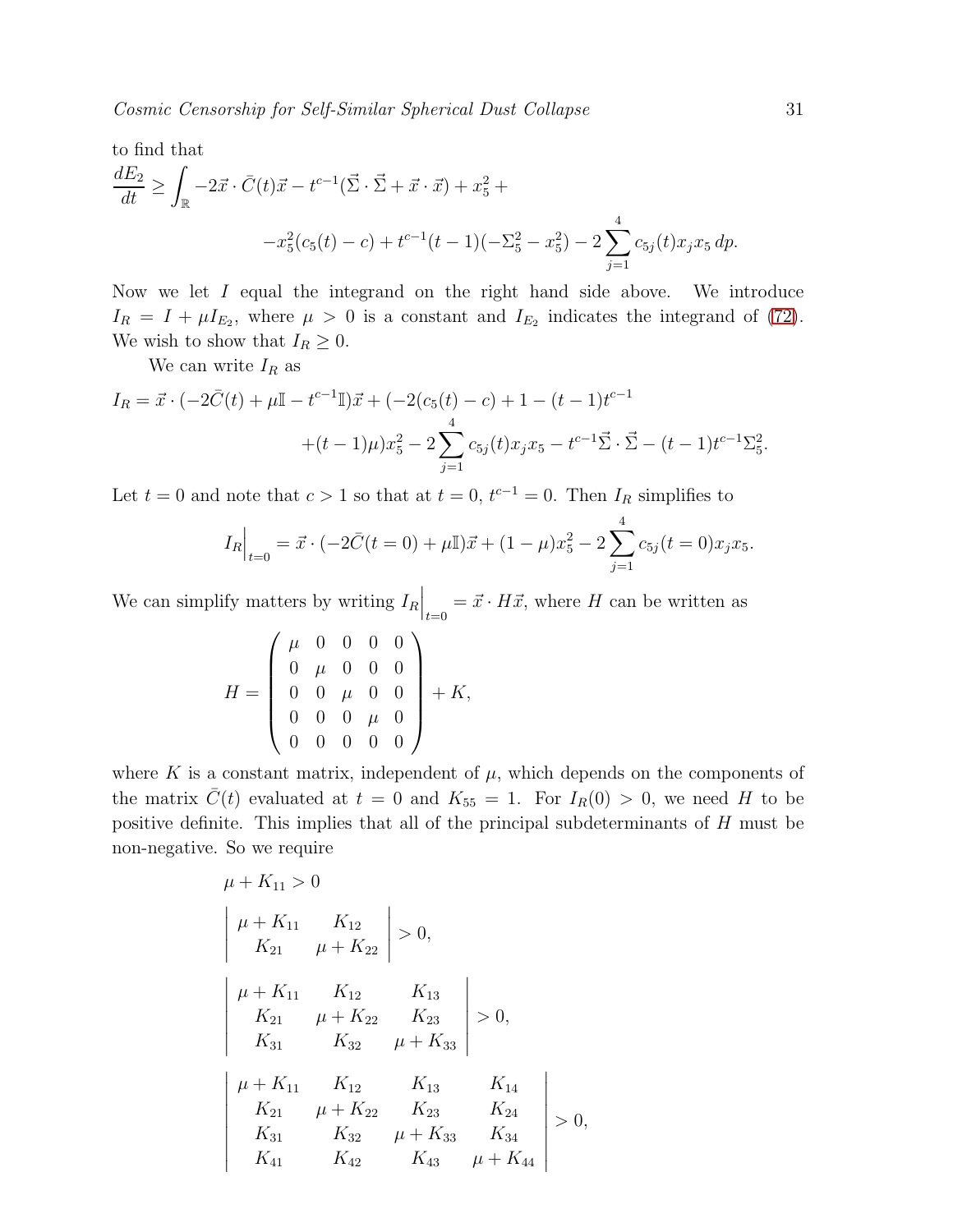to find that

$$\frac{dE_2}{dt} \geq \int_{\mathbb{R}} -2\vec{x}\cdot\bar{C}(t)\vec{x} - t^{c-1}(\vec{\Sigma}\cdot\vec{\Sigma}+\vec{x}\cdot\vec{x}) + x_5^2 + \\ -x_5^2(c_5(t)-c) + t^{c-1}(t-1)(-\Sigma_5^2 - x_5^2) - 2\sum_{j=1}^{4} c_{5j}(t)x_j x_5\, dp.$$

Now we let $I$ equal the integrand on the right hand side above. We introduce $I_R = I + \mu I_{E_2}$, where $\mu > 0$ is a constant and $I_{E_2}$ indicates the integrand of (72). We wish to show that $I_R \geq 0$.

We can write $I_R$ as

$$I_R = \vec{x}\cdot(-2\bar{C}(t) + \mu\mathbb{I} - t^{c-1}\mathbb{I})\vec{x} + (-2(c_5(t)-c) + 1 - (t-1)t^{c-1} \\ +(t-1)\mu)x_5^2 - 2\sum_{j=1}^{4} c_{5j}(t)x_j x_5 - t^{c-1}\vec{\Sigma}\cdot\vec{\Sigma} - (t-1)t^{c-1}\Sigma_5^2.$$

Let $t=0$ and note that $c>1$ so that at $t=0$, $t^{c-1}=0$. Then $I_R$ simplifies to

$$I_R\Big|_{t=0} = \vec{x}\cdot(-2\bar{C}(t=0) + \mu\mathbb{I})\vec{x} + (1-\mu)x_5^2 - 2\sum_{j=1}^{4} c_{5j}(t=0)x_j x_5.$$

We can simplify matters by writing $I_R\Big|_{t=0} = \vec{x}\cdot H\vec{x}$, where $H$ can be written as

$$H = \begin{pmatrix} \mu & 0 & 0 & 0 & 0 \\ 0 & \mu & 0 & 0 & 0 \\ 0 & 0 & \mu & 0 & 0 \\ 0 & 0 & 0 & \mu & 0 \\ 0 & 0 & 0 & 0 & 0 \end{pmatrix} + K,$$

where $K$ is a constant matrix, independent of $\mu$, which depends on the components of the matrix $\bar{C}(t)$ evaluated at $t=0$ and $K_{55}=1$. For $I_R(0) > 0$, we need $H$ to be positive definite. This implies that all of the principal subdeterminants of $H$ must be non-negative. So we require

$$\mu + K_{11} > 0$$

$$\begin{vmatrix} \mu + K_{11} & K_{12} \\ K_{21} & \mu + K_{22} \end{vmatrix} > 0,$$

$$\begin{vmatrix} \mu + K_{11} & K_{12} & K_{13} \\ K_{21} & \mu + K_{22} & K_{23} \\ K_{31} & K_{32} & \mu + K_{33} \end{vmatrix} > 0,$$

$$\begin{vmatrix} \mu + K_{11} & K_{12} & K_{13} & K_{14} \\ K_{21} & \mu + K_{22} & K_{23} & K_{24} \\ K_{31} & K_{32} & \mu + K_{33} & K_{34} \\ K_{41} & K_{42} & K_{43} & \mu + K_{44} \end{vmatrix} > 0,$$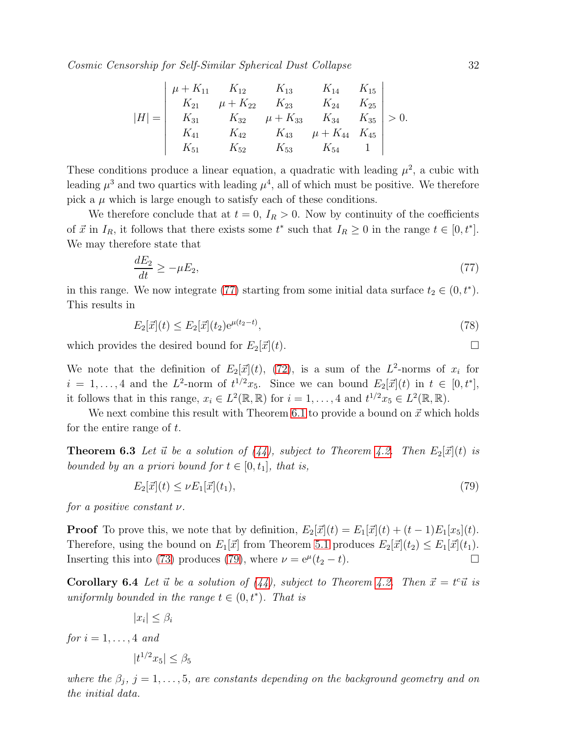$$
|H| = \begin{vmatrix} \mu + K_{11} & K_{12} & K_{13} & K_{14} & K_{15} \\ K_{21} & \mu + K_{22} & K_{23} & K_{24} & K_{25} \\ K_{31} & K_{32} & \mu + K_{33} & K_{34} & K_{35} \\ K_{41} & K_{42} & K_{43} & \mu + K_{44} & K_{45} \\ K_{51} & K_{52} & K_{53} & K_{54} & 1 \end{vmatrix} > 0.
$$

These conditions produce a linear equation, a quadratic with leading $\mu^2$, a cubic with leading $\mu^3$ and two quartics with leading $\mu^4$, all of which must be positive. We therefore pick a $\mu$ which is large enough to satisfy each of these conditions.

We therefore conclude that at $t = 0$, $I_R > 0$. Now by continuity of the coefficients of $\vec{x}$ in $I_R$, it follows that there exists some $t^*$ such that $I_R \geq 0$ in the range $t \in [0, t^*]$. We may therefore state that

$$
\frac{dE_2}{dt} \geq -\mu E_2, \tag{77}
$$

in this range. We now integrate (77) starting from some initial data surface $t_2 \in (0, t^*)$. This results in

$$
E_2[\vec{x}](t) \leq E_2[\vec{x}](t_2) \mathrm{e}^{\mu(t_2 - t)}, \tag{78}
$$

which provides the desired bound for $E_2[\vec{x}](t)$. □

We note that the definition of $E_2[\vec{x}](t)$, (72), is a sum of the $L^2$-norms of $x_i$ for $i = 1, \ldots, 4$ and the $L^2$-norm of $t^{1/2}x_5$. Since we can bound $E_2[\vec{x}](t)$ in $t \in [0, t^*]$, it follows that in this range, $x_i \in L^2(\mathbb{R}, \mathbb{R})$ for $i = 1, \ldots, 4$ and $t^{1/2}x_5 \in L^2(\mathbb{R}, \mathbb{R})$.

We next combine this result with Theorem 6.1 to provide a bound on $\vec{x}$ which holds for the entire range of $t$.

**Theorem 6.3** *Let $\vec{u}$ be a solution of (44), subject to Theorem 4.2. Then $E_2[\vec{x}](t)$ is bounded by an a priori bound for $t \in [0, t_1]$, that is,*

$$
E_2[\vec{x}](t) \leq \nu E_1[\vec{x}](t_1), \tag{79}
$$

*for a positive constant $\nu$.*

**Proof** To prove this, we note that by definition, $E_2[\vec{x}](t) = E_1[\vec{x}](t) + (t-1)E_1[x_5](t)$. Therefore, using the bound on $E_1[\vec{x}]$ from Theorem 5.1 produces $E_2[\vec{x}](t_2) \leq E_1[\vec{x}](t_1)$. Inserting this into (73) produces (79), where $\nu = \mathrm{e}^{\mu}(t_2 - t)$. □

**Corollary 6.4** *Let $\vec{u}$ be a solution of (44), subject to Theorem 4.2. Then $\vec{x} = t^c\vec{u}$ is uniformly bounded in the range $t \in (0, t^*)$. That is*

$$
|x_i| \leq \beta_i
$$

*for $i = 1, \ldots, 4$ and*

$$
|t^{1/2}x_5| \leq \beta_5
$$

*where the $\beta_j$, $j = 1, \ldots, 5$, are constants depending on the background geometry and on the initial data.*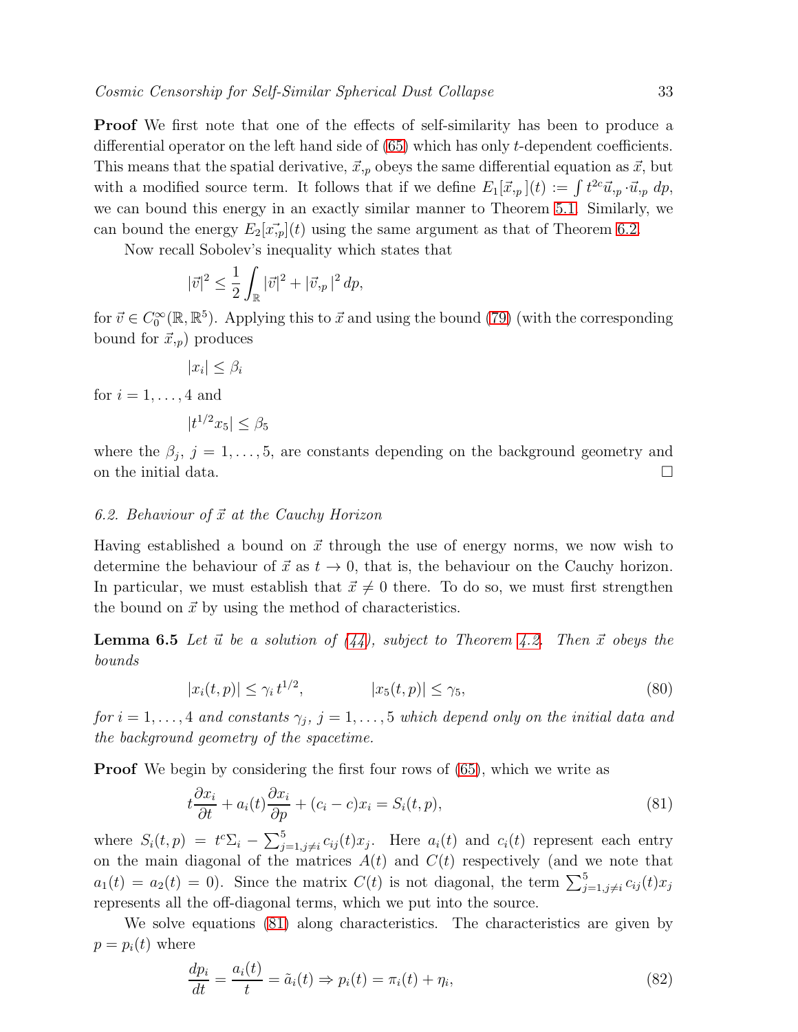**Proof** We first note that one of the effects of self-similarity has been to produce a differential operator on the left hand side of (65) which has only $t$-dependent coefficients. This means that the spatial derivative, $\vec{x}_{,p}$ obeys the same differential equation as $\vec{x}$, but with a modified source term. It follows that if we define $E_1[\vec{x}_{,p}](t) := \int t^{2c}\vec{u}_{,p} \cdot \vec{u}_{,p} \, dp$, we can bound this energy in an exactly similar manner to Theorem 5.1. Similarly, we can bound the energy $E_2[\vec{x_{,p}}](t)$ using the same argument as that of Theorem 6.2.

Now recall Sobolev's inequality which states that

$$|\vec{v}|^2 \leq \frac{1}{2}\int_{\mathbb{R}} |\vec{v}|^2 + |\vec{v}_{,p}|^2 \, dp,$$

for $\vec{v} \in C_0^\infty(\mathbb{R}, \mathbb{R}^5)$. Applying this to $\vec{x}$ and using the bound (79) (with the corresponding bound for $\vec{x}_{,p}$) produces

$$|x_i| \leq \beta_i$$

for $i = 1, \ldots, 4$ and

$$|t^{1/2} x_5| \leq \beta_5$$

where the $\beta_j$, $j = 1, \ldots, 5$, are constants depending on the background geometry and on the initial data. $\square$

### 6.2. Behaviour of $\vec{x}$ at the Cauchy Horizon

Having established a bound on $\vec{x}$ through the use of energy norms, we now wish to determine the behaviour of $\vec{x}$ as $t \to 0$, that is, the behaviour on the Cauchy horizon. In particular, we must establish that $\vec{x} \neq 0$ there. To do so, we must first strengthen the bound on $\vec{x}$ by using the method of characteristics.

**Lemma 6.5** *Let $\vec{u}$ be a solution of (44), subject to Theorem 4.2. Then $\vec{x}$ obeys the bounds*

$$|x_i(t,p)| \leq \gamma_i \, t^{1/2}, \qquad\qquad |x_5(t,p)| \leq \gamma_5, \tag{80}$$

*for $i = 1, \ldots, 4$ and constants $\gamma_j$, $j = 1, \ldots, 5$ which depend only on the initial data and the background geometry of the spacetime.*

**Proof** We begin by considering the first four rows of (65), which we write as

$$t\frac{\partial x_i}{\partial t} + a_i(t)\frac{\partial x_i}{\partial p} + (c_i - c)x_i = S_i(t,p), \tag{81}$$

where $S_i(t,p) = t^c \Sigma_i - \sum_{j=1, j\neq i}^{5} c_{ij}(t) x_j$. Here $a_i(t)$ and $c_i(t)$ represent each entry on the main diagonal of the matrices $A(t)$ and $C(t)$ respectively (and we note that $a_1(t) = a_2(t) = 0$). Since the matrix $C(t)$ is not diagonal, the term $\sum_{j=1, j\neq i}^{5} c_{ij}(t) x_j$ represents all the off-diagonal terms, which we put into the source.

We solve equations (81) along characteristics. The characteristics are given by $p = p_i(t)$ where

$$\frac{dp_i}{dt} = \frac{a_i(t)}{t} = \tilde{a}_i(t) \Rightarrow p_i(t) = \pi_i(t) + \eta_i, \tag{82}$$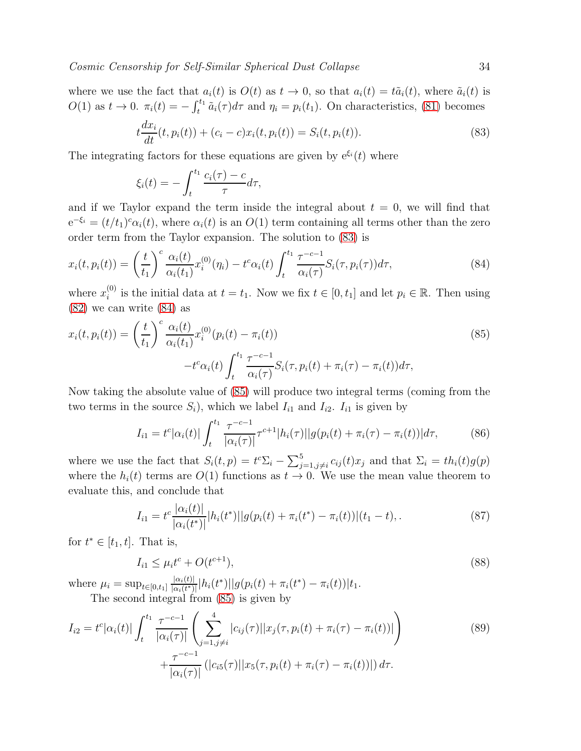where we use the fact that $a_i(t)$ is $O(t)$ as $t \to 0$, so that $a_i(t) = t\tilde{a}_i(t)$, where $\tilde{a}_i(t)$ is $O(1)$ as $t \to 0$. $\pi_i(t) = -\int_t^{t_1} \tilde{a}_i(\tau)d\tau$ and $\eta_i = p_i(t_1)$. On characteristics, (81) becomes

$$t\frac{dx_i}{dt}(t, p_i(t)) + (c_i - c)x_i(t, p_i(t)) = S_i(t, p_i(t)). \tag{83}$$

The integrating factors for these equations are given by $e^{\xi_i}(t)$ where

$$\xi_i(t) = -\int_t^{t_1} \frac{c_i(\tau) - c}{\tau} d\tau,$$

and if we Taylor expand the term inside the integral about $t = 0$, we will find that $e^{-\xi_i} = (t/t_1)^c \alpha_i(t)$, where $\alpha_i(t)$ is an $O(1)$ term containing all terms other than the zero order term from the Taylor expansion. The solution to (83) is

$$x_i(t, p_i(t)) = \left(\frac{t}{t_1}\right)^c \frac{\alpha_i(t)}{\alpha_i(t_1)} x_i^{(0)}(\eta_i) - t^c \alpha_i(t) \int_t^{t_1} \frac{\tau^{-c-1}}{\alpha_i(\tau)} S_i(\tau, p_i(\tau)) d\tau, \tag{84}$$

where $x_i^{(0)}$ is the initial data at $t = t_1$. Now we fix $t \in [0, t_1]$ and let $p_i \in \mathbb{R}$. Then using (82) we can write (84) as

$$\begin{aligned} x_i(t, p_i(t)) = &\left(\frac{t}{t_1}\right)^c \frac{\alpha_i(t)}{\alpha_i(t_1)} x_i^{(0)}(p_i(t) - \pi_i(t)) \\ &- t^c \alpha_i(t) \int_t^{t_1} \frac{\tau^{-c-1}}{\alpha_i(\tau)} S_i(\tau, p_i(t) + \pi_i(\tau) - \pi_i(t)) d\tau, \end{aligned} \tag{85}$$

Now taking the absolute value of (85) will produce two integral terms (coming from the two terms in the source $S_i$), which we label $I_{i1}$ and $I_{i2}$. $I_{i1}$ is given by

$$I_{i1} = t^c |\alpha_i(t)| \int_t^{t_1} \frac{\tau^{-c-1}}{|\alpha_i(\tau)|} \tau^{c+1} |h_i(\tau)| |g(p_i(t) + \pi_i(\tau) - \pi_i(t))| d\tau, \tag{86}$$

where we use the fact that $S_i(t, p) = t^c \Sigma_i - \sum_{j=1, j \neq i}^{5} c_{ij}(t) x_j$ and that $\Sigma_i = t h_i(t) g(p)$ where the $h_i(t)$ terms are $O(1)$ functions as $t \to 0$. We use the mean value theorem to evaluate this, and conclude that

$$I_{i1} = t^c \frac{|\alpha_i(t)|}{|\alpha_i(t^*)|} |h_i(t^*)| |g(p_i(t) + \pi_i(t^*) - \pi_i(t))| (t_1 - t), . \tag{87}$$

for $t^* \in [t_1, t]$. That is,

$$I_{i1} \leq \mu_i t^c + O(t^{c+1}), \tag{88}$$

where $\mu_i = \sup_{t \in [0, t_1]} \frac{|\alpha_i(t)|}{|\alpha_i(t^*)|} |h_i(t^*)| |g(p_i(t) + \pi_i(t^*) - \pi_i(t))| t_1$.

The second integral from (85) is given by

$$\begin{aligned} I_{i2} = t^c |\alpha_i(t)| \int_t^{t_1} &\frac{\tau^{-c-1}}{|\alpha_i(\tau)|} \left( \sum_{j=1, j \neq i}^{4} |c_{ij}(\tau)| |x_j(\tau, p_i(t) + \pi_i(\tau) - \pi_i(t))| \right) \\ &+ \frac{\tau^{-c-1}}{|\alpha_i(\tau)|} \left( |c_{i5}(\tau)| |x_5(\tau, p_i(t) + \pi_i(\tau) - \pi_i(t))| \right) d\tau. \end{aligned} \tag{89}$$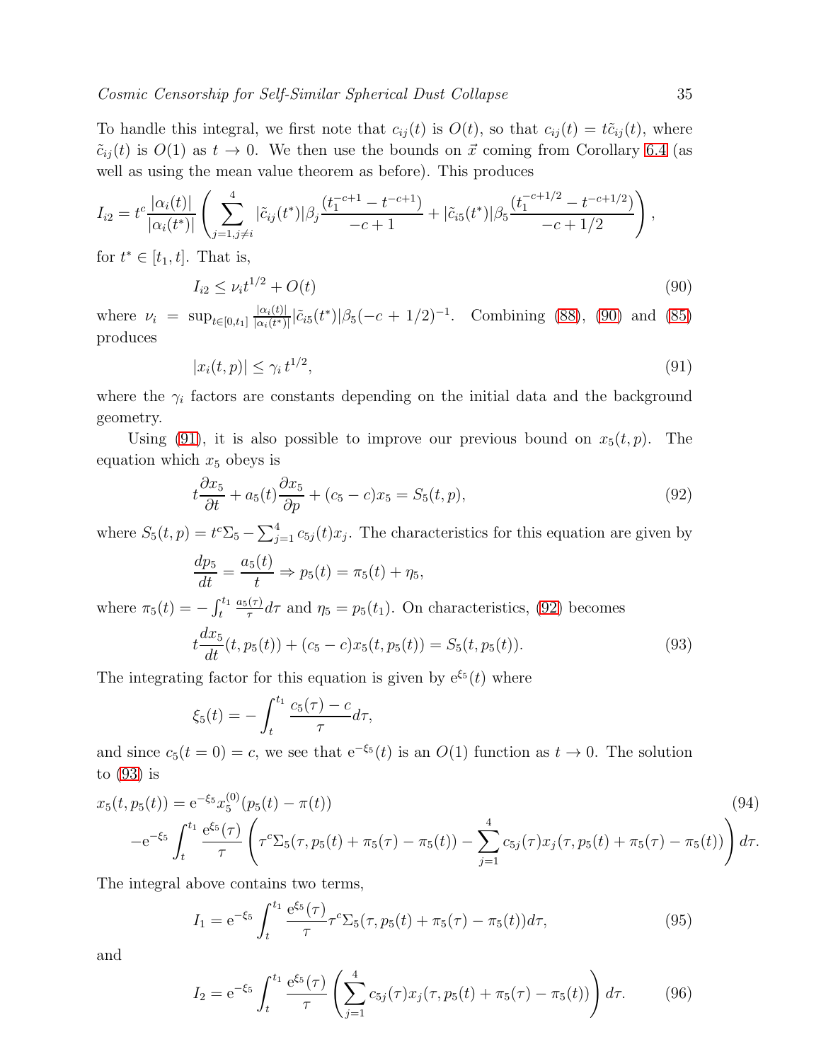To handle this integral, we first note that $c_{ij}(t)$ is $O(t)$, so that $c_{ij}(t) = t\tilde{c}_{ij}(t)$, where $\tilde{c}_{ij}(t)$ is $O(1)$ as $t \to 0$. We then use the bounds on $\vec{x}$ coming from Corollary 6.4 (as well as using the mean value theorem as before). This produces

$$I_{i2} = t^c \frac{|\alpha_i(t)|}{|\alpha_i(t^*)|}\left(\sum_{j=1, j\neq i}^{4} |\tilde{c}_{ij}(t^*)|\beta_j \frac{(t_1^{-c+1} - t^{-c+1})}{-c+1} + |\tilde{c}_{i5}(t^*)|\beta_5 \frac{(t_1^{-c+1/2} - t^{-c+1/2})}{-c+1/2}\right),$$

for $t^* \in [t_1, t]$. That is,

$$I_{i2} \leq \nu_i t^{1/2} + O(t) \tag{90}$$

where $\nu_i = \sup_{t\in[0,t_1]} \frac{|\alpha_i(t)|}{|\alpha_i(t^*)|}|\tilde{c}_{i5}(t^*)|\beta_5(-c+1/2)^{-1}$. Combining (88), (90) and (85) produces

$$|x_i(t,p)| \leq \gamma_i \, t^{1/2}, \tag{91}$$

where the $\gamma_i$ factors are constants depending on the initial data and the background geometry.

Using (91), it is also possible to improve our previous bound on $x_5(t,p)$. The equation which $x_5$ obeys is

$$t\frac{\partial x_5}{\partial t} + a_5(t)\frac{\partial x_5}{\partial p} + (c_5 - c)x_5 = S_5(t,p), \tag{92}$$

where $S_5(t,p) = t^c\Sigma_5 - \sum_{j=1}^{4} c_{5j}(t)x_j$. The characteristics for this equation are given by

$$\frac{dp_5}{dt} = \frac{a_5(t)}{t} \Rightarrow p_5(t) = \pi_5(t) + \eta_5,$$

where $\pi_5(t) = -\int_t^{t_1} \frac{a_5(\tau)}{\tau}d\tau$ and $\eta_5 = p_5(t_1)$. On characteristics, (92) becomes

$$t\frac{dx_5}{dt}(t,p_5(t)) + (c_5 - c)x_5(t,p_5(t)) = S_5(t,p_5(t)). \tag{93}$$

The integrating factor for this equation is given by $\mathrm{e}^{\xi_5}(t)$ where

$$\xi_5(t) = -\int_t^{t_1} \frac{c_5(\tau) - c}{\tau}d\tau,$$

and since $c_5(t=0) = c$, we see that $\mathrm{e}^{-\xi_5}(t)$ is an $O(1)$ function as $t \to 0$. The solution to (93) is

$$\begin{aligned} x_5(t,p_5(t)) &= \mathrm{e}^{-\xi_5} x_5^{(0)}(p_5(t) - \pi(t)) \\ &- \mathrm{e}^{-\xi_5}\int_t^{t_1} \frac{\mathrm{e}^{\xi_5}(\tau)}{\tau}\left(\tau^c\Sigma_5(\tau,p_5(t)+\pi_5(\tau)-\pi_5(t)) - \sum_{j=1}^{4} c_{5j}(\tau)x_j(\tau,p_5(t)+\pi_5(\tau)-\pi_5(t))\right)d\tau. \end{aligned} \tag{94}$$

The integral above contains two terms,

$$I_1 = \mathrm{e}^{-\xi_5}\int_t^{t_1} \frac{\mathrm{e}^{\xi_5}(\tau)}{\tau}\tau^c\Sigma_5(\tau,p_5(t)+\pi_5(\tau)-\pi_5(t))d\tau, \tag{95}$$

and

$$I_2 = \mathrm{e}^{-\xi_5}\int_t^{t_1} \frac{\mathrm{e}^{\xi_5}(\tau)}{\tau}\left(\sum_{j=1}^{4} c_{5j}(\tau)x_j(\tau,p_5(t)+\pi_5(\tau)-\pi_5(t))\right)d\tau. \tag{96}$$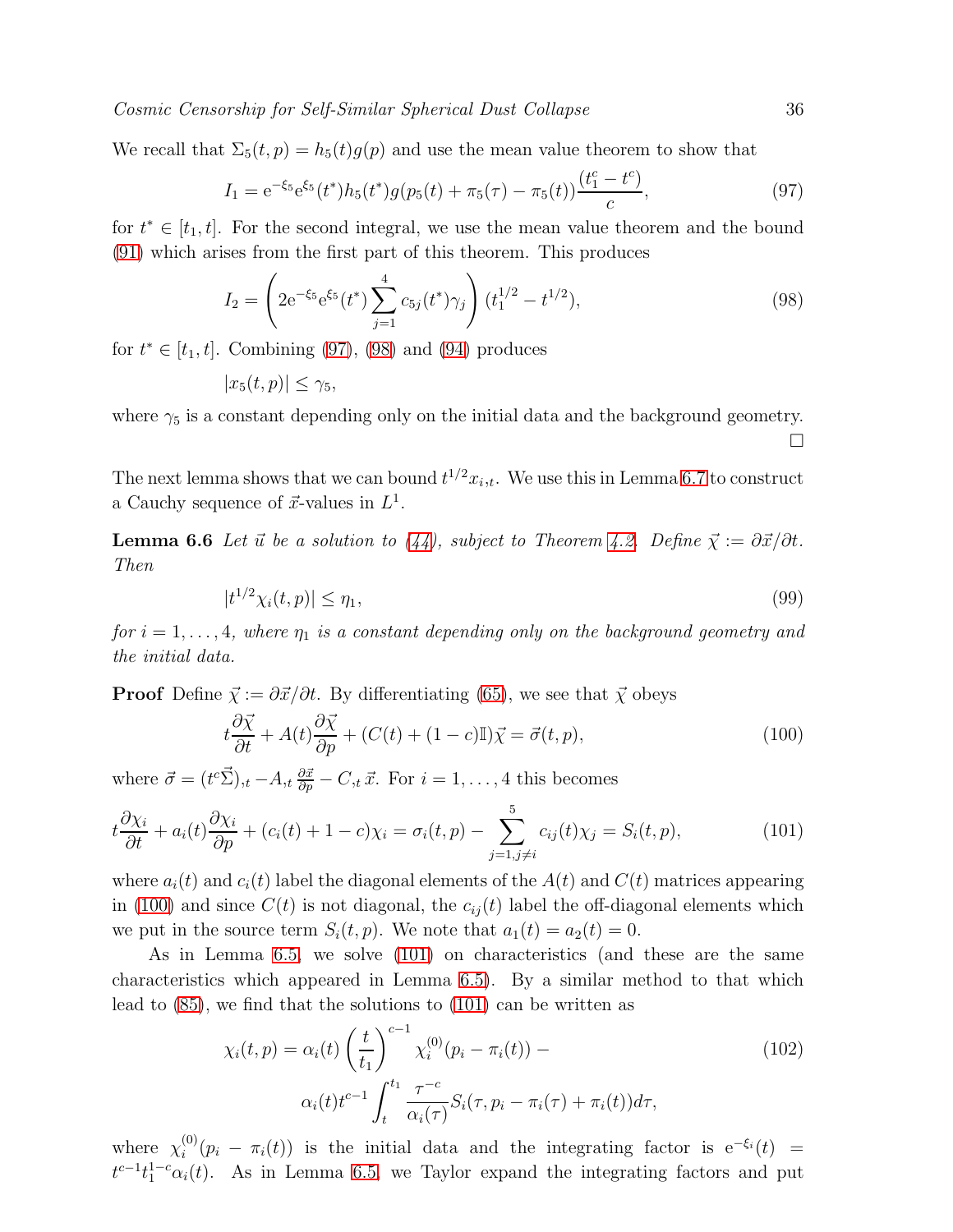We recall that $\Sigma_5(t,p) = h_5(t)g(p)$ and use the mean value theorem to show that

$$I_1 = \mathrm{e}^{-\xi_5}\mathrm{e}^{\xi_5}(t^*)h_5(t^*)g(p_5(t) + \pi_5(\tau) - \pi_5(t))\frac{(t_1^c - t^c)}{c}, \tag{97}$$

for $t^* \in [t_1, t]$. For the second integral, we use the mean value theorem and the bound (91) which arises from the first part of this theorem. This produces

$$I_2 = \left(2\mathrm{e}^{-\xi_5}\mathrm{e}^{\xi_5}(t^*)\sum_{j=1}^{4} c_{5j}(t^*)\gamma_j\right)(t_1^{1/2} - t^{1/2}), \tag{98}$$

for $t^* \in [t_1, t]$. Combining (97), (98) and (94) produces

$$|x_5(t,p)| \leq \gamma_5,$$

where $\gamma_5$ is a constant depending only on the initial data and the background geometry. □

The next lemma shows that we can bound $t^{1/2}x_{i,t}$. We use this in Lemma 6.7 to construct a Cauchy sequence of $\vec{x}$-values in $L^1$.

**Lemma 6.6** *Let $\vec{u}$ be a solution to (44), subject to Theorem 4.2. Define $\vec{\chi} := \partial\vec{x}/\partial t$. Then*

$$|t^{1/2}\chi_i(t,p)| \leq \eta_1, \tag{99}$$

*for $i = 1, \ldots, 4$, where $\eta_1$ is a constant depending only on the background geometry and the initial data.*

**Proof** Define $\vec{\chi} := \partial\vec{x}/\partial t$. By differentiating (65), we see that $\vec{\chi}$ obeys

$$t\frac{\partial\vec{\chi}}{\partial t} + A(t)\frac{\partial\vec{\chi}}{\partial p} + (C(t) + (1-c)\mathbb{I})\vec{\chi} = \vec{\sigma}(t,p), \tag{100}$$

where $\vec{\sigma} = (t^c\vec{\Sigma})_{,t} - A_{,t}\frac{\partial\vec{x}}{\partial p} - C_{,t}\,\vec{x}$. For $i = 1, \ldots, 4$ this becomes

$$t\frac{\partial\chi_i}{\partial t} + a_i(t)\frac{\partial\chi_i}{\partial p} + (c_i(t) + 1 - c)\chi_i = \sigma_i(t,p) - \sum_{j=1, j\neq i}^{5} c_{ij}(t)\chi_j = S_i(t,p), \tag{101}$$

where $a_i(t)$ and $c_i(t)$ label the diagonal elements of the $A(t)$ and $C(t)$ matrices appearing in (100) and since $C(t)$ is not diagonal, the $c_{ij}(t)$ label the off-diagonal elements which we put in the source term $S_i(t,p)$. We note that $a_1(t) = a_2(t) = 0$.

As in Lemma 6.5, we solve (101) on characteristics (and these are the same characteristics which appeared in Lemma 6.5). By a similar method to that which lead to (85), we find that the solutions to (101) can be written as

$$\begin{aligned}\chi_i(t,p) = {} & \alpha_i(t)\left(\frac{t}{t_1}\right)^{c-1}\chi_i^{(0)}(p_i - \pi_i(t)) - \\ & \alpha_i(t)t^{c-1}\int_t^{t_1}\frac{\tau^{-c}}{\alpha_i(\tau)}S_i(\tau, p_i - \pi_i(\tau) + \pi_i(t))d\tau,\end{aligned} \tag{102}$$

where $\chi_i^{(0)}(p_i - \pi_i(t))$ is the initial data and the integrating factor is $\mathrm{e}^{-\xi_i}(t) = t^{c-1}t_1^{1-c}\alpha_i(t)$. As in Lemma 6.5 we Taylor expand the integrating factors and put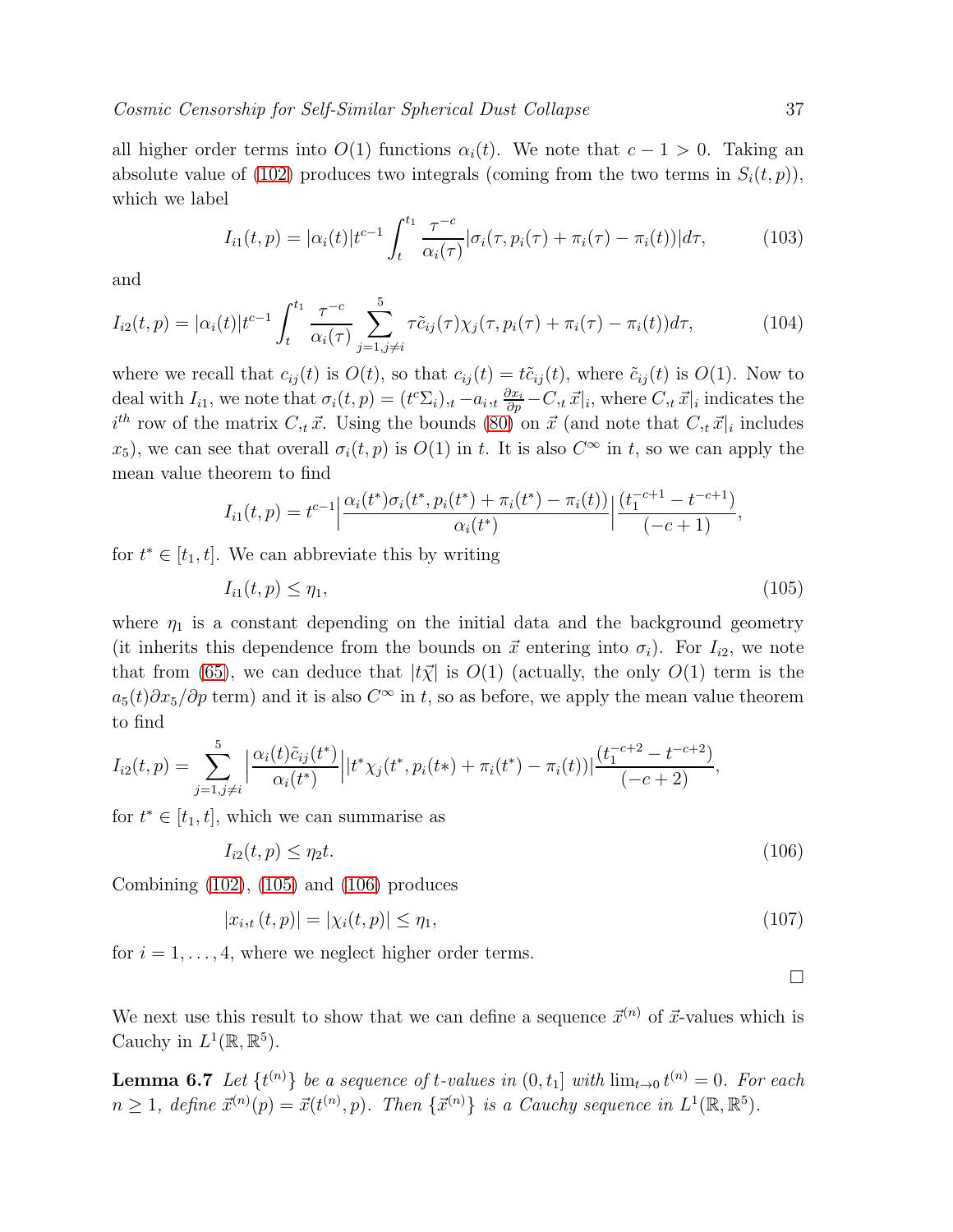all higher order terms into $O(1)$ functions $\alpha_i(t)$. We note that $c-1>0$. Taking an absolute value of (102) produces two integrals (coming from the two terms in $S_i(t,p)$), which we label

$$I_{i1}(t,p) = |\alpha_i(t)| t^{c-1} \int_t^{t_1} \frac{\tau^{-c}}{\alpha_i(\tau)} |\sigma_i(\tau, p_i(\tau) + \pi_i(\tau) - \pi_i(t))| d\tau, \tag{103}$$

and

$$I_{i2}(t,p) = |\alpha_i(t)| t^{c-1} \int_t^{t_1} \frac{\tau^{-c}}{\alpha_i(\tau)} \sum_{j=1, j\neq i}^{5} \tau \tilde{c}_{ij}(\tau) \chi_j(\tau, p_i(\tau) + \pi_i(\tau) - \pi_i(t)) d\tau, \tag{104}$$

where we recall that $c_{ij}(t)$ is $O(t)$, so that $c_{ij}(t) = t\tilde{c}_{ij}(t)$, where $\tilde{c}_{ij}(t)$ is $O(1)$. Now to deal with $I_{i1}$, we note that $\sigma_i(t,p) = (t^c \Sigma_i)_{,t} - a_{i,t} \frac{\partial x_i}{\partial p} - C_{,t}\,\vec{x}|_i$, where $C_{,t}\,\vec{x}|_i$ indicates the $i^{th}$ row of the matrix $C_{,t}\,\vec{x}$. Using the bounds (80) on $\vec{x}$ (and note that $C_{,t}\,\vec{x}|_i$ includes $x_5$), we can see that overall $\sigma_i(t,p)$ is $O(1)$ in $t$. It is also $C^\infty$ in $t$, so we can apply the mean value theorem to find

$$I_{i1}(t,p) = t^{c-1} \Big| \frac{\alpha_i(t^*)\sigma_i(t^*, p_i(t^*) + \pi_i(t^*) - \pi_i(t))}{\alpha_i(t^*)} \Big| \frac{(t_1^{-c+1} - t^{-c+1})}{(-c+1)},$$

for $t^* \in [t_1, t]$. We can abbreviate this by writing

$$I_{i1}(t,p) \leq \eta_1, \tag{105}$$

where $\eta_1$ is a constant depending on the initial data and the background geometry (it inherits this dependence from the bounds on $\vec{x}$ entering into $\sigma_i$). For $I_{i2}$, we note that from (65), we can deduce that $|t\vec{\chi}|$ is $O(1)$ (actually, the only $O(1)$ term is the $a_5(t)\partial x_5/\partial p$ term) and it is also $C^\infty$ in $t$, so as before, we apply the mean value theorem to find

$$I_{i2}(t,p) = \sum_{j=1, j\neq i}^{5} \Big| \frac{\alpha_i(t)\tilde{c}_{ij}(t^*)}{\alpha_i(t^*)} \Big| |t^* \chi_j(t^*, p_i(t*) + \pi_i(t^*) - \pi_i(t))| \frac{(t_1^{-c+2} - t^{-c+2})}{(-c+2)},$$

for $t^* \in [t_1, t]$, which we can summarise as

$$I_{i2}(t,p) \leq \eta_2 t. \tag{106}$$

Combining (102), (105) and (106) produces

$$|x_{i,t}(t,p)| = |\chi_i(t,p)| \leq \eta_1, \tag{107}$$

for $i = 1, \ldots, 4$, where we neglect higher order terms.

$\square$

We next use this result to show that we can define a sequence $\vec{x}^{(n)}$ of $\vec{x}$-values which is Cauchy in $L^1(\mathbb{R}, \mathbb{R}^5)$.

**Lemma 6.7** *Let $\{t^{(n)}\}$ be a sequence of $t$-values in $(0, t_1]$ with $\lim_{t\to 0} t^{(n)} = 0$. For each $n \geq 1$, define $\vec{x}^{(n)}(p) = \vec{x}(t^{(n)}, p)$. Then $\{\vec{x}^{(n)}\}$ is a Cauchy sequence in $L^1(\mathbb{R}, \mathbb{R}^5)$.*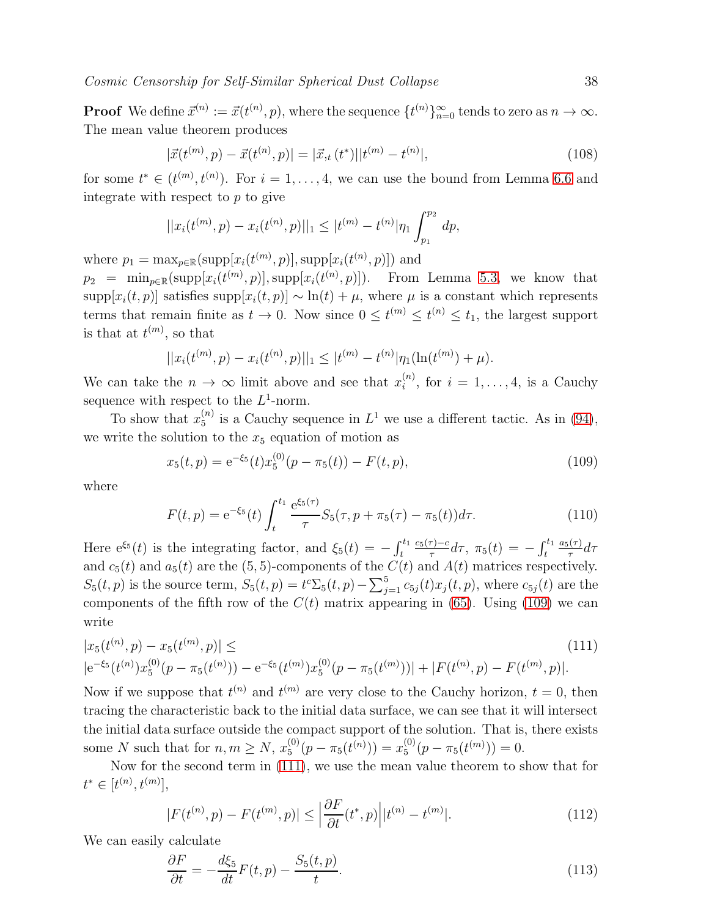**Proof** We define $\vec{x}^{(n)} := \vec{x}(t^{(n)}, p)$, where the sequence $\{t^{(n)}\}_{n=0}^{\infty}$ tends to zero as $n \to \infty$. The mean value theorem produces

$$|\vec{x}(t^{(m)}, p) - \vec{x}(t^{(n)}, p)| = |\vec{x}_{,t}(t^*)||t^{(m)} - t^{(n)}|, \tag{108}$$

for some $t^* \in (t^{(m)}, t^{(n)})$. For $i = 1, \ldots, 4$, we can use the bound from Lemma 6.6 and integrate with respect to $p$ to give

$$||x_i(t^{(m)}, p) - x_i(t^{(n)}, p)||_1 \leq |t^{(m)} - t^{(n)}|\eta_1 \int_{p_1}^{p_2} dp,$$

where $p_1 = \max_{p\in\mathbb{R}}(\text{supp}[x_i(t^{(m)}, p)], \text{supp}[x_i(t^{(n)}, p)])$ and
$p_2 = \min_{p\in\mathbb{R}}(\text{supp}[x_i(t^{(m)}, p)], \text{supp}[x_i(t^{(n)}, p)])$. From Lemma 5.3, we know that $\text{supp}[x_i(t, p)]$ satisfies $\text{supp}[x_i(t, p)] \sim \ln(t) + \mu$, where $\mu$ is a constant which represents terms that remain finite as $t \to 0$. Now since $0 \leq t^{(m)} \leq t^{(n)} \leq t_1$, the largest support is that at $t^{(m)}$, so that

$$||x_i(t^{(m)}, p) - x_i(t^{(n)}, p)||_1 \leq |t^{(m)} - t^{(n)}|\eta_1(\ln(t^{(m)}) + \mu).$$

We can take the $n \to \infty$ limit above and see that $x_i^{(n)}$, for $i = 1, \ldots, 4$, is a Cauchy sequence with respect to the $L^1$-norm.

To show that $x_5^{(n)}$ is a Cauchy sequence in $L^1$ we use a different tactic. As in (94), we write the solution to the $x_5$ equation of motion as

$$x_5(t, p) = \mathrm{e}^{-\xi_5}(t)x_5^{(0)}(p - \pi_5(t)) - F(t, p), \tag{109}$$

where

$$F(t, p) = \mathrm{e}^{-\xi_5}(t) \int_t^{t_1} \frac{\mathrm{e}^{\xi_5(\tau)}}{\tau} S_5(\tau, p + \pi_5(\tau) - \pi_5(t)) d\tau. \tag{110}$$

Here $\mathrm{e}^{\xi_5}(t)$ is the integrating factor, and $\xi_5(t) = -\int_t^{t_1} \frac{c_5(\tau)-c}{\tau} d\tau$, $\pi_5(t) = -\int_t^{t_1} \frac{a_5(\tau)}{\tau} d\tau$ and $c_5(t)$ and $a_5(t)$ are the $(5,5)$-components of the $C(t)$ and $A(t)$ matrices respectively. $S_5(t, p)$ is the source term, $S_5(t, p) = t^c\Sigma_5(t, p) - \sum_{j=1}^{5} c_{5j}(t)x_j(t, p)$, where $c_{5j}(t)$ are the components of the fifth row of the $C(t)$ matrix appearing in (65). Using (109) we can write

$$\begin{aligned} &|x_5(t^{(n)}, p) - x_5(t^{(m)}, p)| \leq \\ &|\mathrm{e}^{-\xi_5}(t^{(n)})x_5^{(0)}(p - \pi_5(t^{(n)})) - \mathrm{e}^{-\xi_5}(t^{(m)})x_5^{(0)}(p - \pi_5(t^{(m)}))| + |F(t^{(n)}, p) - F(t^{(m)}, p)|. \end{aligned} \tag{111}$$

Now if we suppose that $t^{(n)}$ and $t^{(m)}$ are very close to the Cauchy horizon, $t = 0$, then tracing the characteristic back to the initial data surface, we can see that it will intersect the initial data surface outside the compact support of the solution. That is, there exists some $N$ such that for $n, m \geq N$, $x_5^{(0)}(p - \pi_5(t^{(n)})) = x_5^{(0)}(p - \pi_5(t^{(m)})) = 0$.

Now for the second term in (111), we use the mean value theorem to show that for $t^* \in [t^{(n)}, t^{(m)}]$,

$$|F(t^{(n)}, p) - F(t^{(m)}, p)| \leq \left|\frac{\partial F}{\partial t}(t^*, p)\right||t^{(n)} - t^{(m)}|. \tag{112}$$

We can easily calculate

$$\frac{\partial F}{\partial t} = -\frac{d\xi_5}{dt}F(t, p) - \frac{S_5(t, p)}{t}. \tag{113}$$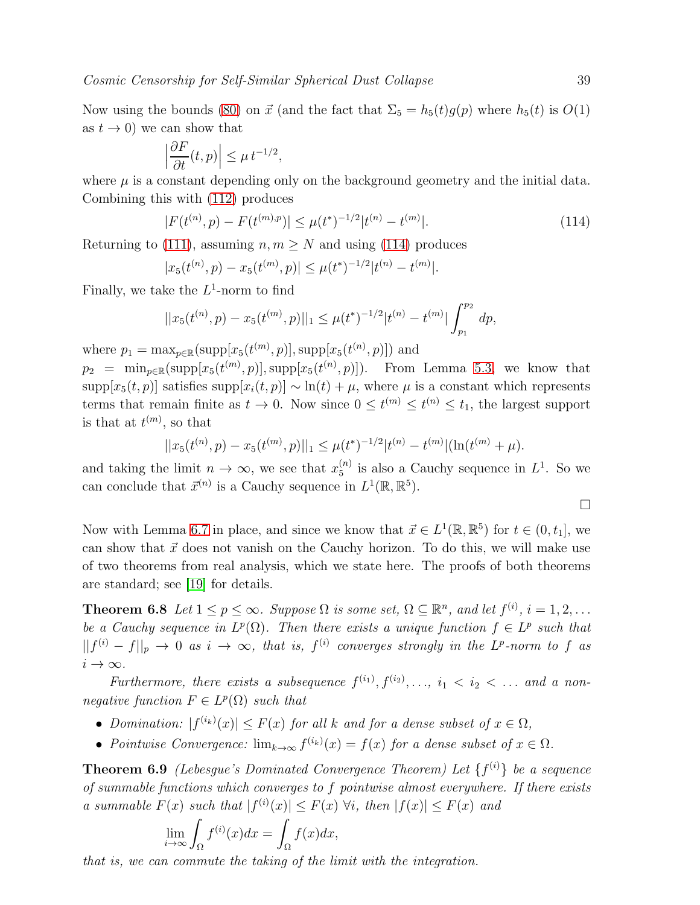Now using the bounds (80) on $\vec{x}$ (and the fact that $\Sigma_5 = h_5(t)g(p)$ where $h_5(t)$ is $O(1)$ as $t \to 0$) we can show that

$$\left|\frac{\partial F}{\partial t}(t,p)\right| \leq \mu\, t^{-1/2},$$

where $\mu$ is a constant depending only on the background geometry and the initial data. Combining this with (112) produces

$$|F(t^{(n)},p) - F(t^{(m),p})| \leq \mu(t^*)^{-1/2}|t^{(n)} - t^{(m)}|. \tag{114}$$

Returning to (111), assuming $n, m \geq N$ and using (114) produces

$$|x_5(t^{(n)},p) - x_5(t^{(m)},p)| \leq \mu(t^*)^{-1/2}|t^{(n)} - t^{(m)}|.$$

Finally, we take the $L^1$-norm to find

$$||x_5(t^{(n)},p) - x_5(t^{(m)},p)||_1 \leq \mu(t^*)^{-1/2}|t^{(n)} - t^{(m)}| \int_{p_1}^{p_2} dp,$$

where $p_1 = \max_{p\in\mathbb{R}}(\text{supp}[x_5(t^{(m)},p)], \text{supp}[x_5(t^{(n)},p)])$ and $p_2 = \min_{p\in\mathbb{R}}(\text{supp}[x_5(t^{(m)},p)], \text{supp}[x_5(t^{(n)},p)])$. From Lemma 5.3, we know that $\text{supp}[x_5(t,p)]$ satisfies $\text{supp}[x_i(t,p)] \sim \ln(t) + \mu$, where $\mu$ is a constant which represents terms that remain finite as $t \to 0$. Now since $0 \leq t^{(m)} \leq t^{(n)} \leq t_1$, the largest support is that at $t^{(m)}$, so that

$$||x_5(t^{(n)},p) - x_5(t^{(m)},p)||_1 \leq \mu(t^*)^{-1/2}|t^{(n)} - t^{(m)}|(\ln(t^{(m)} + \mu).$$

and taking the limit $n \to \infty$, we see that $x_5^{(n)}$ is also a Cauchy sequence in $L^1$. So we can conclude that $\vec{x}^{(n)}$ is a Cauchy sequence in $L^1(\mathbb{R}, \mathbb{R}^5)$.

□

Now with Lemma 6.7 in place, and since we know that $\vec{x} \in L^1(\mathbb{R}, \mathbb{R}^5)$ for $t \in (0, t_1]$, we can show that $\vec{x}$ does not vanish on the Cauchy horizon. To do this, we will make use of two theorems from real analysis, which we state here. The proofs of both theorems are standard; see [19] for details.

**Theorem 6.8** *Let $1 \leq p \leq \infty$. Suppose $\Omega$ is some set, $\Omega \subseteq \mathbb{R}^n$, and let $f^{(i)}$, $i = 1, 2, \ldots$ be a Cauchy sequence in $L^p(\Omega)$. Then there exists a unique function $f \in L^p$ such that $||f^{(i)} - f||_p \to 0$ as $i \to \infty$, that is, $f^{(i)}$ converges strongly in the $L^p$-norm to $f$ as $i \to \infty$.*

*Furthermore, there exists a subsequence $f^{(i_1)}, f^{(i_2)}, \ldots$, $i_1 < i_2 < \ldots$ and a non-negative function $F \in L^p(\Omega)$ such that*

- *Domination: $|f^{(i_k)}(x)| \leq F(x)$ for all $k$ and for a dense subset of $x \in \Omega$,*
- *Pointwise Convergence: $\lim_{k\to\infty} f^{(i_k)}(x) = f(x)$ for a dense subset of $x \in \Omega$.*

**Theorem 6.9** *(Lebesgue's Dominated Convergence Theorem) Let $\{f^{(i)}\}$ be a sequence of summable functions which converges to $f$ pointwise almost everywhere. If there exists a summable $F(x)$ such that $|f^{(i)}(x)| \leq F(x)$ $\forall i$, then $|f(x)| \leq F(x)$ and*

$$\lim_{i\to\infty} \int_\Omega f^{(i)}(x)dx = \int_\Omega f(x)dx,$$

*that is, we can commute the taking of the limit with the integration.*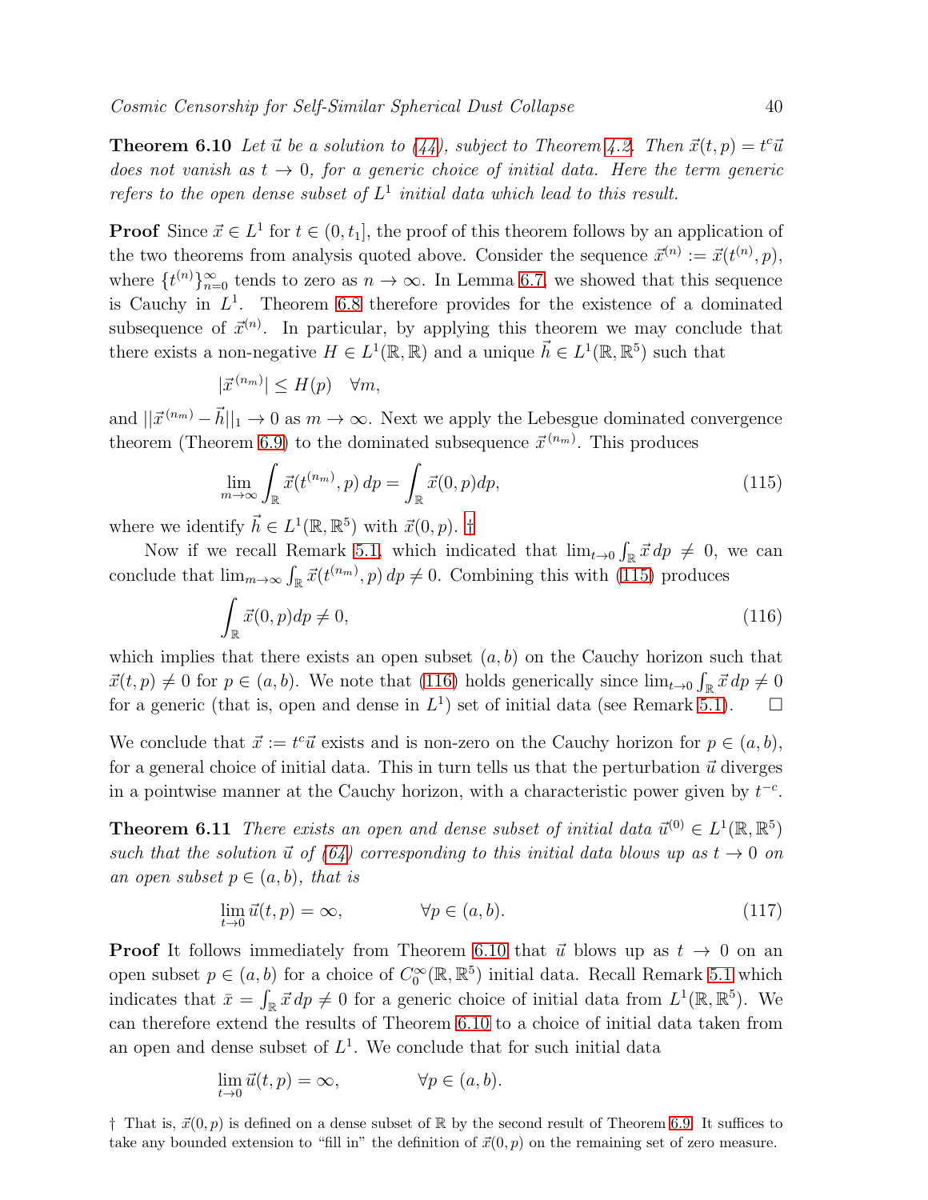**Theorem 6.10** *Let $\vec{u}$ be a solution to (44), subject to Theorem 4.2. Then $\vec{x}(t,p) = t^c\vec{u}$ does not vanish as $t \to 0$, for a generic choice of initial data. Here the term generic refers to the open dense subset of $L^1$ initial data which lead to this result.*

**Proof** Since $\vec{x} \in L^1$ for $t \in (0, t_1]$, the proof of this theorem follows by an application of the two theorems from analysis quoted above. Consider the sequence $\vec{x}^{(n)} := \vec{x}(t^{(n)}, p)$, where $\{t^{(n)}\}_{n=0}^{\infty}$ tends to zero as $n \to \infty$. In Lemma 6.7, we showed that this sequence is Cauchy in $L^1$. Theorem 6.8 therefore provides for the existence of a dominated subsequence of $\vec{x}^{(n)}$. In particular, by applying this theorem we may conclude that there exists a non-negative $H \in L^1(\mathbb{R}, \mathbb{R})$ and a unique $\vec{h} \in L^1(\mathbb{R}, \mathbb{R}^5)$ such that

$$|\vec{x}^{(n_m)}| \leq H(p) \quad \forall m,$$

and $||\vec{x}^{(n_m)} - \vec{h}||_1 \to 0$ as $m \to \infty$. Next we apply the Lebesgue dominated convergence theorem (Theorem 6.9) to the dominated subsequence $\vec{x}^{(n_m)}$. This produces

$$\lim_{m\to\infty} \int_{\mathbb{R}} \vec{x}(t^{(n_m)}, p)\, dp = \int_{\mathbb{R}} \vec{x}(0, p) dp, \tag{115}$$

where we identify $\vec{h} \in L^1(\mathbb{R}, \mathbb{R}^5)$ with $\vec{x}(0, p)$. †

Now if we recall Remark 5.1, which indicated that $\lim_{t\to 0} \int_{\mathbb{R}} \vec{x}\, dp \neq 0$, we can conclude that $\lim_{m\to\infty} \int_{\mathbb{R}} \vec{x}(t^{(n_m)}, p)\, dp \neq 0$. Combining this with (115) produces

$$\int_{\mathbb{R}} \vec{x}(0, p) dp \neq 0, \tag{116}$$

which implies that there exists an open subset $(a, b)$ on the Cauchy horizon such that $\vec{x}(t, p) \neq 0$ for $p \in (a, b)$. We note that (116) holds generically since $\lim_{t\to 0} \int_{\mathbb{R}} \vec{x}\, dp \neq 0$ for a generic (that is, open and dense in $L^1$) set of initial data (see Remark 5.1). □

We conclude that $\vec{x} := t^c\vec{u}$ exists and is non-zero on the Cauchy horizon for $p \in (a, b)$, for a general choice of initial data. This in turn tells us that the perturbation $\vec{u}$ diverges in a pointwise manner at the Cauchy horizon, with a characteristic power given by $t^{-c}$.

**Theorem 6.11** *There exists an open and dense subset of initial data $\vec{u}^{(0)} \in L^1(\mathbb{R}, \mathbb{R}^5)$ such that the solution $\vec{u}$ of (64) corresponding to this initial data blows up as $t \to 0$ on an open subset $p \in (a, b)$, that is*

$$\lim_{t\to 0} \vec{u}(t, p) = \infty, \qquad \forall p \in (a, b). \tag{117}$$

**Proof** It follows immediately from Theorem 6.10 that $\vec{u}$ blows up as $t \to 0$ on an open subset $p \in (a, b)$ for a choice of $C_0^\infty(\mathbb{R}, \mathbb{R}^5)$ initial data. Recall Remark 5.1 which indicates that $\bar{x} = \int_{\mathbb{R}} \vec{x}\, dp \neq 0$ for a generic choice of initial data from $L^1(\mathbb{R}, \mathbb{R}^5)$. We can therefore extend the results of Theorem 6.10 to a choice of initial data taken from an open and dense subset of $L^1$. We conclude that for such initial data

$$\lim_{t\to 0} \vec{u}(t, p) = \infty, \qquad \forall p \in (a, b).$$

† That is, $\vec{x}(0, p)$ is defined on a dense subset of $\mathbb{R}$ by the second result of Theorem 6.9. It suffices to take any bounded extension to "fill in" the definition of $\vec{x}(0, p)$ on the remaining set of zero measure.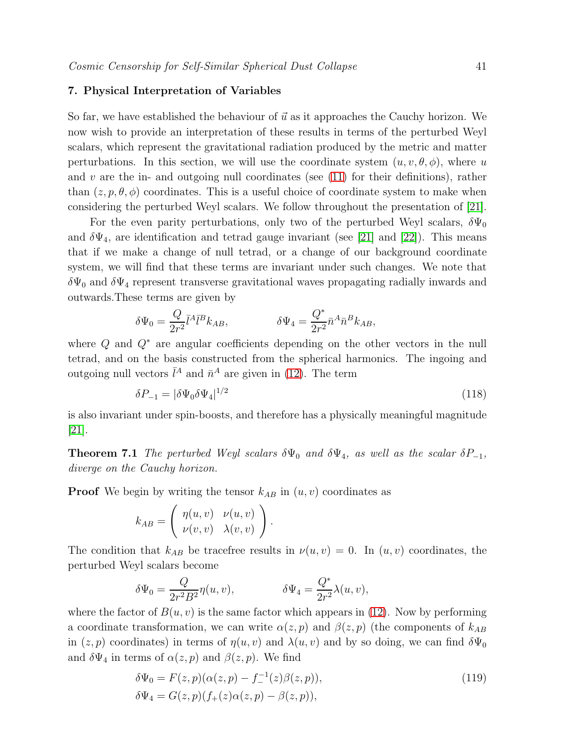## 7. Physical Interpretation of Variables

So far, we have established the behaviour of $\vec{u}$ as it approaches the Cauchy horizon. We now wish to provide an interpretation of these results in terms of the perturbed Weyl scalars, which represent the gravitational radiation produced by the metric and matter perturbations. In this section, we will use the coordinate system $(u, v, \theta, \phi)$, where $u$ and $v$ are the in- and outgoing null coordinates (see (11) for their definitions), rather than $(z, p, \theta, \phi)$ coordinates. This is a useful choice of coordinate system to make when considering the perturbed Weyl scalars. We follow throughout the presentation of [21].

For the even parity perturbations, only two of the perturbed Weyl scalars, $\delta\Psi_0$ and $\delta\Psi_4$, are identification and tetrad gauge invariant (see [21] and [22]). This means that if we make a change of null tetrad, or a change of our background coordinate system, we will find that these terms are invariant under such changes. We note that $\delta\Psi_0$ and $\delta\Psi_4$ represent transverse gravitational waves propagating radially inwards and outwards.These terms are given by

$$\delta\Psi_0 = \frac{Q}{2r^2}\bar{l}^A\bar{l}^B k_{AB}, \qquad\qquad \delta\Psi_4 = \frac{Q^*}{2r^2}\bar{n}^A\bar{n}^B k_{AB},$$

where $Q$ and $Q^*$ are angular coefficients depending on the other vectors in the null tetrad, and on the basis constructed from the spherical harmonics. The ingoing and outgoing null vectors $\bar{l}^A$ and $\bar{n}^A$ are given in (12). The term

$$\delta P_{-1} = |\delta\Psi_0\delta\Psi_4|^{1/2} \tag{118}$$

is also invariant under spin-boosts, and therefore has a physically meaningful magnitude [21].

**Theorem 7.1** *The perturbed Weyl scalars $\delta\Psi_0$ and $\delta\Psi_4$, as well as the scalar $\delta P_{-1}$, diverge on the Cauchy horizon.*

**Proof** We begin by writing the tensor $k_{AB}$ in $(u, v)$ coordinates as

$$k_{AB} = \begin{pmatrix} \eta(u,v) & \nu(u,v) \\ \nu(v,v) & \lambda(v,v) \end{pmatrix}.$$

The condition that $k_{AB}$ be tracefree results in $\nu(u, v) = 0$. In $(u, v)$ coordinates, the perturbed Weyl scalars become

$$\delta\Psi_0 = \frac{Q}{2r^2 B^2}\eta(u,v), \qquad\qquad \delta\Psi_4 = \frac{Q^*}{2r^2}\lambda(u,v),$$

where the factor of $B(u, v)$ is the same factor which appears in (12). Now by performing a coordinate transformation, we can write $\alpha(z, p)$ and $\beta(z, p)$ (the components of $k_{AB}$ in $(z, p)$ coordinates) in terms of $\eta(u, v)$ and $\lambda(u, v)$ and by so doing, we can find $\delta\Psi_0$ and $\delta\Psi_4$ in terms of $\alpha(z, p)$ and $\beta(z, p)$. We find

$$\begin{aligned} \delta\Psi_0 &= F(z,p)(\alpha(z,p) - f_-^{-1}(z)\beta(z,p)), \\ \delta\Psi_4 &= G(z,p)(f_+(z)\alpha(z,p) - \beta(z,p)), \end{aligned} \tag{119}$$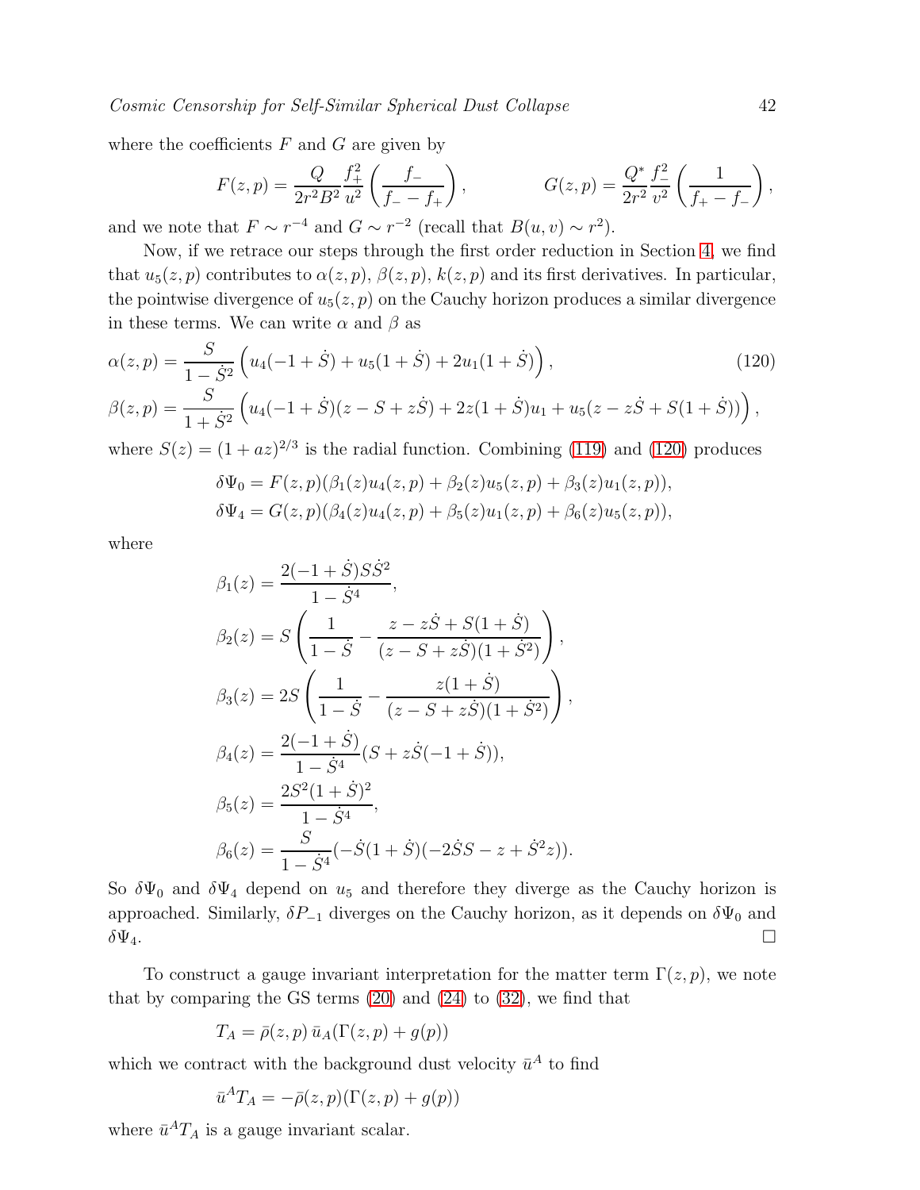where the coefficients $F$ and $G$ are given by

$$F(z,p) = \frac{Q}{2r^2B^2}\frac{f_+^2}{u^2}\left(\frac{f_-}{f_- - f_+}\right), \qquad G(z,p) = \frac{Q^*}{2r^2}\frac{f_-^2}{v^2}\left(\frac{1}{f_+ - f_-}\right),$$

and we note that $F \sim r^{-4}$ and $G \sim r^{-2}$ (recall that $B(u,v) \sim r^2$).

Now, if we retrace our steps through the first order reduction in Section 4, we find that $u_5(z,p)$ contributes to $\alpha(z,p)$, $\beta(z,p)$, $k(z,p)$ and its first derivatives. In particular, the pointwise divergence of $u_5(z,p)$ on the Cauchy horizon produces a similar divergence in these terms. We can write $\alpha$ and $\beta$ as

$$\alpha(z,p) = \frac{S}{1-\dot{S}^2}\left(u_4(-1+\dot{S}) + u_5(1+\dot{S}) + 2u_1(1+\dot{S})\right), \tag{120}$$

$$\beta(z,p) = \frac{S}{1+\dot{S}^2}\left(u_4(-1+\dot{S})(z-S+z\dot{S}) + 2z(1+\dot{S})u_1 + u_5(z - z\dot{S} + S(1+\dot{S}))\right),$$

where $S(z) = (1+az)^{2/3}$ is the radial function. Combining (119) and (120) produces

$$\delta\Psi_0 = F(z,p)(\beta_1(z)u_4(z,p) + \beta_2(z)u_5(z,p) + \beta_3(z)u_1(z,p)),$$
$$\delta\Psi_4 = G(z,p)(\beta_4(z)u_4(z,p) + \beta_5(z)u_1(z,p) + \beta_6(z)u_5(z,p)),$$

where

$$\beta_1(z) = \frac{2(-1+\dot{S})S\dot{S}^2}{1-\dot{S}^4},$$

$$\beta_2(z) = S\left(\frac{1}{1-\dot{S}} - \frac{z - z\dot{S} + S(1+\dot{S})}{(z-S+z\dot{S})(1+\dot{S}^2)}\right),$$

$$\beta_3(z) = 2S\left(\frac{1}{1-\dot{S}} - \frac{z(1+\dot{S})}{(z-S+z\dot{S})(1+\dot{S}^2)}\right),$$

$$\beta_4(z) = \frac{2(-1+\dot{S})}{1-\dot{S}^4}(S + z\dot{S}(-1+\dot{S})),$$

$$\beta_5(z) = \frac{2S^2(1+\dot{S})^2}{1-\dot{S}^4},$$

$$\beta_6(z) = \frac{S}{1-\dot{S}^4}(-\dot{S}(1+\dot{S})(-2\dot{S}S - z + \dot{S}^2 z)).$$

So $\delta\Psi_0$ and $\delta\Psi_4$ depend on $u_5$ and therefore they diverge as the Cauchy horizon is approached. Similarly, $\delta P_{-1}$ diverges on the Cauchy horizon, as it depends on $\delta\Psi_0$ and $\delta\Psi_4$. □

To construct a gauge invariant interpretation for the matter term $\Gamma(z,p)$, we note that by comparing the GS terms (20) and (24) to (32), we find that

$$T_A = \bar{\rho}(z,p)\,\bar{u}_A(\Gamma(z,p) + g(p))$$

which we contract with the background dust velocity $\bar{u}^A$ to find

$$\bar{u}^A T_A = -\bar{\rho}(z,p)(\Gamma(z,p) + g(p))$$

where $\bar{u}^A T_A$ is a gauge invariant scalar.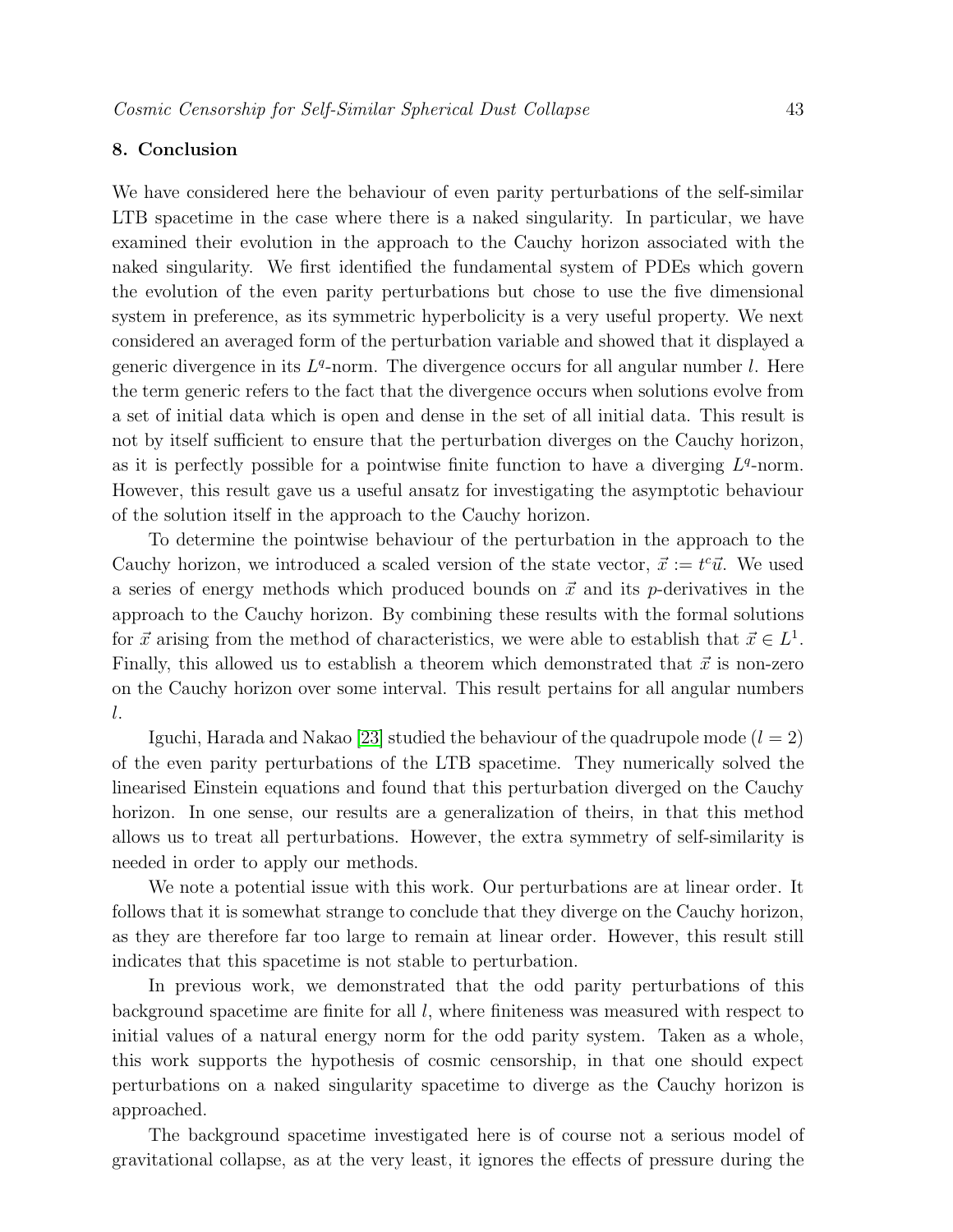## 8. Conclusion

We have considered here the behaviour of even parity perturbations of the self-similar LTB spacetime in the case where there is a naked singularity. In particular, we have examined their evolution in the approach to the Cauchy horizon associated with the naked singularity. We first identified the fundamental system of PDEs which govern the evolution of the even parity perturbations but chose to use the five dimensional system in preference, as its symmetric hyperbolicity is a very useful property. We next considered an averaged form of the perturbation variable and showed that it displayed a generic divergence in its $L^q$-norm. The divergence occurs for all angular number $l$. Here the term generic refers to the fact that the divergence occurs when solutions evolve from a set of initial data which is open and dense in the set of all initial data. This result is not by itself sufficient to ensure that the perturbation diverges on the Cauchy horizon, as it is perfectly possible for a pointwise finite function to have a diverging $L^q$-norm. However, this result gave us a useful ansatz for investigating the asymptotic behaviour of the solution itself in the approach to the Cauchy horizon.

To determine the pointwise behaviour of the perturbation in the approach to the Cauchy horizon, we introduced a scaled version of the state vector, $\vec{x} := t^c\vec{u}$. We used a series of energy methods which produced bounds on $\vec{x}$ and its $p$-derivatives in the approach to the Cauchy horizon. By combining these results with the formal solutions for $\vec{x}$ arising from the method of characteristics, we were able to establish that $\vec{x} \in L^1$. Finally, this allowed us to establish a theorem which demonstrated that $\vec{x}$ is non-zero on the Cauchy horizon over some interval. This result pertains for all angular numbers $l$.

Iguchi, Harada and Nakao [23] studied the behaviour of the quadrupole mode ($l = 2$) of the even parity perturbations of the LTB spacetime. They numerically solved the linearised Einstein equations and found that this perturbation diverged on the Cauchy horizon. In one sense, our results are a generalization of theirs, in that this method allows us to treat all perturbations. However, the extra symmetry of self-similarity is needed in order to apply our methods.

We note a potential issue with this work. Our perturbations are at linear order. It follows that it is somewhat strange to conclude that they diverge on the Cauchy horizon, as they are therefore far too large to remain at linear order. However, this result still indicates that this spacetime is not stable to perturbation.

In previous work, we demonstrated that the odd parity perturbations of this background spacetime are finite for all $l$, where finiteness was measured with respect to initial values of a natural energy norm for the odd parity system. Taken as a whole, this work supports the hypothesis of cosmic censorship, in that one should expect perturbations on a naked singularity spacetime to diverge as the Cauchy horizon is approached.

The background spacetime investigated here is of course not a serious model of gravitational collapse, as at the very least, it ignores the effects of pressure during the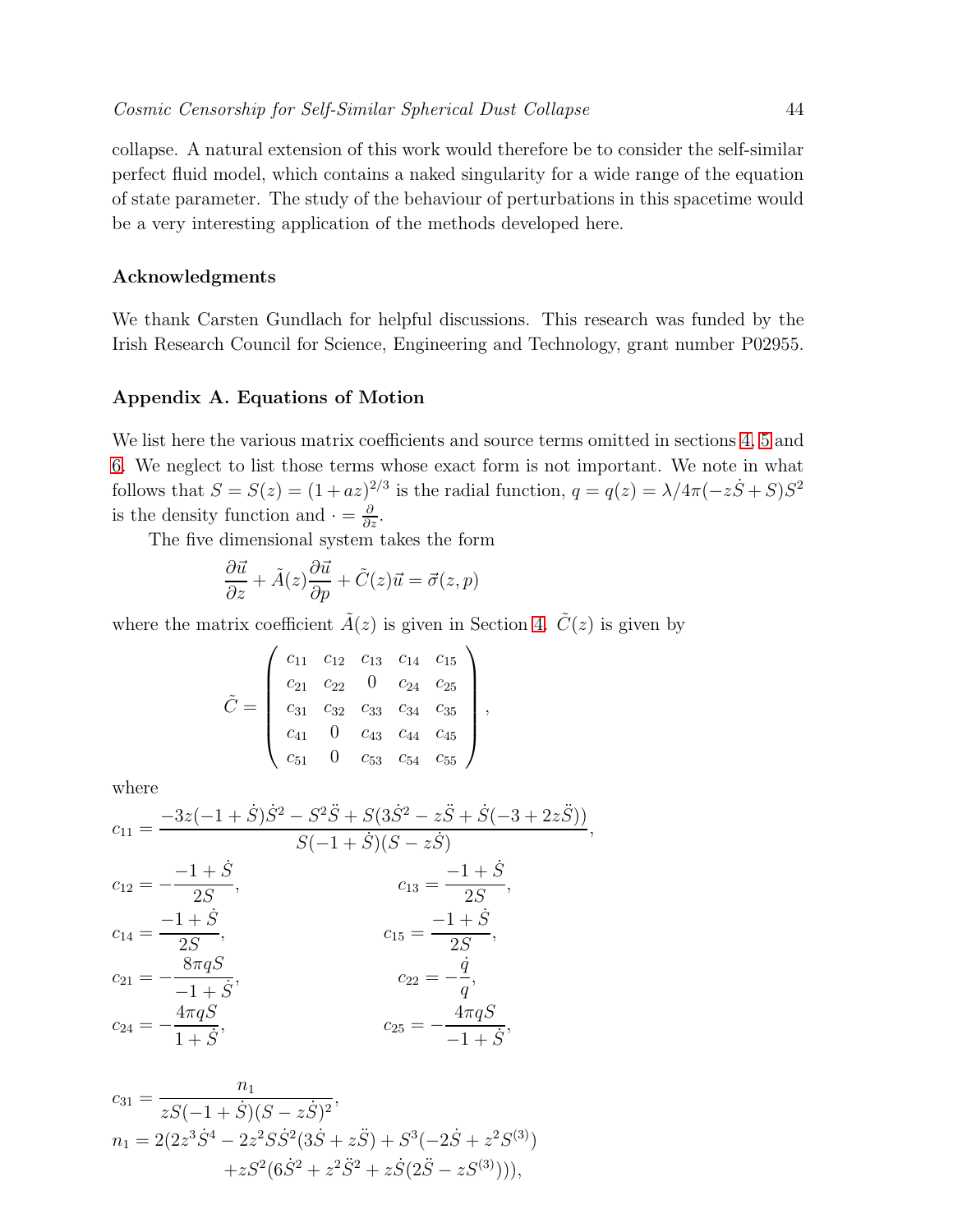collapse. A natural extension of this work would therefore be to consider the self-similar perfect fluid model, which contains a naked singularity for a wide range of the equation of state parameter. The study of the behaviour of perturbations in this spacetime would be a very interesting application of the methods developed here.

### Acknowledgments

We thank Carsten Gundlach for helpful discussions. This research was funded by the Irish Research Council for Science, Engineering and Technology, grant number P02955.

### Appendix A. Equations of Motion

We list here the various matrix coefficients and source terms omitted in sections 4, 5 and 6. We neglect to list those terms whose exact form is not important. We note in what follows that $S = S(z) = (1+az)^{2/3}$ is the radial function, $q = q(z) = \lambda/4\pi(-z\dot{S}+S)S^2$ is the density function and $\cdot = \frac{\partial}{\partial z}$.

The five dimensional system takes the form

$$\frac{\partial \vec{u}}{\partial z} + \tilde{A}(z)\frac{\partial \vec{u}}{\partial p} + \tilde{C}(z)\vec{u} = \vec{\sigma}(z,p)$$

where the matrix coefficient $\tilde{A}(z)$ is given in Section 4. $\tilde{C}(z)$ is given by

$$\tilde{C} = \begin{pmatrix} c_{11} & c_{12} & c_{13} & c_{14} & c_{15} \\ c_{21} & c_{22} & 0 & c_{24} & c_{25} \\ c_{31} & c_{32} & c_{33} & c_{34} & c_{35} \\ c_{41} & 0 & c_{43} & c_{44} & c_{45} \\ c_{51} & 0 & c_{53} & c_{54} & c_{55} \end{pmatrix},$$

where

$$c_{11} = \frac{-3z(-1+\dot{S})\dot{S}^2 - S^2\ddot{S} + S(3\dot{S}^2 - z\ddot{S} + \dot{S}(-3+2z\ddot{S}))}{S(-1+\dot{S})(S-z\dot{S})},$$

$$c_{12} = -\frac{-1+\dot{S}}{2S}, \qquad c_{13} = \frac{-1+\dot{S}}{2S},$$

$$c_{14} = \frac{-1+\dot{S}}{2S}, \qquad c_{15} = \frac{-1+\dot{S}}{2S},$$

$$c_{21} = -\frac{8\pi q S}{-1+\dot{S}}, \qquad c_{22} = -\frac{\dot{q}}{q},$$

$$c_{24} = -\frac{4\pi q S}{1+\dot{S}}, \qquad c_{25} = -\frac{4\pi q S}{-1+\dot{S}},$$

$$c_{31} = \frac{n_1}{zS(-1+\dot{S})(S-z\dot{S})^2},$$

$$n_1 = 2(2z^3\dot{S}^4 - 2z^2S\dot{S}^2(3\dot{S}+z\ddot{S}) + S^3(-2\dot{S}+z^2S^{(3)}) + zS^2(6\dot{S}^2 + z^2\ddot{S}^2 + z\dot{S}(2\ddot{S} - zS^{(3)}))),$$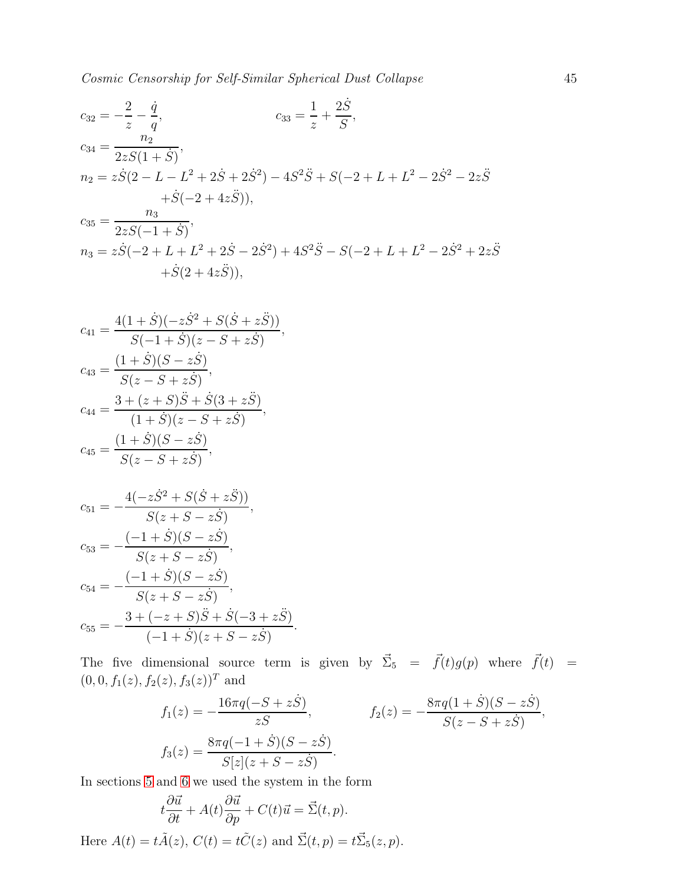$$c_{32} = -\frac{2}{z} - \frac{\dot{q}}{q}, \qquad c_{33} = \frac{1}{z} + \frac{2\dot{S}}{S},$$

$$c_{34} = \frac{n_2}{2zS(1+\dot{S})},$$

$$n_2 = z\dot{S}(2 - L - L^2 + 2\dot{S} + 2\dot{S}^2) - 4S^2\ddot{S} + S(-2 + L + L^2 - 2\dot{S}^2 - 2z\ddot{S} + \dot{S}(-2 + 4z\ddot{S})),$$

$$c_{35} = \frac{n_3}{2zS(-1+\dot{S})},$$

$$n_3 = z\dot{S}(-2 + L + L^2 + 2\dot{S} - 2\dot{S}^2) + 4S^2\ddot{S} - S(-2 + L + L^2 - 2\dot{S}^2 + 2z\ddot{S} + \dot{S}(2 + 4z\ddot{S})),$$

$$c_{41} = \frac{4(1+\dot{S})(-z\dot{S}^2 + S(\dot{S} + z\ddot{S}))}{S(-1+\dot{S})(z - S + z\dot{S})},$$

$$c_{43} = \frac{(1+\dot{S})(S - z\dot{S})}{S(z - S + z\dot{S})},$$

$$c_{44} = \frac{3 + (z+S)\ddot{S} + \dot{S}(3 + z\ddot{S})}{(1+\dot{S})(z - S + z\dot{S})},$$

$$c_{45} = \frac{(1+\dot{S})(S - z\dot{S})}{S(z - S + z\dot{S})},$$

$$c_{51} = -\frac{4(-z\dot{S}^2 + S(\dot{S} + z\ddot{S}))}{S(z + S - z\dot{S})},$$

$$c_{53} = -\frac{(-1+\dot{S})(S - z\dot{S})}{S(z + S - z\dot{S})},$$

$$c_{54} = -\frac{(-1+\dot{S})(S - z\dot{S})}{S(z + S - z\dot{S})},$$

$$c_{55} = -\frac{3 + (-z+S)\ddot{S} + \dot{S}(-3 + z\ddot{S})}{(-1+\dot{S})(z + S - z\dot{S})}.$$

The five dimensional source term is given by $\vec{\Sigma}_5 = \vec{f}(t)g(p)$ where $\vec{f}(t) = (0, 0, f_1(z), f_2(z), f_3(z))^T$ and

$$f_1(z) = -\frac{16\pi q(-S + z\dot{S})}{zS}, \qquad f_2(z) = -\frac{8\pi q(1+\dot{S})(S - z\dot{S})}{S(z - S + z\dot{S})},$$

$$f_3(z) = \frac{8\pi q(-1+\dot{S})(S - z\dot{S})}{S[z](z + S - z\dot{S})}.$$

In sections 5 and 6 we used the system in the form

$$t\frac{\partial \vec{u}}{\partial t} + A(t)\frac{\partial \vec{u}}{\partial p} + C(t)\vec{u} = \vec{\Sigma}(t, p).$$

Here $A(t) = t\tilde{A}(z)$, $C(t) = t\tilde{C}(z)$ and $\vec{\Sigma}(t, p) = t\vec{\Sigma}_5(z, p)$.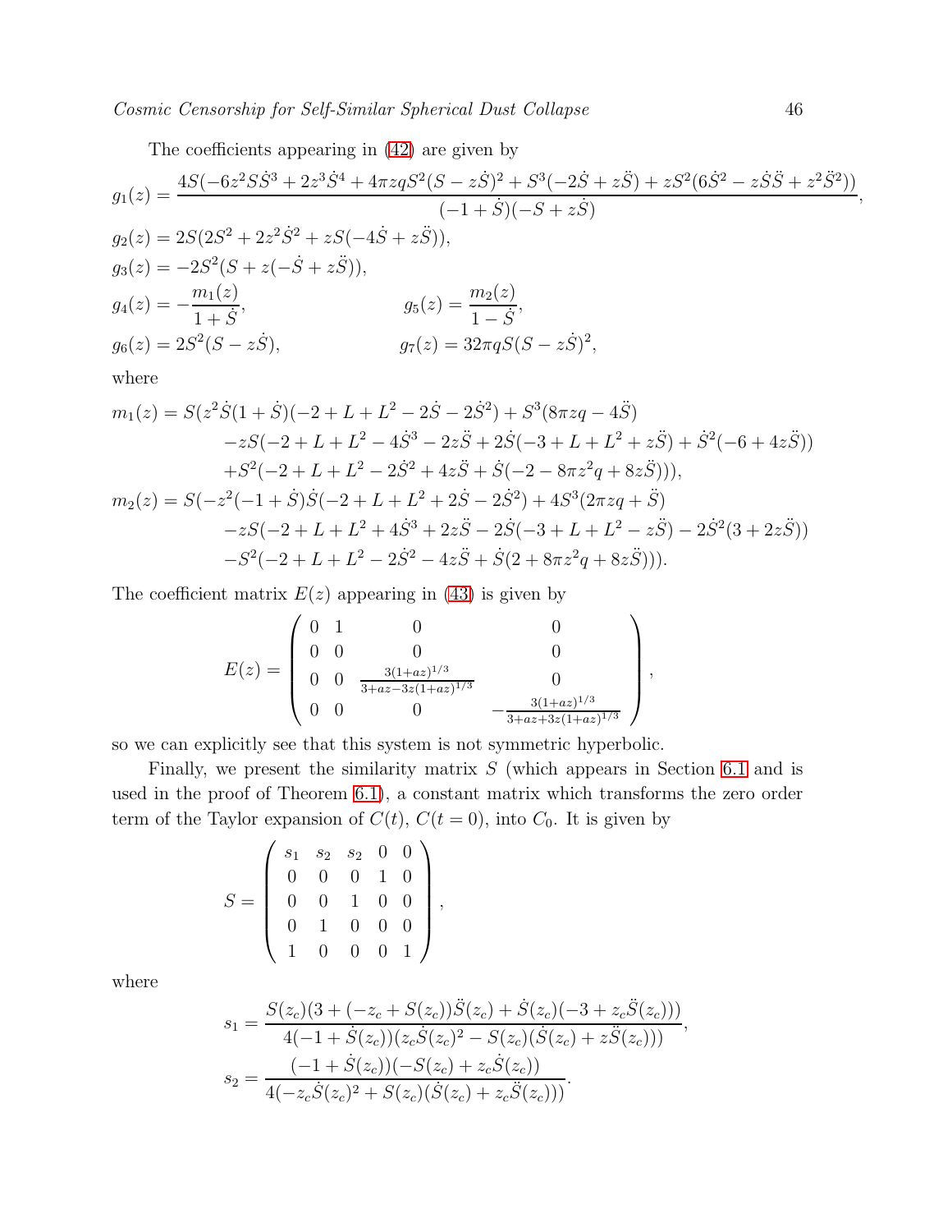The coefficients appearing in (42) are given by

$$
\begin{aligned}
g_1(z) &= \frac{4S(-6z^2S\dot{S}^3 + 2z^3\dot{S}^4 + 4\pi zqS^2(S - z\dot{S})^2 + S^3(-2\dot{S} + z\ddot{S}) + zS^2(6\dot{S}^2 - z\dot{S}\ddot{S} + z^2\ddot{S}^2))}{(-1+\dot{S})(-S+z\dot{S})},\\
g_2(z) &= 2S(2S^2 + 2z^2\dot{S}^2 + zS(-4\dot{S} + z\ddot{S})),\\
g_3(z) &= -2S^2(S + z(-\dot{S} + z\ddot{S})),\\
g_4(z) &= -\frac{m_1(z)}{1+\dot{S}}, \qquad\qquad g_5(z) = \frac{m_2(z)}{1-\dot{S}},\\
g_6(z) &= 2S^2(S - z\dot{S}), \qquad\qquad g_7(z) = 32\pi qS(S - z\dot{S})^2,
\end{aligned}
$$

where

$$
\begin{aligned}
m_1(z) = S(&z^2\dot{S}(1+\dot{S})(-2 + L + L^2 - 2\dot{S} - 2\dot{S}^2) + S^3(8\pi zq - 4\ddot{S})\\
&-zS(-2 + L + L^2 - 4\dot{S}^3 - 2z\ddot{S} + 2\dot{S}(-3 + L + L^2 + z\ddot{S}) + \dot{S}^2(-6 + 4z\ddot{S}))\\
&+S^2(-2 + L + L^2 - 2\dot{S}^2 + 4z\ddot{S} + \dot{S}(-2 - 8\pi z^2 q + 8z\ddot{S}))),\\
m_2(z) = S(&-z^2(-1+\dot{S})\dot{S}(-2 + L + L^2 + 2\dot{S} - 2\dot{S}^2) + 4S^3(2\pi zq + \ddot{S})\\
&-zS(-2 + L + L^2 + 4\dot{S}^3 + 2z\ddot{S} - 2\dot{S}(-3 + L + L^2 - z\ddot{S}) - 2\dot{S}^2(3 + 2z\ddot{S}))\\
&-S^2(-2 + L + L^2 - 2\dot{S}^2 - 4z\ddot{S} + \dot{S}(2 + 8\pi z^2 q + 8z\ddot{S}))).
\end{aligned}
$$

The coefficient matrix $E(z)$ appearing in (43) is given by

$$
E(z) = \begin{pmatrix}
0 & 1 & 0 & 0\\
0 & 0 & 0 & 0\\
0 & 0 & \frac{3(1+az)^{1/3}}{3+az-3z(1+az)^{1/3}} & 0\\
0 & 0 & 0 & -\frac{3(1+az)^{1/3}}{3+az+3z(1+az)^{1/3}}
\end{pmatrix},
$$

so we can explicitly see that this system is not symmetric hyperbolic.

Finally, we present the similarity matrix $S$ (which appears in Section 6.1 and is used in the proof of Theorem 6.1), a constant matrix which transforms the zero order term of the Taylor expansion of $C(t)$, $C(t=0)$, into $C_0$. It is given by

$$
S = \begin{pmatrix}
s_1 & s_2 & s_2 & 0 & 0\\
0 & 0 & 0 & 1 & 0\\
0 & 0 & 1 & 0 & 0\\
0 & 1 & 0 & 0 & 0\\
1 & 0 & 0 & 0 & 1
\end{pmatrix},
$$

where

$$
\begin{aligned}
s_1 &= \frac{S(z_c)(3 + (-z_c + S(z_c))\ddot{S}(z_c) + \dot{S}(z_c)(-3 + z_c\ddot{S}(z_c)))}{4(-1+\dot{S}(z_c))(z_c\dot{S}(z_c)^2 - S(z_c)(\dot{S}(z_c) + z\ddot{S}(z_c)))},\\
s_2 &= \frac{(-1+\dot{S}(z_c))(-S(z_c) + z_c\dot{S}(z_c))}{4(-z_c\dot{S}(z_c)^2 + S(z_c)(\dot{S}(z_c) + z_c\ddot{S}(z_c)))}.
\end{aligned}
$$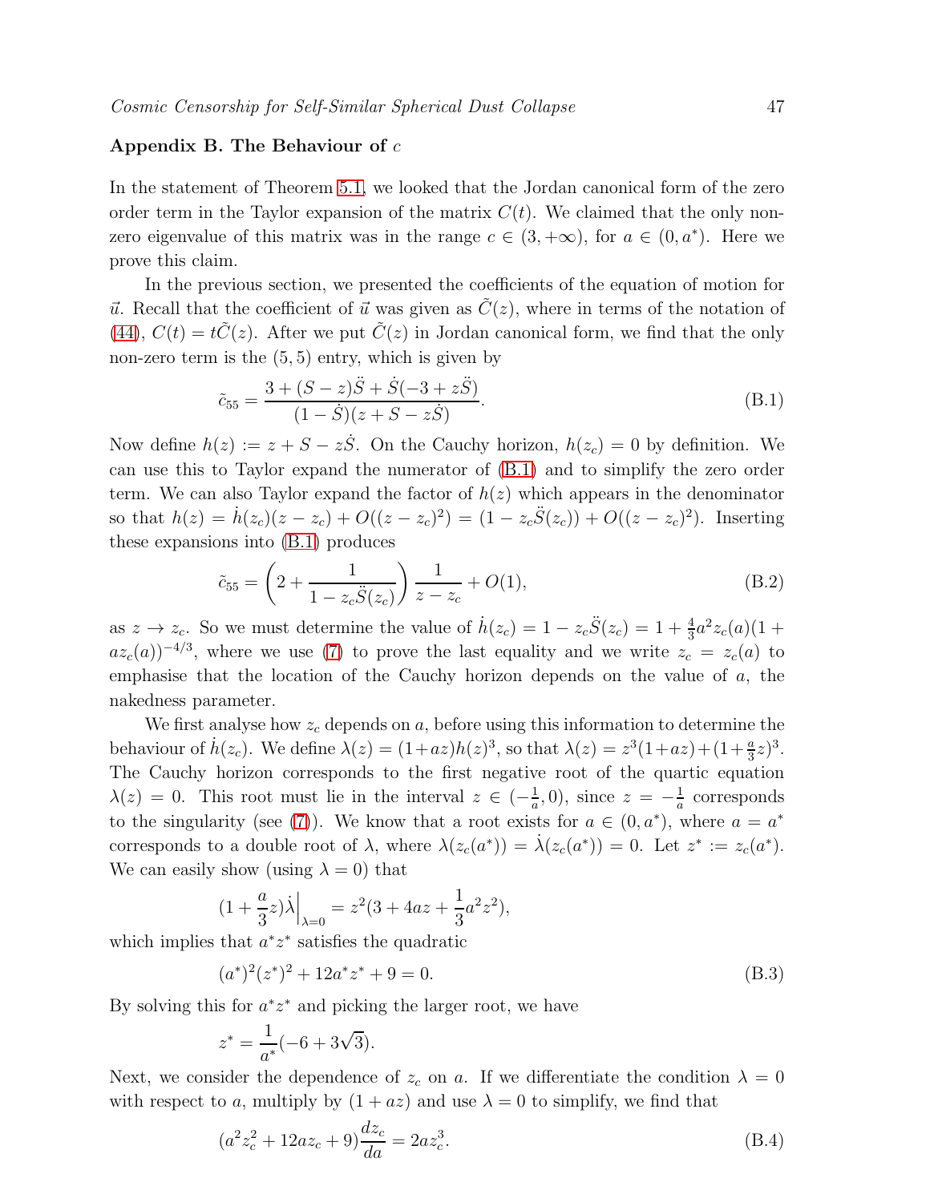## Appendix B. The Behaviour of $c$

In the statement of Theorem 5.1, we looked that the Jordan canonical form of the zero order term in the Taylor expansion of the matrix $C(t)$. We claimed that the only non-zero eigenvalue of this matrix was in the range $c \in (3, +\infty)$, for $a \in (0, a^*)$. Here we prove this claim.

In the previous section, we presented the coefficients of the equation of motion for $\vec{u}$. Recall that the coefficient of $\vec{u}$ was given as $\tilde{C}(z)$, where in terms of the notation of (44), $C(t) = t\tilde{C}(z)$. After we put $\tilde{C}(z)$ in Jordan canonical form, we find that the only non-zero term is the $(5, 5)$ entry, which is given by

$$\tilde{c}_{55} = \frac{3 + (S - z)\ddot{S} + \dot{S}(-3 + z\ddot{S})}{(1 - \dot{S})(z + S - z\dot{S})}. \tag{B.1}$$

Now define $h(z) := z + S - z\dot{S}$. On the Cauchy horizon, $h(z_c) = 0$ by definition. We can use this to Taylor expand the numerator of (B.1) and to simplify the zero order term. We can also Taylor expand the factor of $h(z)$ which appears in the denominator so that $h(z) = \dot{h}(z_c)(z - z_c) + O((z - z_c)^2) = (1 - z_c\ddot{S}(z_c)) + O((z - z_c)^2)$. Inserting these expansions into (B.1) produces

$$\tilde{c}_{55} = \left(2 + \frac{1}{1 - z_c\ddot{S}(z_c)}\right)\frac{1}{z - z_c} + O(1), \tag{B.2}$$

as $z \to z_c$. So we must determine the value of $\dot{h}(z_c) = 1 - z_c\ddot{S}(z_c) = 1 + \frac{4}{3}a^2 z_c(a)(1 + az_c(a))^{-4/3}$, where we use (7) to prove the last equality and we write $z_c = z_c(a)$ to emphasise that the location of the Cauchy horizon depends on the value of $a$, the nakedness parameter.

We first analyse how $z_c$ depends on $a$, before using this information to determine the behaviour of $\dot{h}(z_c)$. We define $\lambda(z) = (1+az)h(z)^3$, so that $\lambda(z) = z^3(1+az) + (1+\frac{a}{3}z)^3$. The Cauchy horizon corresponds to the first negative root of the quartic equation $\lambda(z) = 0$. This root must lie in the interval $z \in (-\frac{1}{a}, 0)$, since $z = -\frac{1}{a}$ corresponds to the singularity (see (7)). We know that a root exists for $a \in (0, a^*)$, where $a = a^*$ corresponds to a double root of $\lambda$, where $\lambda(z_c(a^*)) = \dot{\lambda}(z_c(a^*)) = 0$. Let $z^* := z_c(a^*)$. We can easily show (using $\lambda = 0$) that

$$(1 + \frac{a}{3}z)\dot{\lambda}\Big|_{\lambda=0} = z^2(3 + 4az + \frac{1}{3}a^2z^2),$$

which implies that $a^*z^*$ satisfies the quadratic

$$(a^*)^2(z^*)^2 + 12a^*z^* + 9 = 0. \tag{B.3}$$

By solving this for $a^*z^*$ and picking the larger root, we have

$$z^* = \frac{1}{a^*}(-6 + 3\sqrt{3}).$$

Next, we consider the dependence of $z_c$ on $a$. If we differentiate the condition $\lambda = 0$ with respect to $a$, multiply by $(1 + az)$ and use $\lambda = 0$ to simplify, we find that

$$(a^2z_c^2 + 12az_c + 9)\frac{dz_c}{da} = 2az_c^3. \tag{B.4}$$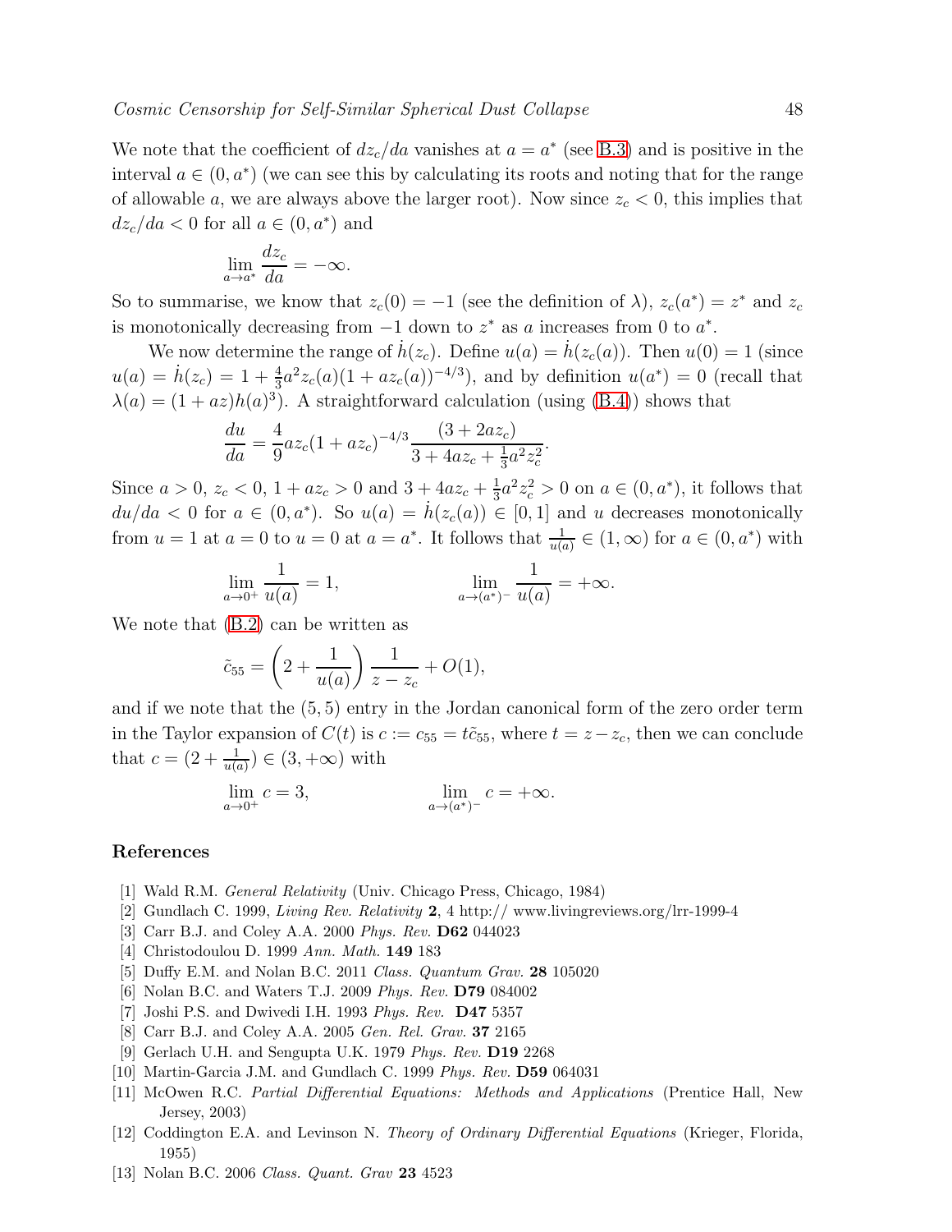We note that the coefficient of $dz_c/da$ vanishes at $a = a^*$ (see B.3) and is positive in the interval $a \in (0, a^*)$ (we can see this by calculating its roots and noting that for the range of allowable $a$, we are always above the larger root). Now since $z_c < 0$, this implies that $dz_c/da < 0$ for all $a \in (0, a^*)$ and

$$\lim_{a \to a^*} \frac{dz_c}{da} = -\infty.$$

So to summarise, we know that $z_c(0) = -1$ (see the definition of $\lambda$), $z_c(a^*) = z^*$ and $z_c$ is monotonically decreasing from $-1$ down to $z^*$ as $a$ increases from 0 to $a^*$.

We now determine the range of $\dot{h}(z_c)$. Define $u(a) = \dot{h}(z_c(a))$. Then $u(0) = 1$ (since $u(a) = \dot{h}(z_c) = 1 + \frac{4}{3}a^2 z_c(a)(1 + az_c(a))^{-4/3}$), and by definition $u(a^*) = 0$ (recall that $\lambda(a) = (1 + az)h(a)^3$). A straightforward calculation (using (B.4)) shows that

$$\frac{du}{da} = \frac{4}{9} a z_c (1 + az_c)^{-4/3} \frac{(3 + 2az_c)}{3 + 4az_c + \frac{1}{3}a^2 z_c^2}.$$

Since $a > 0$, $z_c < 0$, $1 + az_c > 0$ and $3 + 4az_c + \frac{1}{3}a^2 z_c^2 > 0$ on $a \in (0, a^*)$, it follows that $du/da < 0$ for $a \in (0, a^*)$. So $u(a) = \dot{h}(z_c(a)) \in [0, 1]$ and $u$ decreases monotonically from $u = 1$ at $a = 0$ to $u = 0$ at $a = a^*$. It follows that $\frac{1}{u(a)} \in (1, \infty)$ for $a \in (0, a^*)$ with

$$\lim_{a \to 0^+} \frac{1}{u(a)} = 1, \qquad \lim_{a \to (a^*)^-} \frac{1}{u(a)} = +\infty.$$

We note that (B.2) can be written as

$$\tilde{c}_{55} = \left(2 + \frac{1}{u(a)}\right) \frac{1}{z - z_c} + O(1),$$

and if we note that the (5,5) entry in the Jordan canonical form of the zero order term in the Taylor expansion of $C(t)$ is $c := c_{55} = t\tilde{c}_{55}$, where $t = z - z_c$, then we can conclude that $c = (2 + \frac{1}{u(a)}) \in (3, +\infty)$ with

$$\lim_{a \to 0^+} c = 3, \qquad \lim_{a \to (a^*)^-} c = +\infty.$$

## References

[1] Wald R.M. *General Relativity* (Univ. Chicago Press, Chicago, 1984)

[2] Gundlach C. 1999, *Living Rev. Relativity* **2**, 4 http:// www.livingreviews.org/lrr-1999-4

[3] Carr B.J. and Coley A.A. 2000 *Phys. Rev.* **D62** 044023

[4] Christodoulou D. 1999 *Ann. Math.* **149** 183

[5] Duffy E.M. and Nolan B.C. 2011 *Class. Quantum Grav.* **28** 105020

[6] Nolan B.C. and Waters T.J. 2009 *Phys. Rev.* **D79** 084002

[7] Joshi P.S. and Dwivedi I.H. 1993 *Phys. Rev.* **D47** 5357

[8] Carr B.J. and Coley A.A. 2005 *Gen. Rel. Grav.* **37** 2165

[9] Gerlach U.H. and Sengupta U.K. 1979 *Phys. Rev.* **D19** 2268

[10] Martin-Garcia J.M. and Gundlach C. 1999 *Phys. Rev.* **D59** 064031

[11] McOwen R.C. *Partial Differential Equations: Methods and Applications* (Prentice Hall, New Jersey, 2003)

[12] Coddington E.A. and Levinson N. *Theory of Ordinary Differential Equations* (Krieger, Florida, 1955)

[13] Nolan B.C. 2006 *Class. Quant. Grav* **23** 4523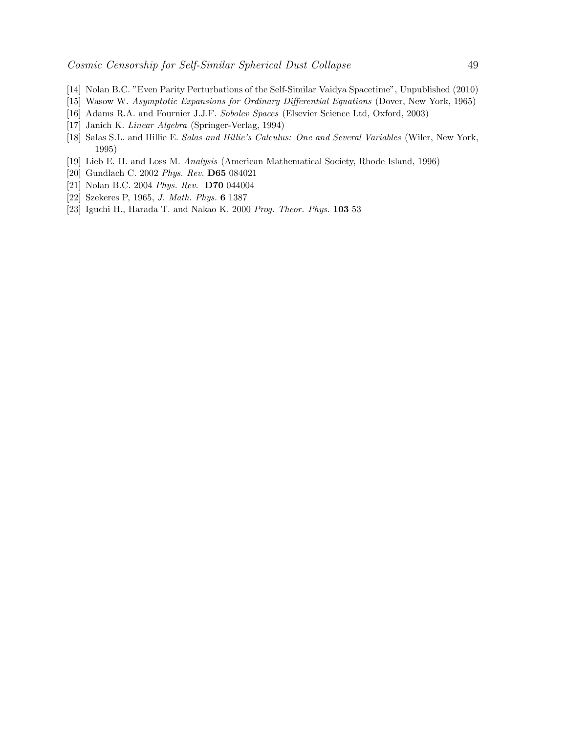[14] Nolan B.C. "Even Parity Perturbations of the Self-Similar Vaidya Spacetime", Unpublished (2010)

[15] Wasow W. *Asymptotic Expansions for Ordinary Differential Equations* (Dover, New York, 1965)

[16] Adams R.A. and Fournier J.J.F. *Sobolev Spaces* (Elsevier Science Ltd, Oxford, 2003)

[17] Janich K. *Linear Algebra* (Springer-Verlag, 1994)

[18] Salas S.L. and Hillie E. *Salas and Hillie's Calculus: One and Several Variables* (Wiler, New York, 1995)

[19] Lieb E. H. and Loss M. *Analysis* (American Mathematical Society, Rhode Island, 1996)

[20] Gundlach C. 2002 *Phys. Rev.* **D65** 084021

[21] Nolan B.C. 2004 *Phys. Rev.* **D70** 044004

[22] Szekeres P, 1965, *J. Math. Phys.* **6** 1387

[23] Iguchi H., Harada T. and Nakao K. 2000 *Prog. Theor. Phys.* **103** 53